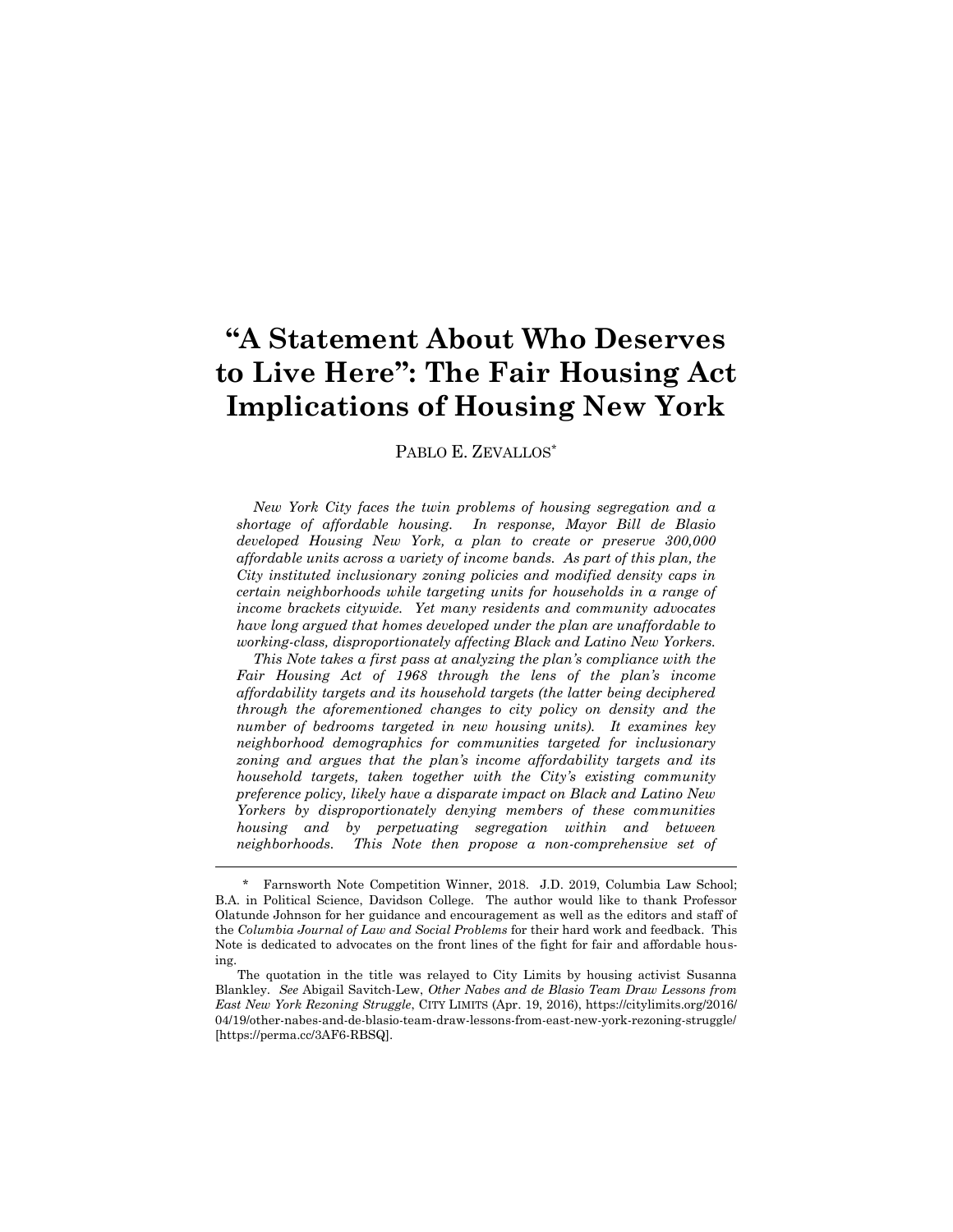# "A Statement About Who Deserves to Live Here": The Fair Housing Act Implications of Housing New York

PABLO E. ZEVALLOS*

*New York City faces the twin problems of housing segregation and a shortage of affordable housing. In response, Mayor Bill de Blasio developed Housing New York, a plan to create or preserve 300,000 affordable units across a variety of income bands. As part of this plan, the City instituted inclusionary zoning policies and modified density caps in certain neighborhoods while targeting units for households in a range of income brackets citywide. Yet many residents and community advocates have long argued that homes developed under the plan are unaffordable to working-class, disproportionately affecting Black and Latino New Yorkers.*

*This Note takes a first pass at analyzing the plan's compliance with the Fair Housing Act of 1968 through the lens of the plan's income affordability targets and its household targets (the latter being deciphered through the aforementioned changes to city policy on density and the number of bedrooms targeted in new housing units). It examines key neighborhood demographics for communities targeted for inclusionary zoning and argues that the plan's income affordability targets and its household targets, taken together with the City's existing community preference policy, likely have a disparate impact on Black and Latino New Yorkers by disproportionately denying members of these communities housing and by perpetuating segregation within and between neighborhoods. This Note then propose a non-comprehensive set of*

---

\* Farnsworth Note Competition Winner, 2018. J.D. 2019, Columbia Law School; B.A. in Political Science, Davidson College. The author would like to thank Professor Olatunde Johnson for her guidance and encouragement as well as the editors and staff of the *Columbia Journal of Law and Social Problems* for their hard work and feedback. This Note is dedicated to advocates on the front lines of the fight for fair and affordable housing.

The quotation in the title was relayed to City Limits by housing activist Susanna Blankley. *See* Abigail Savitch-Lew, *Other Nabes and de Blasio Team Draw Lessons from East New York Rezoning Struggle*, CITY LIMITS (Apr. 19, 2016), https://citylimits.org/2016/04/19/other-nabes-and-de-blasio-team-draw-lessons-from-east-new-york-rezoning-struggle/ [https://perma.cc/3AF6-RBSQ].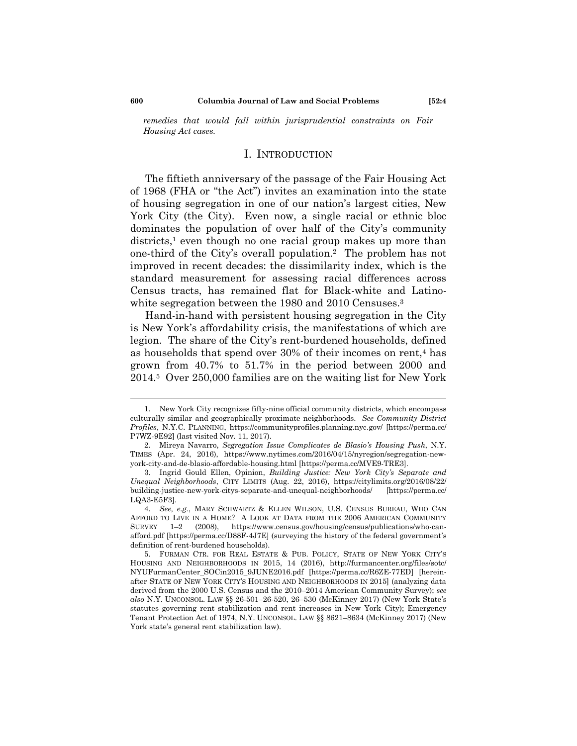*remedies that would fall within jurisprudential constraints on Fair Housing Act cases.*

## I. INTRODUCTION

The fiftieth anniversary of the passage of the Fair Housing Act of 1968 (FHA or "the Act") invites an examination into the state of housing segregation in one of our nation's largest cities, New York City (the City). Even now, a single racial or ethnic bloc dominates the population of over half of the City's community districts,[1] even though no one racial group makes up more than one-third of the City's overall population.[2] The problem has not improved in recent decades: the dissimilarity index, which is the standard measurement for assessing racial differences across Census tracts, has remained flat for Black-white and Latino-white segregation between the 1980 and 2010 Censuses.[3]

Hand-in-hand with persistent housing segregation in the City is New York's affordability crisis, the manifestations of which are legion. The share of the City's rent-burdened households, defined as households that spend over 30% of their incomes on rent,[4] has grown from 40.7% to 51.7% in the period between 2000 and 2014.[5] Over 250,000 families are on the waiting list for New York

---

1. New York City recognizes fifty-nine official community districts, which encompass culturally similar and geographically proximate neighborhoods. *See Community District Profiles*, N.Y.C. PLANNING, https://communityprofiles.planning.nyc.gov/ [https://perma.cc/P7WZ-9E92] (last visited Nov. 11, 2017).

2. Mireya Navarro, *Segregation Issue Complicates de Blasio's Housing Push*, N.Y. TIMES (Apr. 24, 2016), https://www.nytimes.com/2016/04/15/nyregion/segregation-new-york-city-and-de-blasio-affordable-housing.html [https://perma.cc/MVE9-TRE3].

3. Ingrid Gould Ellen, Opinion, *Building Justice: New York City's Separate and Unequal Neighborhoods*, CITY LIMITS (Aug. 22, 2016), https://citylimits.org/2016/08/22/building-justice-new-york-citys-separate-and-unequal-neighborhoods/ [https://perma.cc/LQA3-E5F3].

4. *See, e.g.*, MARY SCHWARTZ & ELLEN WILSON, U.S. CENSUS BUREAU, WHO CAN AFFORD TO LIVE IN A HOME? A LOOK AT DATA FROM THE 2006 AMERICAN COMMUNITY SURVEY 1–2 (2008), https://www.census.gov/housing/census/publications/who-can-afford.pdf [https://perma.cc/D88F-4J7E] (surveying the history of the federal government's definition of rent-burdened households).

5. FURMAN CTR. FOR REAL ESTATE & PUB. POLICY, STATE OF NEW YORK CITY'S HOUSING AND NEIGHBORHOODS IN 2015, 14 (2016), http://furmancenter.org/files/sotc/NYUFurmanCenter_SOCin2015_9JUNE2016.pdf [https://perma.cc/R6ZE-77ED] [hereinafter STATE OF NEW YORK CITY'S HOUSING AND NEIGHBORHOODS IN 2015] (analyzing data derived from the 2000 U.S. Census and the 2010–2014 American Community Survey); *see also* N.Y. UNCONSOL. LAW §§ 26-501–26-520, 26–530 (McKinney 2017) (New York State's statutes governing rent stabilization and rent increases in New York City); Emergency Tenant Protection Act of 1974, N.Y. UNCONSOL. LAW §§ 8621–8634 (McKinney 2017) (New York state's general rent stabilization law).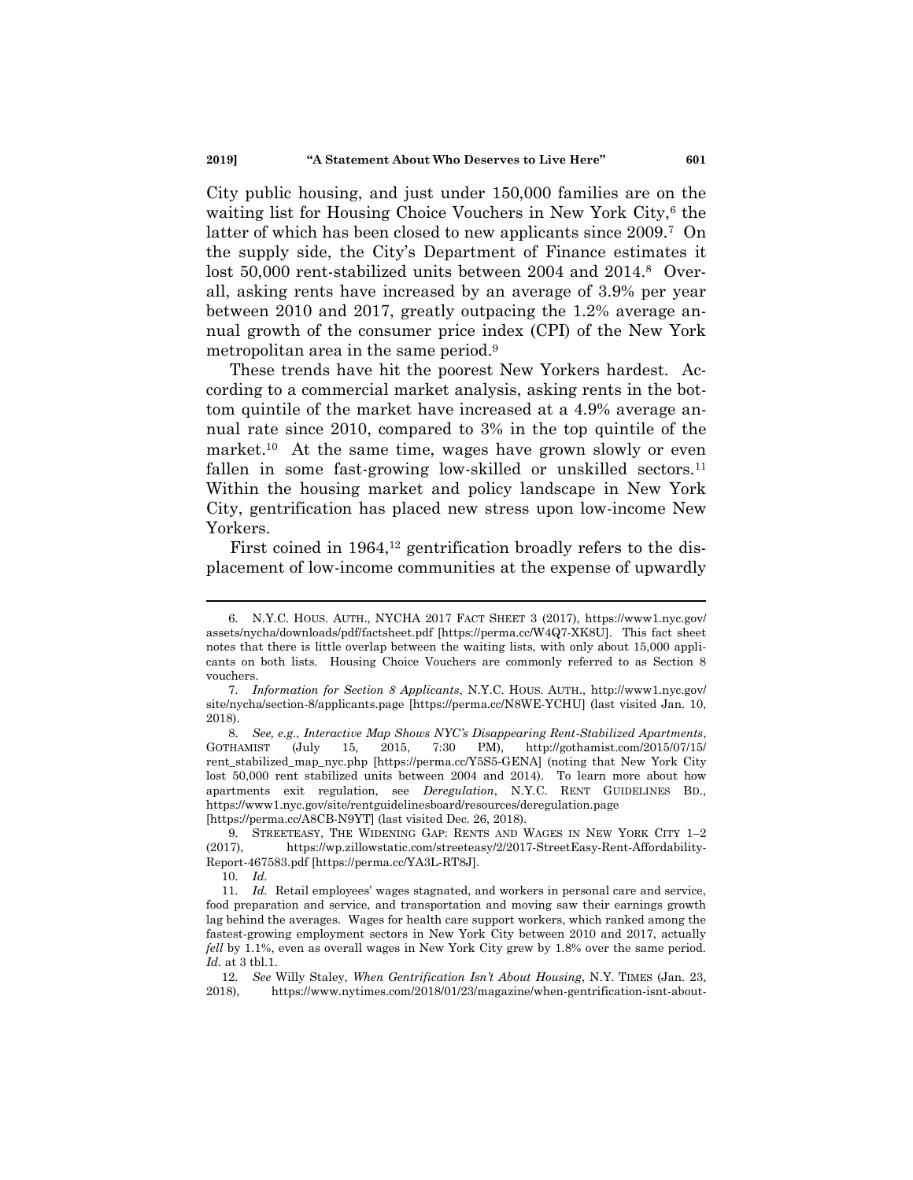City public housing, and just under 150,000 families are on the waiting list for Housing Choice Vouchers in New York City,[6] the latter of which has been closed to new applicants since 2009.[7] On the supply side, the City's Department of Finance estimates it lost 50,000 rent-stabilized units between 2004 and 2014.[8] Overall, asking rents have increased by an average of 3.9% per year between 2010 and 2017, greatly outpacing the 1.2% average annual growth of the consumer price index (CPI) of the New York metropolitan area in the same period.[9]

These trends have hit the poorest New Yorkers hardest. According to a commercial market analysis, asking rents in the bottom quintile of the market have increased at a 4.9% average annual rate since 2010, compared to 3% in the top quintile of the market.[10] At the same time, wages have grown slowly or even fallen in some fast-growing low-skilled or unskilled sectors.[11] Within the housing market and policy landscape in New York City, gentrification has placed new stress upon low-income New Yorkers.

First coined in 1964,[12] gentrification broadly refers to the displacement of low-income communities at the expense of upwardly

---

6. N.Y.C. HOUS. AUTH., NYCHA 2017 FACT SHEET 3 (2017), https://www1.nyc.gov/assets/nycha/downloads/pdf/factsheet.pdf [https://perma.cc/W4Q7-XK8U]. This fact sheet notes that there is little overlap between the waiting lists, with only about 15,000 applicants on both lists. Housing Choice Vouchers are commonly referred to as Section 8 vouchers.

7. *Information for Section 8 Applicants*, N.Y.C. HOUS. AUTH., http://www1.nyc.gov/site/nycha/section-8/applicants.page [https://perma.cc/N8WE-YCHU] (last visited Jan. 10, 2018).

8. *See, e.g.*, *Interactive Map Shows NYC's Disappearing Rent-Stabilized Apartments*, GOTHAMIST (July 15, 2015, 7:30 PM), http://gothamist.com/2015/07/15/rent_stabilized_map_nyc.php [https://perma.cc/Y5S5-GENA] (noting that New York City lost 50,000 rent stabilized units between 2004 and 2014). To learn more about how apartments exit regulation, see *Deregulation*, N.Y.C. RENT GUIDELINES BD., https://www1.nyc.gov/site/rentguidelinesboard/resources/deregulation.page [https://perma.cc/A8CB-N9YT] (last visited Dec. 26, 2018).

9. STREETEASY, THE WIDENING GAP: RENTS AND WAGES IN NEW YORK CITY 1–2 (2017), https://wp.zillowstatic.com/streeteasy/2/2017-StreetEasy-Rent-Affordability-Report-467583.pdf [https://perma.cc/YA3L-RT8J].

10. *Id.*

11. *Id.* Retail employees' wages stagnated, and workers in personal care and service, food preparation and service, and transportation and moving saw their earnings growth lag behind the averages. Wages for health care support workers, which ranked among the fastest-growing employment sectors in New York City between 2010 and 2017, actually *fell* by 1.1%, even as overall wages in New York City grew by 1.8% over the same period. *Id.* at 3 tbl.1.

12. *See* Willy Staley, *When Gentrification Isn't About Housing*, N.Y. TIMES (Jan. 23, 2018), https://www.nytimes.com/2018/01/23/magazine/when-gentrification-isnt-about-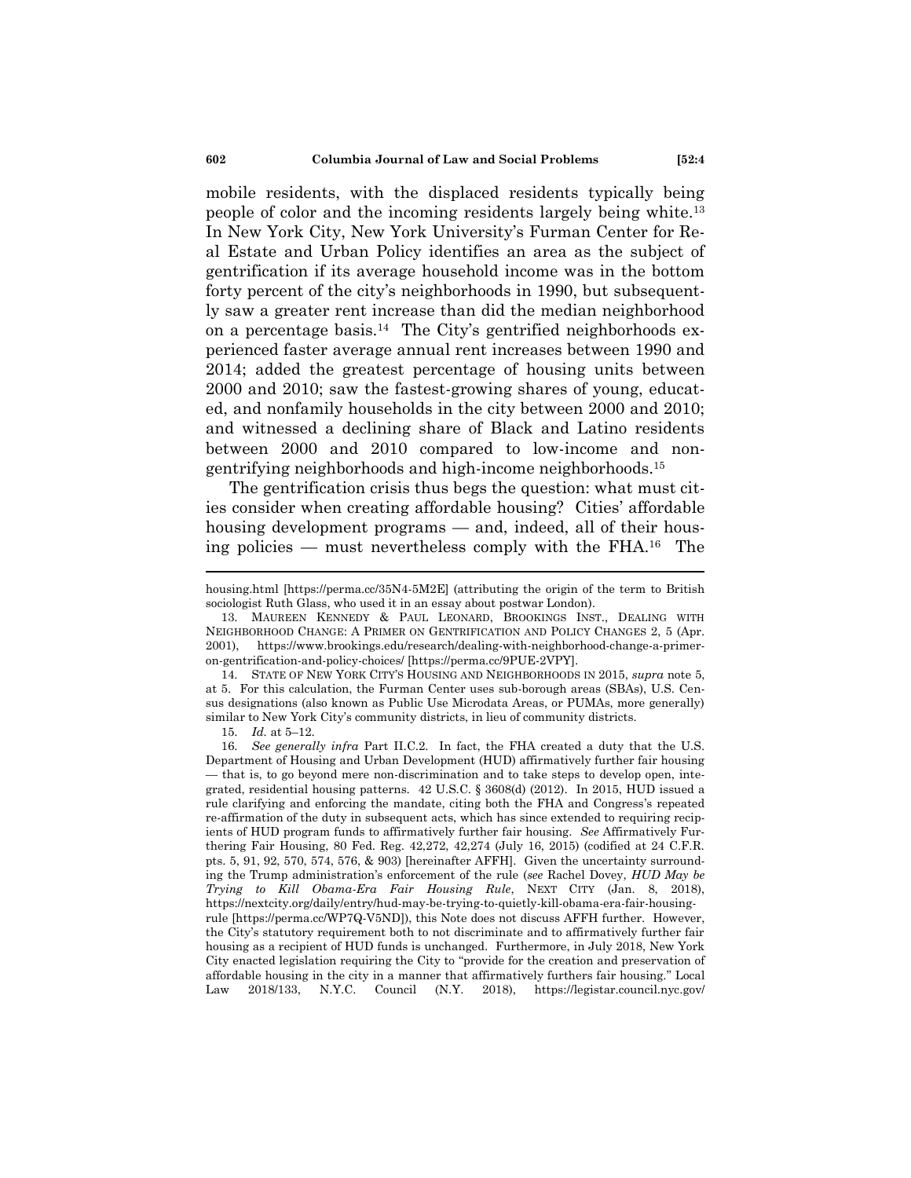mobile residents, with the displaced residents typically being people of color and the incoming residents largely being white.[13] In New York City, New York University's Furman Center for Real Estate and Urban Policy identifies an area as the subject of gentrification if its average household income was in the bottom forty percent of the city's neighborhoods in 1990, but subsequently saw a greater rent increase than did the median neighborhood on a percentage basis.[14] The City's gentrified neighborhoods experienced faster average annual rent increases between 1990 and 2014; added the greatest percentage of housing units between 2000 and 2010; saw the fastest-growing shares of young, educated, and nonfamily households in the city between 2000 and 2010; and witnessed a declining share of Black and Latino residents between 2000 and 2010 compared to low-income and non-gentrifying neighborhoods and high-income neighborhoods.[15]

The gentrification crisis thus begs the question: what must cities consider when creating affordable housing? Cities' affordable housing development programs — and, indeed, all of their housing policies — must nevertheless comply with the FHA.[16] The

---

housing.html [https://perma.cc/35N4-5M2E] (attributing the origin of the term to British sociologist Ruth Glass, who used it in an essay about postwar London).

13. MAUREEN KENNEDY & PAUL LEONARD, BROOKINGS INST., DEALING WITH NEIGHBORHOOD CHANGE: A PRIMER ON GENTRIFICATION AND POLICY CHANGES 2, 5 (Apr. 2001), https://www.brookings.edu/research/dealing-with-neighborhood-change-a-primer-on-gentrification-and-policy-choices/ [https://perma.cc/9PUE-2VPY].

14. STATE OF NEW YORK CITY'S HOUSING AND NEIGHBORHOODS IN 2015, *supra* note 5, at 5. For this calculation, the Furman Center uses sub-borough areas (SBAs), U.S. Census designations (also known as Public Use Microdata Areas, or PUMAs, more generally) similar to New York City's community districts, in lieu of community districts.

15. *Id.* at 5–12.

16. *See generally infra* Part II.C.2. In fact, the FHA created a duty that the U.S. Department of Housing and Urban Development (HUD) affirmatively further fair housing — that is, to go beyond mere non-discrimination and to take steps to develop open, integrated, residential housing patterns. 42 U.S.C. § 3608(d) (2012). In 2015, HUD issued a rule clarifying and enforcing the mandate, citing both the FHA and Congress's repeated re-affirmation of the duty in subsequent acts, which has since extended to requiring recipients of HUD program funds to affirmatively further fair housing. *See* Affirmatively Furthering Fair Housing, 80 Fed. Reg. 42,272, 42,274 (July 16, 2015) (codified at 24 C.F.R. pts. 5, 91, 92, 570, 574, 576, & 903) [hereinafter AFFH]. Given the uncertainty surrounding the Trump administration's enforcement of the rule (*see* Rachel Dovey, *HUD May be Trying to Kill Obama-Era Fair Housing Rule*, NEXT CITY (Jan. 8, 2018), https://nextcity.org/daily/entry/hud-may-be-trying-to-quietly-kill-obama-era-fair-housing-rule [https://perma.cc/WP7Q-V5ND]), this Note does not discuss AFFH further. However, the City's statutory requirement both to not discriminate and to affirmatively further fair housing as a recipient of HUD funds is unchanged. Furthermore, in July 2018, New York City enacted legislation requiring the City to "provide for the creation and preservation of affordable housing in the city in a manner that affirmatively furthers fair housing." Local Law 2018/133, N.Y.C. Council (N.Y. 2018), https://legistar.council.nyc.gov/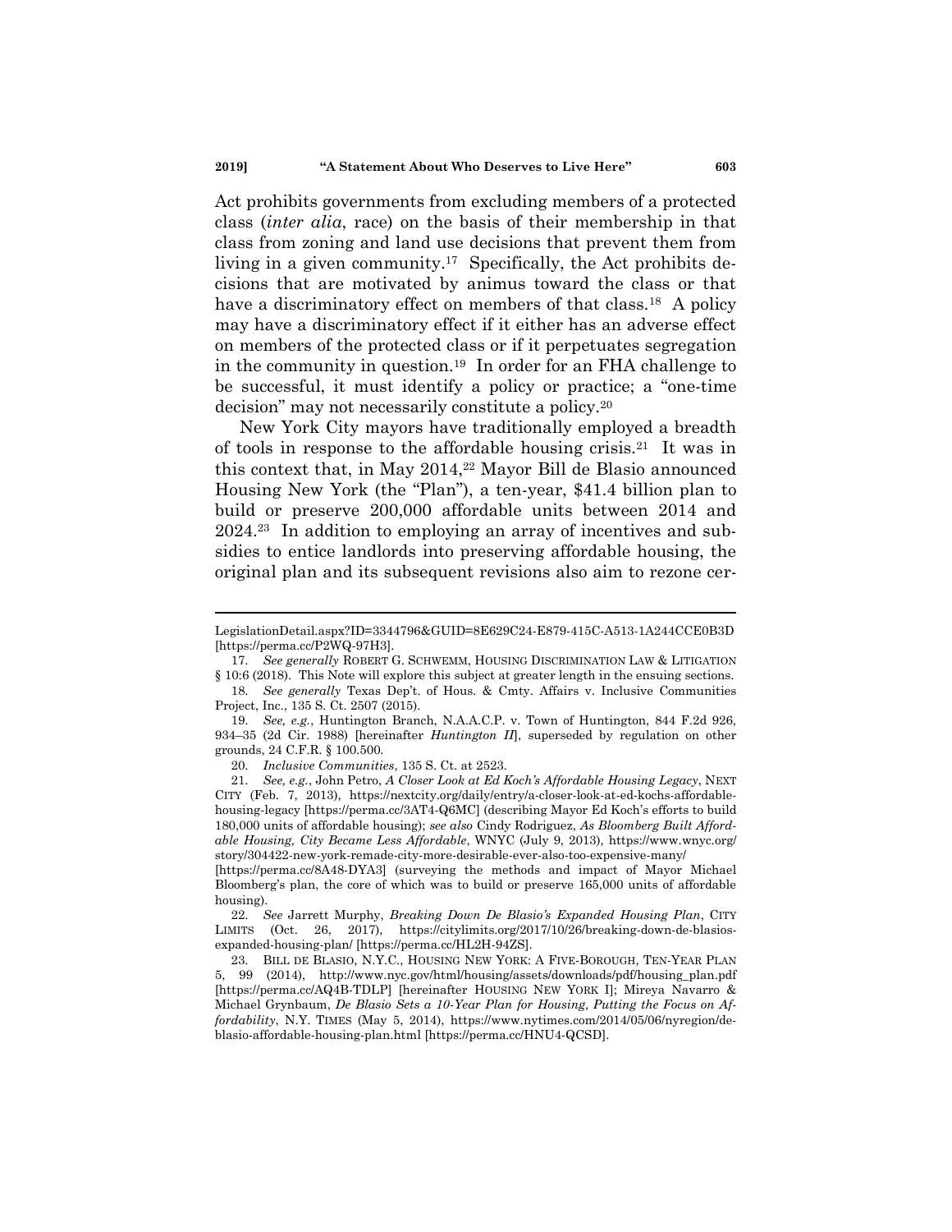Act prohibits governments from excluding members of a protected class (*inter alia*, race) on the basis of their membership in that class from zoning and land use decisions that prevent them from living in a given community.[17] Specifically, the Act prohibits decisions that are motivated by animus toward the class or that have a discriminatory effect on members of that class.[18] A policy may have a discriminatory effect if it either has an adverse effect on members of the protected class or if it perpetuates segregation in the community in question.[19] In order for an FHA challenge to be successful, it must identify a policy or practice; a "one-time decision" may not necessarily constitute a policy.[20]

New York City mayors have traditionally employed a breadth of tools in response to the affordable housing crisis.[21] It was in this context that, in May 2014,[22] Mayor Bill de Blasio announced Housing New York (the "Plan"), a ten-year, $41.4 billion plan to build or preserve 200,000 affordable units between 2014 and 2024.[23] In addition to employing an array of incentives and subsidies to entice landlords into preserving affordable housing, the original plan and its subsequent revisions also aim to rezone cer-

---

LegislationDetail.aspx?ID=3344796&GUID=8E629C24-E879-415C-A513-1A244CCE0B3D [https://perma.cc/P2WQ-97H3].

17. *See generally* ROBERT G. SCHWEMM, HOUSING DISCRIMINATION LAW & LITIGATION § 10:6 (2018). This Note will explore this subject at greater length in the ensuing sections.

18. *See generally* Texas Dep't. of Hous. & Cmty. Affairs v. Inclusive Communities Project, Inc., 135 S. Ct. 2507 (2015).

19. *See, e.g.*, Huntington Branch, N.A.A.C.P. v. Town of Huntington, 844 F.2d 926, 934–35 (2d Cir. 1988) [hereinafter *Huntington II*], superseded by regulation on other grounds, 24 C.F.R. § 100.500.

20. *Inclusive Communities*, 135 S. Ct. at 2523.

21. *See, e.g.*, John Petro, *A Closer Look at Ed Koch's Affordable Housing Legacy*, NEXT CITY (Feb. 7, 2013), https://nextcity.org/daily/entry/a-closer-look-at-ed-kochs-affordable-housing-legacy [https://perma.cc/3AT4-Q6MC] (describing Mayor Ed Koch's efforts to build 180,000 units of affordable housing); *see also* Cindy Rodriguez, *As Bloomberg Built Affordable Housing, City Became Less Affordable*, WNYC (July 9, 2013), https://www.wnyc.org/story/304422-new-york-remade-city-more-desirable-ever-also-too-expensive-many/ [https://perma.cc/8A48-DYA3] (surveying the methods and impact of Mayor Michael Bloomberg's plan, the core of which was to build or preserve 165,000 units of affordable housing).

22. *See* Jarrett Murphy, *Breaking Down De Blasio's Expanded Housing Plan*, CITY LIMITS (Oct. 26, 2017), https://citylimits.org/2017/10/26/breaking-down-de-blasios-expanded-housing-plan/ [https://perma.cc/HL2H-94ZS].

23. BILL DE BLASIO, N.Y.C., HOUSING NEW YORK: A FIVE-BOROUGH, TEN-YEAR PLAN 5, 99 (2014), http://www.nyc.gov/html/housing/assets/downloads/pdf/housing_plan.pdf [https://perma.cc/AQ4B-TDLP] [hereinafter HOUSING NEW YORK I]; Mireya Navarro & Michael Grynbaum, *De Blasio Sets a 10-Year Plan for Housing, Putting the Focus on Affordability*, N.Y. TIMES (May 5, 2014), https://www.nytimes.com/2014/05/06/nyregion/de-blasio-affordable-housing-plan.html [https://perma.cc/HNU4-QCSD].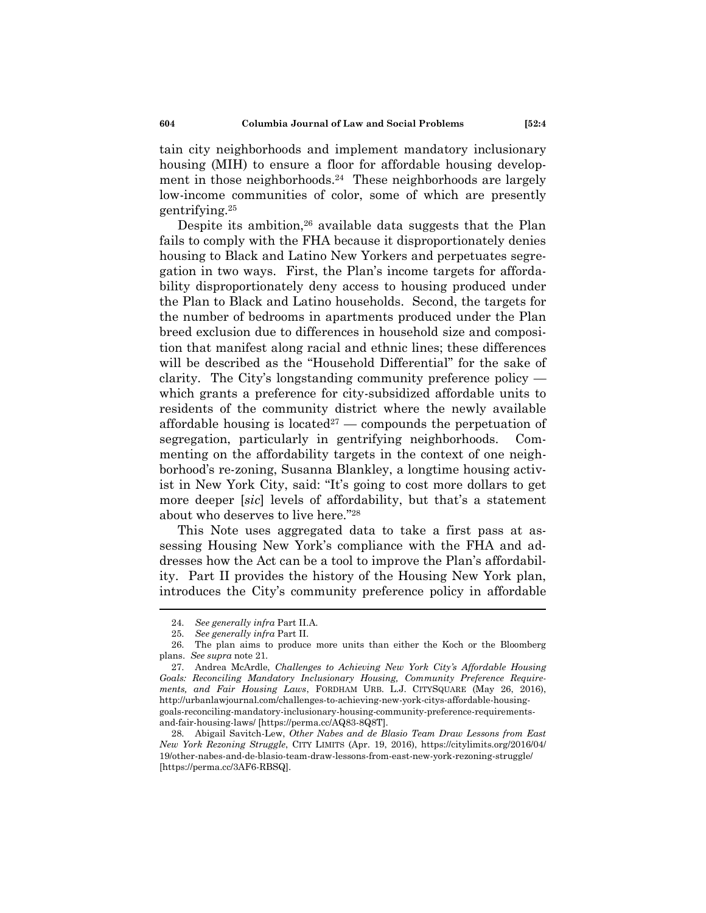tain city neighborhoods and implement mandatory inclusionary housing (MIH) to ensure a floor for affordable housing development in those neighborhoods.[24] These neighborhoods are largely low-income communities of color, some of which are presently gentrifying.[25]

Despite its ambition,[26] available data suggests that the Plan fails to comply with the FHA because it disproportionately denies housing to Black and Latino New Yorkers and perpetuates segregation in two ways. First, the Plan's income targets for affordability disproportionately deny access to housing produced under the Plan to Black and Latino households. Second, the targets for the number of bedrooms in apartments produced under the Plan breed exclusion due to differences in household size and composition that manifest along racial and ethnic lines; these differences will be described as the "Household Differential" for the sake of clarity. The City's longstanding community preference policy — which grants a preference for city-subsidized affordable units to residents of the community district where the newly available affordable housing is located[27] — compounds the perpetuation of segregation, particularly in gentrifying neighborhoods. Commenting on the affordability targets in the context of one neighborhood's re-zoning, Susanna Blankley, a longtime housing activist in New York City, said: "It's going to cost more dollars to get more deeper [*sic*] levels of affordability, but that's a statement about who deserves to live here."[28]

This Note uses aggregated data to take a first pass at assessing Housing New York's compliance with the FHA and addresses how the Act can be a tool to improve the Plan's affordability. Part II provides the history of the Housing New York plan, introduces the City's community preference policy in affordable

---

24. *See generally infra* Part II.A.

25. *See generally infra* Part II.

26. The plan aims to produce more units than either the Koch or the Bloomberg plans. *See supra* note 21.

27. Andrea McArdle, *Challenges to Achieving New York City's Affordable Housing Goals: Reconciling Mandatory Inclusionary Housing, Community Preference Requirements, and Fair Housing Laws*, FORDHAM URB. L.J. CITYSQUARE (May 26, 2016), http://urbanlawjournal.com/challenges-to-achieving-new-york-citys-affordable-housing-goals-reconciling-mandatory-inclusionary-housing-community-preference-requirements-and-fair-housing-laws/ [https://perma.cc/AQ83-8Q8T].

28. Abigail Savitch-Lew, *Other Nabes and de Blasio Team Draw Lessons from East New York Rezoning Struggle*, CITY LIMITS (Apr. 19, 2016), https://citylimits.org/2016/04/19/other-nabes-and-de-blasio-team-draw-lessons-from-east-new-york-rezoning-struggle/ [https://perma.cc/3AF6-RBSQ].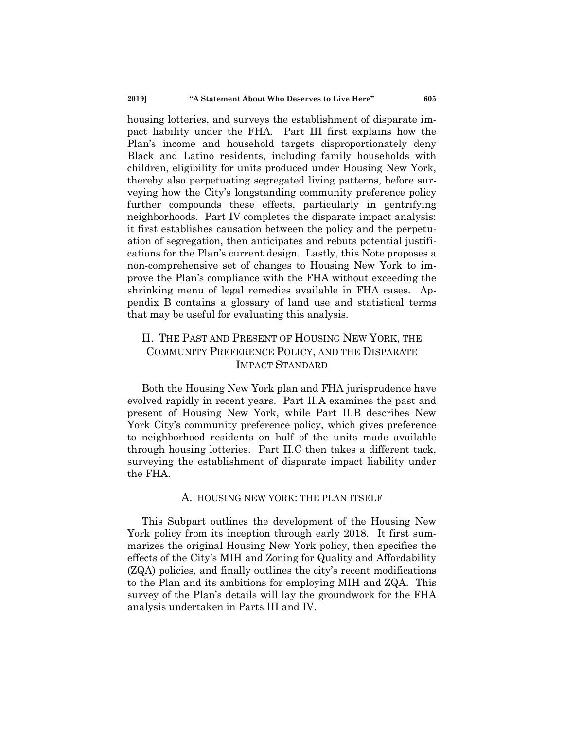housing lotteries, and surveys the establishment of disparate impact liability under the FHA. Part III first explains how the Plan's income and household targets disproportionately deny Black and Latino residents, including family households with children, eligibility for units produced under Housing New York, thereby also perpetuating segregated living patterns, before surveying how the City's longstanding community preference policy further compounds these effects, particularly in gentrifying neighborhoods. Part IV completes the disparate impact analysis: it first establishes causation between the policy and the perpetuation of segregation, then anticipates and rebuts potential justifications for the Plan's current design. Lastly, this Note proposes a non-comprehensive set of changes to Housing New York to improve the Plan's compliance with the FHA without exceeding the shrinking menu of legal remedies available in FHA cases. Appendix B contains a glossary of land use and statistical terms that may be useful for evaluating this analysis.

## II. THE PAST AND PRESENT OF HOUSING NEW YORK, THE COMMUNITY PREFERENCE POLICY, AND THE DISPARATE IMPACT STANDARD

Both the Housing New York plan and FHA jurisprudence have evolved rapidly in recent years. Part II.A examines the past and present of Housing New York, while Part II.B describes New York City's community preference policy, which gives preference to neighborhood residents on half of the units made available through housing lotteries. Part II.C then takes a different tack, surveying the establishment of disparate impact liability under the FHA.

### A. HOUSING NEW YORK: THE PLAN ITSELF

This Subpart outlines the development of the Housing New York policy from its inception through early 2018. It first summarizes the original Housing New York policy, then specifies the effects of the City's MIH and Zoning for Quality and Affordability (ZQA) policies, and finally outlines the city's recent modifications to the Plan and its ambitions for employing MIH and ZQA. This survey of the Plan's details will lay the groundwork for the FHA analysis undertaken in Parts III and IV.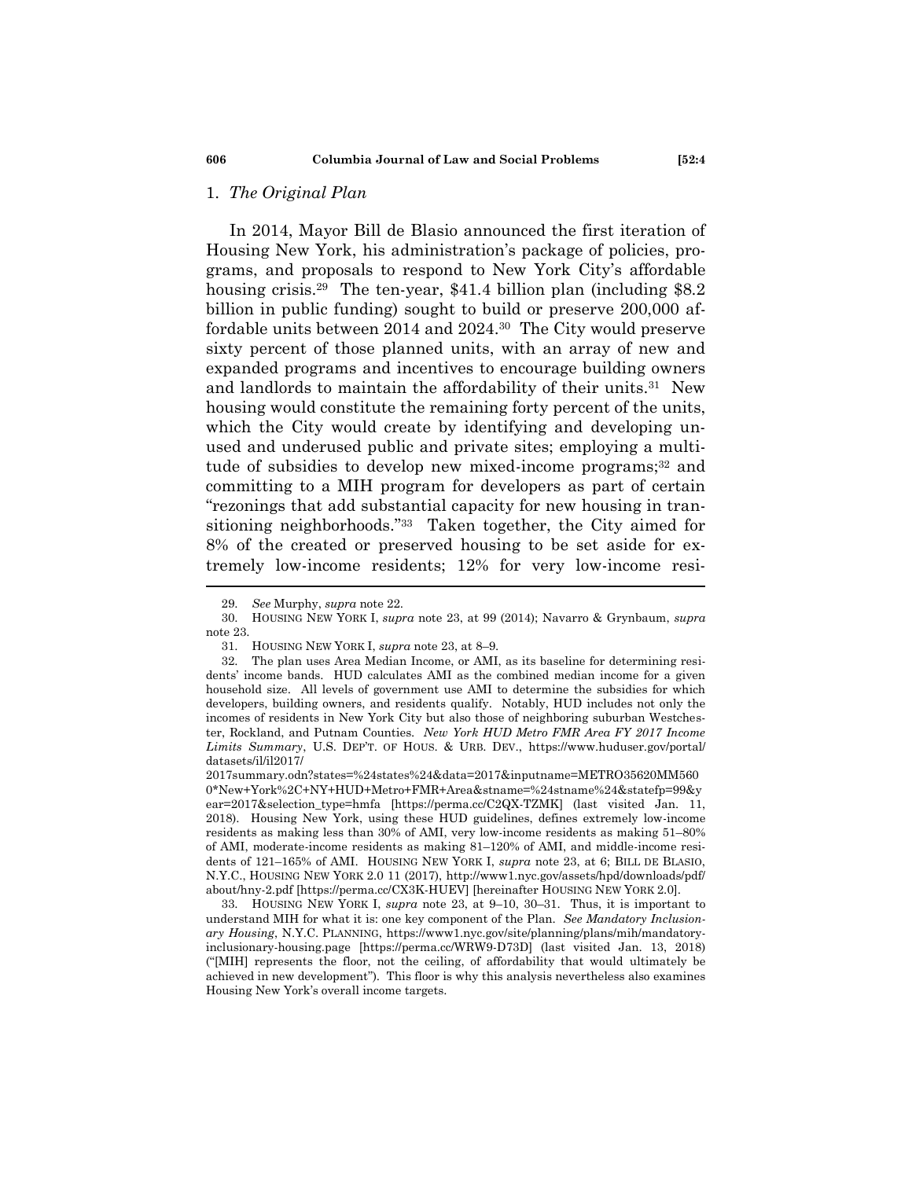### 1. *The Original Plan*

In 2014, Mayor Bill de Blasio announced the first iteration of Housing New York, his administration's package of policies, programs, and proposals to respond to New York City's affordable housing crisis.[29] The ten-year, $41.4 billion plan (including $8.2 billion in public funding) sought to build or preserve 200,000 affordable units between 2014 and 2024.[30] The City would preserve sixty percent of those planned units, with an array of new and expanded programs and incentives to encourage building owners and landlords to maintain the affordability of their units.[31] New housing would constitute the remaining forty percent of the units, which the City would create by identifying and developing unused and underused public and private sites; employing a multitude of subsidies to develop new mixed-income programs;[32] and committing to a MIH program for developers as part of certain "rezonings that add substantial capacity for new housing in transitioning neighborhoods."[33] Taken together, the City aimed for 8% of the created or preserved housing to be set aside for extremely low-income residents; 12% for very low-income resi-

---

29. *See* Murphy, *supra* note 22.

30. HOUSING NEW YORK I, *supra* note 23, at 99 (2014); Navarro & Grynbaum, *supra* note 23.

31. HOUSING NEW YORK I, *supra* note 23, at 8–9.

32. The plan uses Area Median Income, or AMI, as its baseline for determining residents' income bands. HUD calculates AMI as the combined median income for a given household size. All levels of government use AMI to determine the subsidies for which developers, building owners, and residents qualify. Notably, HUD includes not only the incomes of residents in New York City but also those of neighboring suburban Westchester, Rockland, and Putnam Counties. *New York HUD Metro FMR Area FY 2017 Income Limits Summary*, U.S. DEP'T. OF HOUS. & URB. DEV., https://www.huduser.gov/portal/datasets/il/il2017/2017summary.odn?states=%24states%24&data=2017&inputname=METRO35620MM5600*New+York%2C+NY+HUD+Metro+FMR+Area&stname=%24stname%24&statefp=99&year=2017&selection_type=hmfa [https://perma.cc/C2QX-TZMK] (last visited Jan. 11, 2018). Housing New York, using these HUD guidelines, defines extremely low-income residents as making less than 30% of AMI, very low-income residents as making 51–80% of AMI, moderate-income residents as making 81–120% of AMI, and middle-income residents of 121–165% of AMI. HOUSING NEW YORK I, *supra* note 23, at 6; BILL DE BLASIO, N.Y.C., HOUSING NEW YORK 2.0 11 (2017), http://www1.nyc.gov/assets/hpd/downloads/pdf/about/hny-2.pdf [https://perma.cc/CX3K-HUEV] [hereinafter HOUSING NEW YORK 2.0].

33. HOUSING NEW YORK I, *supra* note 23, at 9–10, 30–31. Thus, it is important to understand MIH for what it is: one key component of the Plan. *See Mandatory Inclusionary Housing*, N.Y.C. PLANNING, https://www1.nyc.gov/site/planning/plans/mih/mandatory-inclusionary-housing.page [https://perma.cc/WRW9-D73D] (last visited Jan. 13, 2018) ("[MIH] represents the floor, not the ceiling, of affordability that would ultimately be achieved in new development"). This floor is why this analysis nevertheless also examines Housing New York's overall income targets.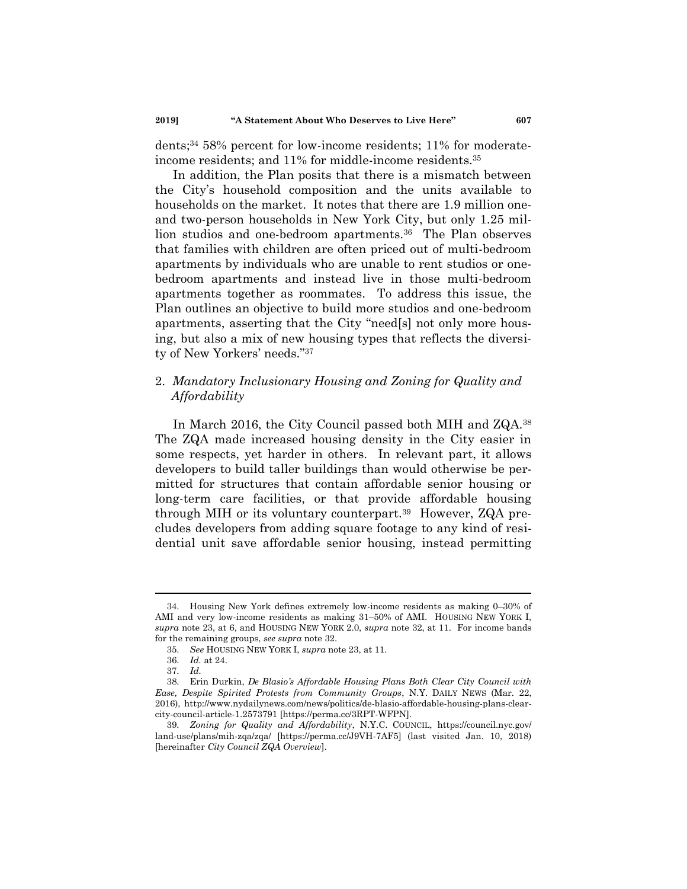dents;[34] 58% percent for low-income residents; 11% for moderate-income residents; and 11% for middle-income residents.[35]

In addition, the Plan posits that there is a mismatch between the City's household composition and the units available to households on the market. It notes that there are 1.9 million one- and two-person households in New York City, but only 1.25 million studios and one-bedroom apartments.[36] The Plan observes that families with children are often priced out of multi-bedroom apartments by individuals who are unable to rent studios or one-bedroom apartments and instead live in those multi-bedroom apartments together as roommates. To address this issue, the Plan outlines an objective to build more studios and one-bedroom apartments, asserting that the City "need[s] not only more housing, but also a mix of new housing types that reflects the diversity of New Yorkers' needs."[37]

### 2. *Mandatory Inclusionary Housing and Zoning for Quality and Affordability*

In March 2016, the City Council passed both MIH and ZQA.[38] The ZQA made increased housing density in the City easier in some respects, yet harder in others. In relevant part, it allows developers to build taller buildings than would otherwise be permitted for structures that contain affordable senior housing or long-term care facilities, or that provide affordable housing through MIH or its voluntary counterpart.[39] However, ZQA precludes developers from adding square footage to any kind of residential unit save affordable senior housing, instead permitting

---

34. Housing New York defines extremely low-income residents as making 0–30% of AMI and very low-income residents as making 31–50% of AMI. HOUSING NEW YORK I, *supra* note 23, at 6, and HOUSING NEW YORK 2.0, *supra* note 32, at 11. For income bands for the remaining groups, *see supra* note 32.

35. *See* HOUSING NEW YORK I, *supra* note 23, at 11.

36. *Id.* at 24.

37. *Id.*

38. Erin Durkin, *De Blasio's Affordable Housing Plans Both Clear City Council with Ease, Despite Spirited Protests from Community Groups*, N.Y. DAILY NEWS (Mar. 22, 2016), http://www.nydailynews.com/news/politics/de-blasio-affordable-housing-plans-clear-city-council-article-1.2573791 [https://perma.cc/3RPT-WFPN].

39. *Zoning for Quality and Affordability*, N.Y.C. COUNCIL, https://council.nyc.gov/land-use/plans/mih-zqa/zqa/ [https://perma.cc/J9VH-7AF5] (last visited Jan. 10, 2018) [hereinafter *City Council ZQA Overview*].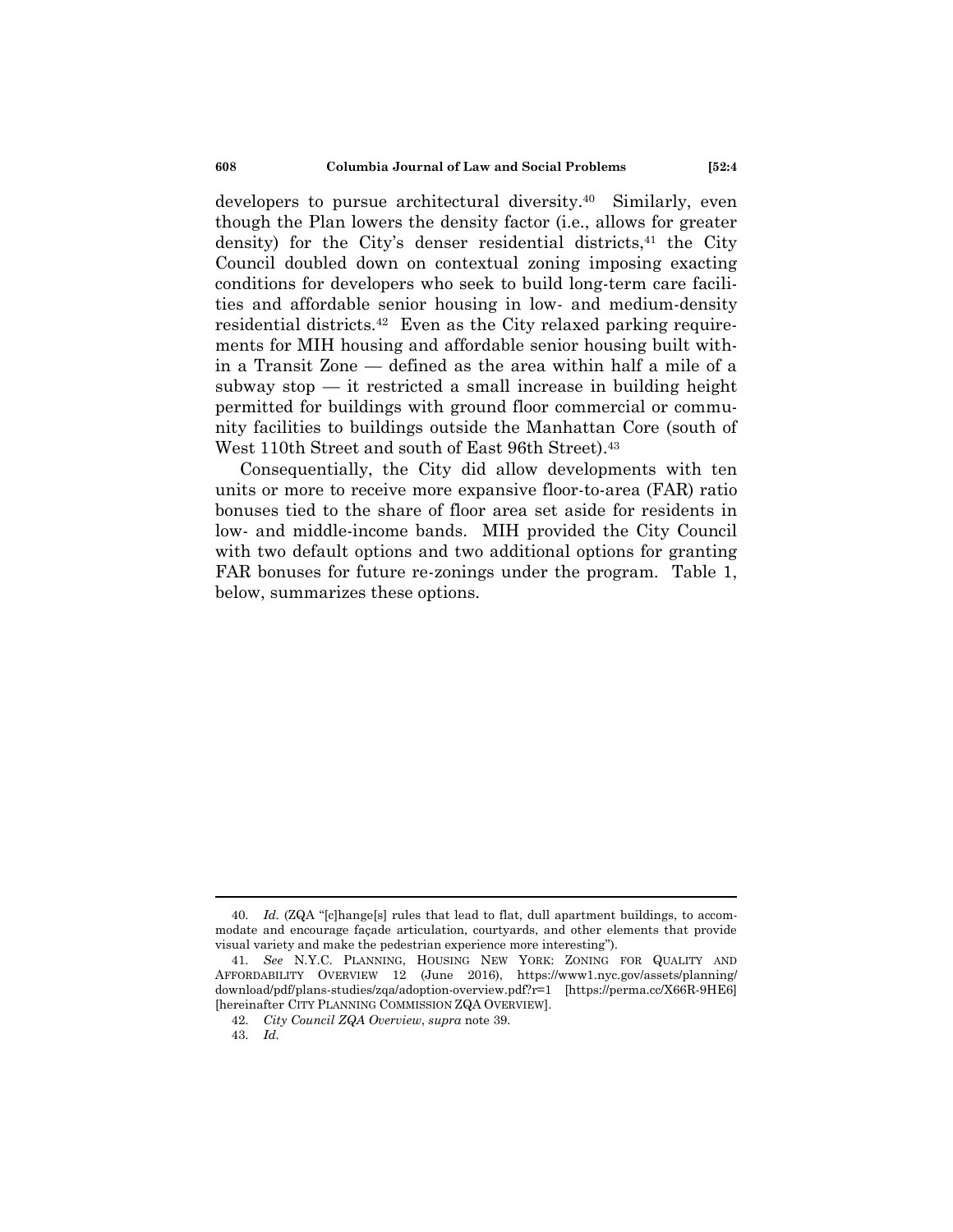developers to pursue architectural diversity.[40] Similarly, even though the Plan lowers the density factor (i.e., allows for greater density) for the City's denser residential districts,[41] the City Council doubled down on contextual zoning imposing exacting conditions for developers who seek to build long-term care facilities and affordable senior housing in low- and medium-density residential districts.[42] Even as the City relaxed parking requirements for MIH housing and affordable senior housing built within a Transit Zone — defined as the area within half a mile of a subway stop — it restricted a small increase in building height permitted for buildings with ground floor commercial or community facilities to buildings outside the Manhattan Core (south of West 110th Street and south of East 96th Street).[43]

Consequentially, the City did allow developments with ten units or more to receive more expansive floor-to-area (FAR) ratio bonuses tied to the share of floor area set aside for residents in low- and middle-income bands. MIH provided the City Council with two default options and two additional options for granting FAR bonuses for future re-zonings under the program. Table 1, below, summarizes these options.

---

40. *Id.* (ZQA "[c]hange[s] rules that lead to flat, dull apartment buildings, to accommodate and encourage façade articulation, courtyards, and other elements that provide visual variety and make the pedestrian experience more interesting").

41. *See* N.Y.C. PLANNING, HOUSING NEW YORK: ZONING FOR QUALITY AND AFFORDABILITY OVERVIEW 12 (June 2016), https://www1.nyc.gov/assets/planning/download/pdf/plans-studies/zqa/adoption-overview.pdf?r=1 [https://perma.cc/X66R-9HE6] [hereinafter CITY PLANNING COMMISSION ZQA OVERVIEW].

42. *City Council ZQA Overview*, *supra* note 39.

43. *Id.*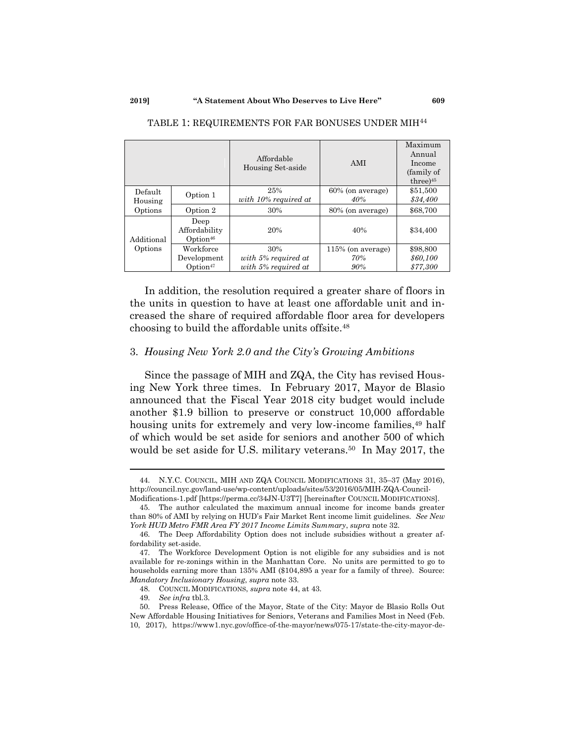TABLE 1: REQUIREMENTS FOR FAR BONUSES UNDER MIH[44]

| | | Affordable Housing Set-aside | AMI | Maximum Annual Income (family of three)[45] |
|---|---|---|---|---|
| Default Housing Options | Option 1 | 25%<br>*with 10% required at* | 60% (on average)<br>*40%* | $51,500<br>*$34,400* |
| | Option 2 | 30% | 80% (on average) | $68,700 |
| Additional Options | Deep Affordability Option[46] | 20% | 40% | $34,400 |
| | Workforce Development Option[47] | 30%<br>*with 5% required at*<br>*with 5% required at* | 115% (on average)<br>*70%*<br>*90%* | $98,800<br>*$60,100*<br>*$77,300* |

In addition, the resolution required a greater share of floors in the units in question to have at least one affordable unit and increased the share of required affordable floor area for developers choosing to build the affordable units offsite.[48]

### 3. *Housing New York 2.0 and the City's Growing Ambitions*

Since the passage of MIH and ZQA, the City has revised Housing New York three times. In February 2017, Mayor de Blasio announced that the Fiscal Year 2018 city budget would include another $1.9 billion to preserve or construct 10,000 affordable housing units for extremely and very low-income families,[49] half of which would be set aside for seniors and another 500 of which would be set aside for U.S. military veterans.[50] In May 2017, the

---

44. N.Y.C. COUNCIL, MIH AND ZQA COUNCIL MODIFICATIONS 31, 35–37 (May 2016), http://council.nyc.gov/land-use/wp-content/uploads/sites/53/2016/05/MIH-ZQA-Council-Modifications-1.pdf [https://perma.cc/34JN-U3T7] [hereinafter COUNCIL MODIFICATIONS].

45. The author calculated the maximum annual income for income bands greater than 80% of AMI by relying on HUD's Fair Market Rent income limit guidelines. *See New York HUD Metro FMR Area FY 2017 Income Limits Summary*, *supra* note 32.

46. The Deep Affordability Option does not include subsidies without a greater affordability set-aside.

47. The Workforce Development Option is not eligible for any subsidies and is not available for re-zonings within in the Manhattan Core. No units are permitted to go to households earning more than 135% AMI ($104,895 a year for a family of three). Source: *Mandatory Inclusionary Housing*, *supra* note 33.

48. COUNCIL MODIFICATIONS, *supra* note 44, at 43.

49. *See infra* tbl.3.

50. Press Release, Office of the Mayor, State of the City: Mayor de Blasio Rolls Out New Affordable Housing Initiatives for Seniors, Veterans and Families Most in Need (Feb. 10, 2017), https://www1.nyc.gov/office-of-the-mayor/news/075-17/state-the-city-mayor-de-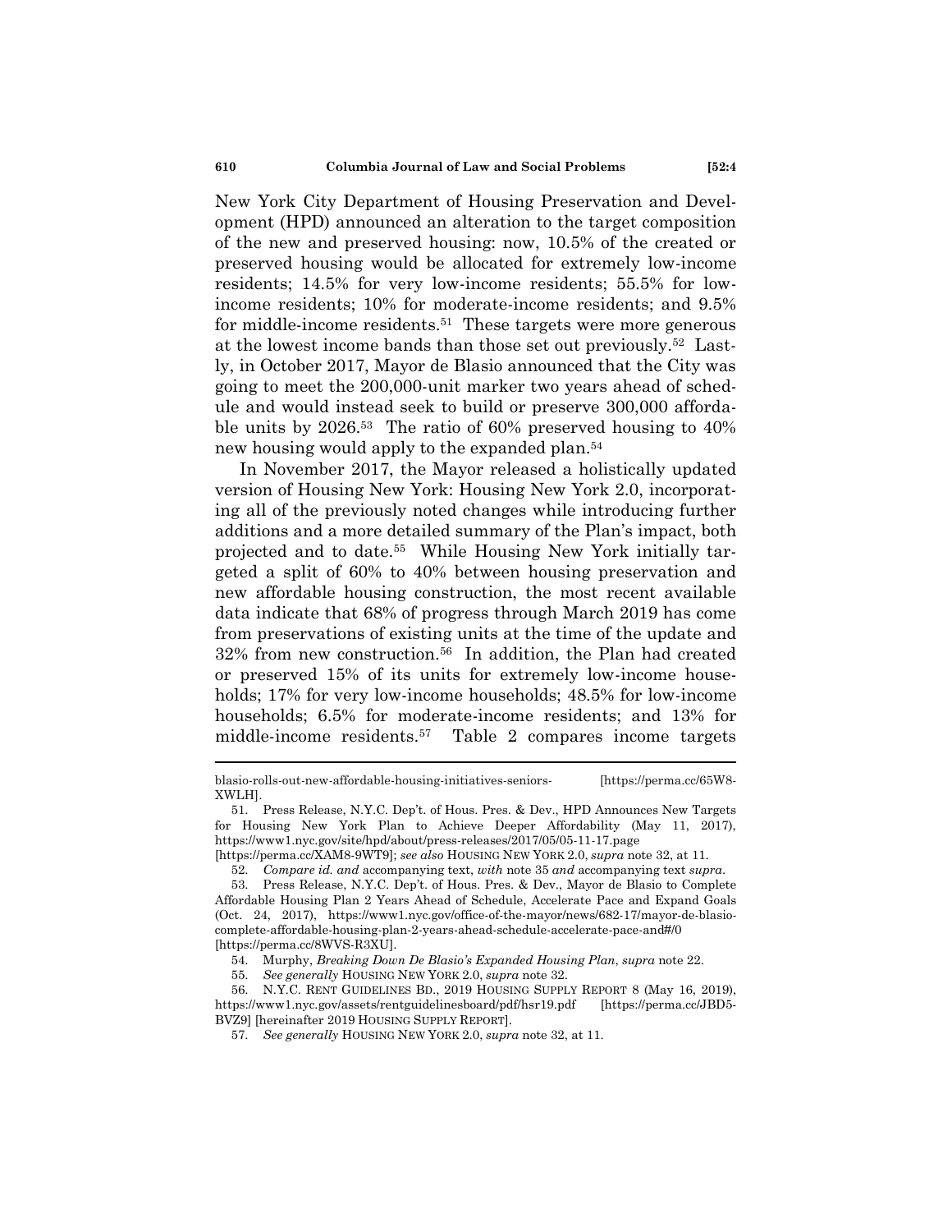New York City Department of Housing Preservation and Development (HPD) announced an alteration to the target composition of the new and preserved housing: now, 10.5% of the created or preserved housing would be allocated for extremely low-income residents; 14.5% for very low-income residents; 55.5% for low-income residents; 10% for moderate-income residents; and 9.5% for middle-income residents.[51] These targets were more generous at the lowest income bands than those set out previously.[52] Lastly, in October 2017, Mayor de Blasio announced that the City was going to meet the 200,000-unit marker two years ahead of schedule and would instead seek to build or preserve 300,000 affordable units by 2026.[53] The ratio of 60% preserved housing to 40% new housing would apply to the expanded plan.[54]

In November 2017, the Mayor released a holistically updated version of Housing New York: Housing New York 2.0, incorporating all of the previously noted changes while introducing further additions and a more detailed summary of the Plan's impact, both projected and to date.[55] While Housing New York initially targeted a split of 60% to 40% between housing preservation and new affordable housing construction, the most recent available data indicate that 68% of progress through March 2019 has come from preservations of existing units at the time of the update and 32% from new construction.[56] In addition, the Plan had created or preserved 15% of its units for extremely low-income households; 17% for very low-income households; 48.5% for low-income households; 6.5% for moderate-income residents; and 13% for middle-income residents.[57] Table 2 compares income targets

---

blasio-rolls-out-new-affordable-housing-initiatives-seniors- [https://perma.cc/65W8-XWLH].

51. Press Release, N.Y.C. Dep't. of Hous. Pres. & Dev., HPD Announces New Targets for Housing New York Plan to Achieve Deeper Affordability (May 11, 2017), https://www1.nyc.gov/site/hpd/about/press-releases/2017/05/05-11-17.page [https://perma.cc/XAM8-9WT9]; *see also* HOUSING NEW YORK 2.0, *supra* note 32, at 11.

52. *Compare id. and* accompanying text, *with* note 35 *and* accompanying text *supra*.

53. Press Release, N.Y.C. Dep't. of Hous. Pres. & Dev., Mayor de Blasio to Complete Affordable Housing Plan 2 Years Ahead of Schedule, Accelerate Pace and Expand Goals (Oct. 24, 2017), https://www1.nyc.gov/office-of-the-mayor/news/682-17/mayor-de-blasio-complete-affordable-housing-plan-2-years-ahead-schedule-accelerate-pace-and#/0 [https://perma.cc/8WVS-R3XU].

54. Murphy, *Breaking Down De Blasio's Expanded Housing Plan*, *supra* note 22.

55. *See generally* HOUSING NEW YORK 2.0, *supra* note 32.

56. N.Y.C. RENT GUIDELINES BD., 2019 HOUSING SUPPLY REPORT 8 (May 16, 2019), https://www1.nyc.gov/assets/rentguidelinesboard/pdf/hsr19.pdf [https://perma.cc/JBD5-BVZ9] [hereinafter 2019 HOUSING SUPPLY REPORT].

57. *See generally* HOUSING NEW YORK 2.0, *supra* note 32, at 11.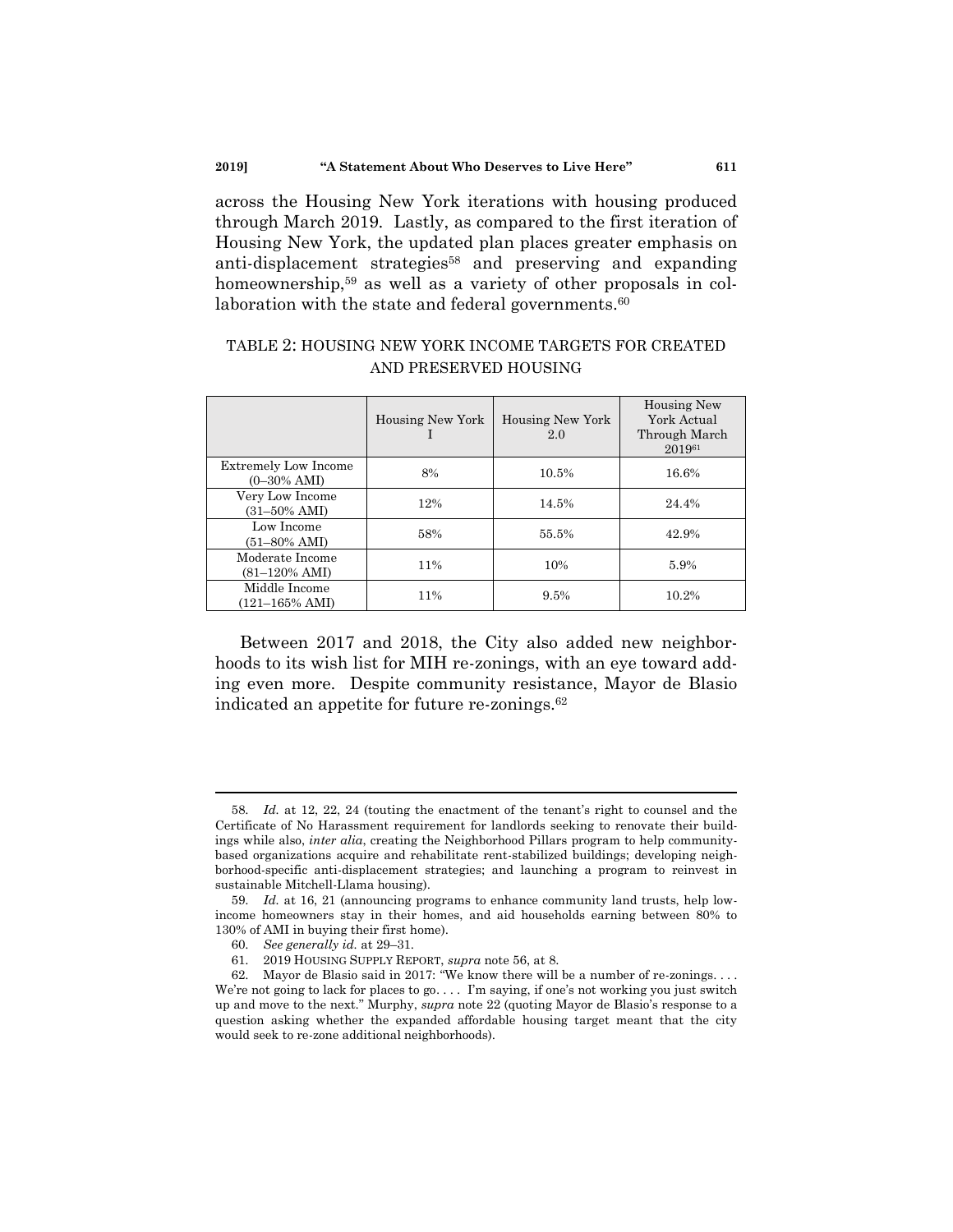across the Housing New York iterations with housing produced through March 2019. Lastly, as compared to the first iteration of Housing New York, the updated plan places greater emphasis on anti-displacement strategies[58] and preserving and expanding homeownership,[59] as well as a variety of other proposals in collaboration with the state and federal governments.[60]

TABLE 2: HOUSING NEW YORK INCOME TARGETS FOR CREATED AND PRESERVED HOUSING

| | Housing New York I | Housing New York 2.0 | Housing New York Actual Through March 2019[61] |
|---|---|---|---|
| Extremely Low Income (0–30% AMI) | 8% | 10.5% | 16.6% |
| Very Low Income (31–50% AMI) | 12% | 14.5% | 24.4% |
| Low Income (51–80% AMI) | 58% | 55.5% | 42.9% |
| Moderate Income (81–120% AMI) | 11% | 10% | 5.9% |
| Middle Income (121–165% AMI) | 11% | 9.5% | 10.2% |

Between 2017 and 2018, the City also added new neighborhoods to its wish list for MIH re-zonings, with an eye toward adding even more. Despite community resistance, Mayor de Blasio indicated an appetite for future re-zonings.[62]

---

58. *Id.* at 12, 22, 24 (touting the enactment of the tenant's right to counsel and the Certificate of No Harassment requirement for landlords seeking to renovate their buildings while also, *inter alia*, creating the Neighborhood Pillars program to help community-based organizations acquire and rehabilitate rent-stabilized buildings; developing neighborhood-specific anti-displacement strategies; and launching a program to reinvest in sustainable Mitchell-Llama housing).

59. *Id.* at 16, 21 (announcing programs to enhance community land trusts, help low-income homeowners stay in their homes, and aid households earning between 80% to 130% of AMI in buying their first home).

60. *See generally id.* at 29–31.

61. 2019 HOUSING SUPPLY REPORT, *supra* note 56, at 8.

62. Mayor de Blasio said in 2017: "We know there will be a number of re-zonings. . . . We're not going to lack for places to go. . . . I'm saying, if one's not working you just switch up and move to the next." Murphy, *supra* note 22 (quoting Mayor de Blasio's response to a question asking whether the expanded affordable housing target meant that the city would seek to re-zone additional neighborhoods).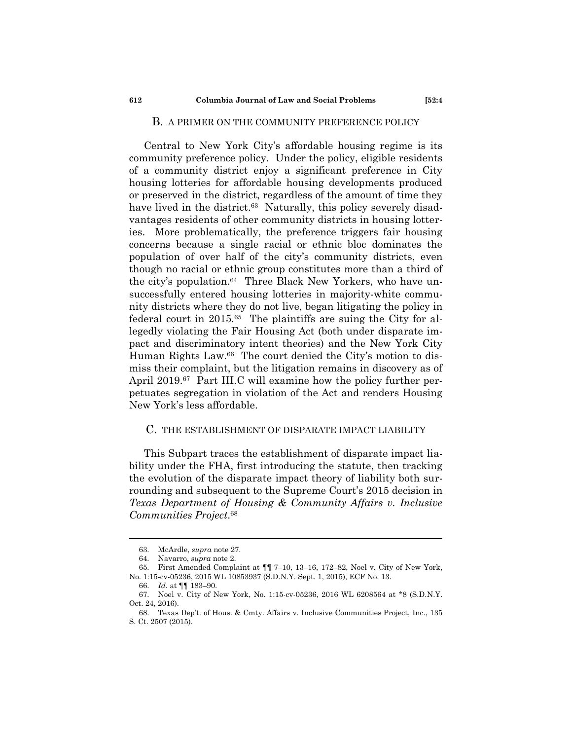## B. A PRIMER ON THE COMMUNITY PREFERENCE POLICY

Central to New York City's affordable housing regime is its community preference policy. Under the policy, eligible residents of a community district enjoy a significant preference in City housing lotteries for affordable housing developments produced or preserved in the district, regardless of the amount of time they have lived in the district.[63] Naturally, this policy severely disadvantages residents of other community districts in housing lotteries. More problematically, the preference triggers fair housing concerns because a single racial or ethnic bloc dominates the population of over half of the city's community districts, even though no racial or ethnic group constitutes more than a third of the city's population.[64] Three Black New Yorkers, who have unsuccessfully entered housing lotteries in majority-white community districts where they do not live, began litigating the policy in federal court in 2015.[65] The plaintiffs are suing the City for allegedly violating the Fair Housing Act (both under disparate impact and discriminatory intent theories) and the New York City Human Rights Law.[66] The court denied the City's motion to dismiss their complaint, but the litigation remains in discovery as of April 2019.[67] Part III.C will examine how the policy further perpetuates segregation in violation of the Act and renders Housing New York's less affordable.

## C. THE ESTABLISHMENT OF DISPARATE IMPACT LIABILITY

This Subpart traces the establishment of disparate impact liability under the FHA, first introducing the statute, then tracking the evolution of the disparate impact theory of liability both surrounding and subsequent to the Supreme Court's 2015 decision in *Texas Department of Housing & Community Affairs v. Inclusive Communities Project*.[68]

---

63. McArdle, *supra* note 27.

64. Navarro, *supra* note 2.

65. First Amended Complaint at ¶¶ 7–10, 13–16, 172–82, Noel v. City of New York, No. 1:15-cv-05236, 2015 WL 10853937 (S.D.N.Y. Sept. 1, 2015), ECF No. 13.

66. *Id.* at ¶¶ 183–90.

67. Noel v. City of New York, No. 1:15-cv-05236, 2016 WL 6208564 at *8 (S.D.N.Y. Oct. 24, 2016).

68. Texas Dep't. of Hous. & Cmty. Affairs v. Inclusive Communities Project, Inc., 135 S. Ct. 2507 (2015).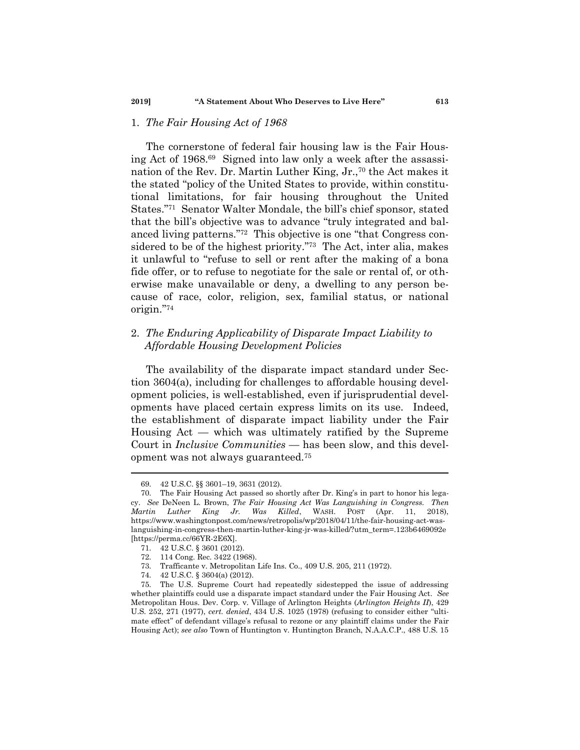### 1. *The Fair Housing Act of 1968*

The cornerstone of federal fair housing law is the Fair Housing Act of 1968.[69] Signed into law only a week after the assassination of the Rev. Dr. Martin Luther King, Jr.,[70] the Act makes it the stated "policy of the United States to provide, within constitutional limitations, for fair housing throughout the United States."[71] Senator Walter Mondale, the bill's chief sponsor, stated that the bill's objective was to advance "truly integrated and balanced living patterns."[72] This objective is one "that Congress considered to be of the highest priority."[73] The Act, inter alia, makes it unlawful to "refuse to sell or rent after the making of a bona fide offer, or to refuse to negotiate for the sale or rental of, or otherwise make unavailable or deny, a dwelling to any person because of race, color, religion, sex, familial status, or national origin."[74]

### 2. *The Enduring Applicability of Disparate Impact Liability to Affordable Housing Development Policies*

The availability of the disparate impact standard under Section 3604(a), including for challenges to affordable housing development policies, is well-established, even if jurisprudential developments have placed certain express limits on its use. Indeed, the establishment of disparate impact liability under the Fair Housing Act — which was ultimately ratified by the Supreme Court in *Inclusive Communities* — has been slow, and this development was not always guaranteed.[75]

---

69. 42 U.S.C. §§ 3601–19, 3631 (2012).

70. The Fair Housing Act passed so shortly after Dr. King's in part to honor his legacy. *See* DeNeen L. Brown, *The Fair Housing Act Was Languishing in Congress. Then Martin Luther King Jr. Was Killed*, WASH. POST (Apr. 11, 2018), https://www.washingtonpost.com/news/retropolis/wp/2018/04/11/the-fair-housing-act-was-languishing-in-congress-then-martin-luther-king-jr-was-killed/?utm_term=.123b6469092e [https://perma.cc/66YR-2E6X].

71. 42 U.S.C. § 3601 (2012).

72. 114 Cong. Rec. 3422 (1968).

73. Trafficante v. Metropolitan Life Ins. Co., 409 U.S. 205, 211 (1972).

74. 42 U.S.C. § 3604(a) (2012).

75. The U.S. Supreme Court had repeatedly sidestepped the issue of addressing whether plaintiffs could use a disparate impact standard under the Fair Housing Act. *See* Metropolitan Hous. Dev. Corp. v. Village of Arlington Heights (*Arlington Heights II*), 429 U.S. 252, 271 (1977), *cert. denied*, 434 U.S. 1025 (1978) (refusing to consider either "ultimate effect" of defendant village's refusal to rezone or any plaintiff claims under the Fair Housing Act); *see also* Town of Huntington v. Huntington Branch, N.A.A.C.P., 488 U.S. 15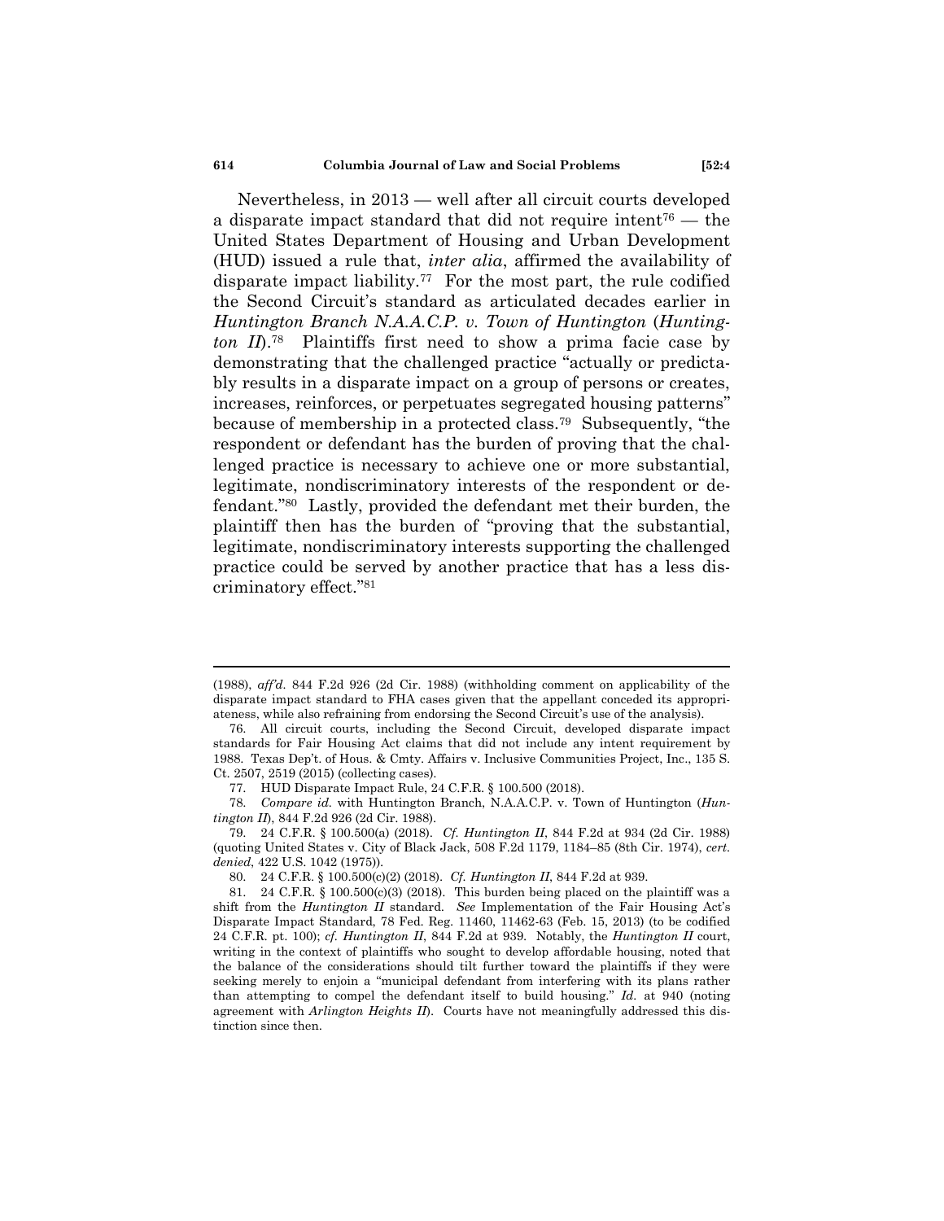Nevertheless, in 2013 — well after all circuit courts developed a disparate impact standard that did not require intent[76] — the United States Department of Housing and Urban Development (HUD) issued a rule that, *inter alia*, affirmed the availability of disparate impact liability.[77] For the most part, the rule codified the Second Circuit's standard as articulated decades earlier in *Huntington Branch N.A.A.C.P. v. Town of Huntington* (*Huntington II*).[78] Plaintiffs first need to show a prima facie case by demonstrating that the challenged practice "actually or predictably results in a disparate impact on a group of persons or creates, increases, reinforces, or perpetuates segregated housing patterns" because of membership in a protected class.[79] Subsequently, "the respondent or defendant has the burden of proving that the challenged practice is necessary to achieve one or more substantial, legitimate, nondiscriminatory interests of the respondent or defendant."[80] Lastly, provided the defendant met their burden, the plaintiff then has the burden of "proving that the substantial, legitimate, nondiscriminatory interests supporting the challenged practice could be served by another practice that has a less discriminatory effect."[81]

---

(1988), *aff'd*. 844 F.2d 926 (2d Cir. 1988) (withholding comment on applicability of the disparate impact standard to FHA cases given that the appellant conceded its appropriateness, while also refraining from endorsing the Second Circuit's use of the analysis).

76. All circuit courts, including the Second Circuit, developed disparate impact standards for Fair Housing Act claims that did not include any intent requirement by 1988. Texas Dep't. of Hous. & Cmty. Affairs v. Inclusive Communities Project, Inc., 135 S. Ct. 2507, 2519 (2015) (collecting cases).

77. HUD Disparate Impact Rule, 24 C.F.R. § 100.500 (2018).

78. *Compare id.* with Huntington Branch, N.A.A.C.P. v. Town of Huntington (*Huntington II*), 844 F.2d 926 (2d Cir. 1988).

79. 24 C.F.R. § 100.500(a) (2018). *Cf. Huntington II*, 844 F.2d at 934 (2d Cir. 1988) (quoting United States v. City of Black Jack, 508 F.2d 1179, 1184–85 (8th Cir. 1974), *cert. denied*, 422 U.S. 1042 (1975)).

80. 24 C.F.R. § 100.500(c)(2) (2018). *Cf. Huntington II*, 844 F.2d at 939.

81. 24 C.F.R. § 100.500(c)(3) (2018). This burden being placed on the plaintiff was a shift from the *Huntington II* standard. *See* Implementation of the Fair Housing Act's Disparate Impact Standard, 78 Fed. Reg. 11460, 11462-63 (Feb. 15, 2013) (to be codified 24 C.F.R. pt. 100); *cf. Huntington II*, 844 F.2d at 939. Notably, the *Huntington II* court, writing in the context of plaintiffs who sought to develop affordable housing, noted that the balance of the considerations should tilt further toward the plaintiffs if they were seeking merely to enjoin a "municipal defendant from interfering with its plans rather than attempting to compel the defendant itself to build housing." *Id.* at 940 (noting agreement with *Arlington Heights II*). Courts have not meaningfully addressed this distinction since then.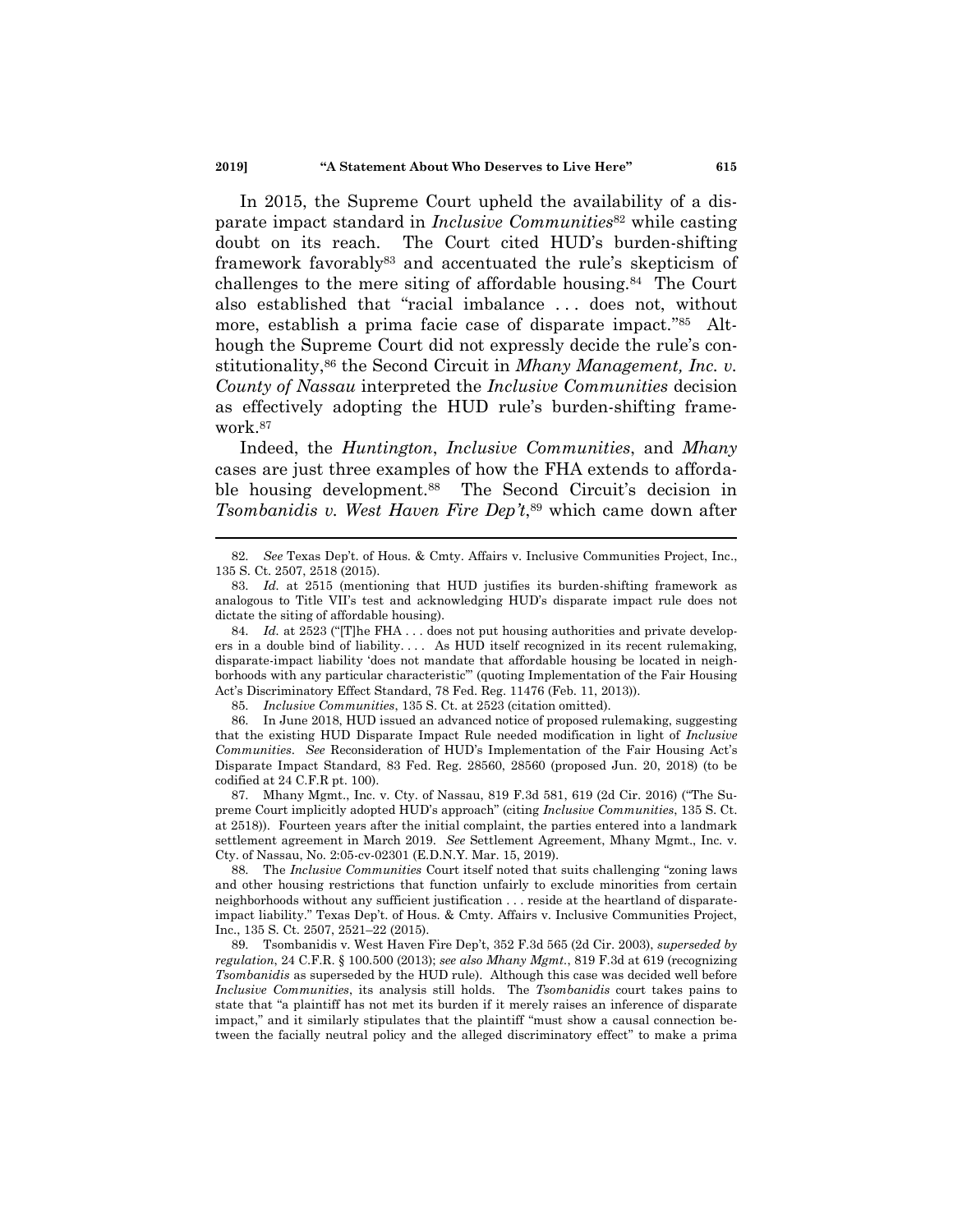In 2015, the Supreme Court upheld the availability of a disparate impact standard in *Inclusive Communities*[82] while casting doubt on its reach. The Court cited HUD's burden-shifting framework favorably[83] and accentuated the rule's skepticism of challenges to the mere siting of affordable housing.[84] The Court also established that "racial imbalance . . . does not, without more, establish a prima facie case of disparate impact."[85] Although the Supreme Court did not expressly decide the rule's constitutionality,[86] the Second Circuit in *Mhany Management, Inc. v. County of Nassau* interpreted the *Inclusive Communities* decision as effectively adopting the HUD rule's burden-shifting framework.[87]

Indeed, the *Huntington*, *Inclusive Communities*, and *Mhany* cases are just three examples of how the FHA extends to affordable housing development.[88] The Second Circuit's decision in *Tsombanidis v. West Haven Fire Dep't*,[89] which came down after

---

82. *See* Texas Dep't. of Hous. & Cmty. Affairs v. Inclusive Communities Project, Inc., 135 S. Ct. 2507, 2518 (2015).

83. *Id.* at 2515 (mentioning that HUD justifies its burden-shifting framework as analogous to Title VII's test and acknowledging HUD's disparate impact rule does not dictate the siting of affordable housing).

84. *Id.* at 2523 ("[T]he FHA . . . does not put housing authorities and private developers in a double bind of liability. . . . As HUD itself recognized in its recent rulemaking, disparate-impact liability 'does not mandate that affordable housing be located in neighborhoods with any particular characteristic'" (quoting Implementation of the Fair Housing Act's Discriminatory Effect Standard, 78 Fed. Reg. 11476 (Feb. 11, 2013)).

85. *Inclusive Communities*, 135 S. Ct. at 2523 (citation omitted).

86. In June 2018, HUD issued an advanced notice of proposed rulemaking, suggesting that the existing HUD Disparate Impact Rule needed modification in light of *Inclusive Communities*. *See* Reconsideration of HUD's Implementation of the Fair Housing Act's Disparate Impact Standard, 83 Fed. Reg. 28560, 28560 (proposed Jun. 20, 2018) (to be codified at 24 C.F.R pt. 100).

87. Mhany Mgmt., Inc. v. Cty. of Nassau, 819 F.3d 581, 619 (2d Cir. 2016) ("The Supreme Court implicitly adopted HUD's approach" (citing *Inclusive Communities*, 135 S. Ct. at 2518)). Fourteen years after the initial complaint, the parties entered into a landmark settlement agreement in March 2019. *See* Settlement Agreement, Mhany Mgmt., Inc. v. Cty. of Nassau, No. 2:05-cv-02301 (E.D.N.Y. Mar. 15, 2019).

88. The *Inclusive Communities* Court itself noted that suits challenging "zoning laws and other housing restrictions that function unfairly to exclude minorities from certain neighborhoods without any sufficient justification . . . reside at the heartland of disparate-impact liability." Texas Dep't. of Hous. & Cmty. Affairs v. Inclusive Communities Project, Inc., 135 S. Ct. 2507, 2521–22 (2015).

89. Tsombanidis v. West Haven Fire Dep't, 352 F.3d 565 (2d Cir. 2003), *superseded by regulation*, 24 C.F.R. § 100.500 (2013); *see also Mhany Mgmt.*, 819 F.3d at 619 (recognizing *Tsombanidis* as superseded by the HUD rule). Although this case was decided well before *Inclusive Communities*, its analysis still holds. The *Tsombanidis* court takes pains to state that "a plaintiff has not met its burden if it merely raises an inference of disparate impact," and it similarly stipulates that the plaintiff "must show a causal connection between the facially neutral policy and the alleged discriminatory effect" to make a prima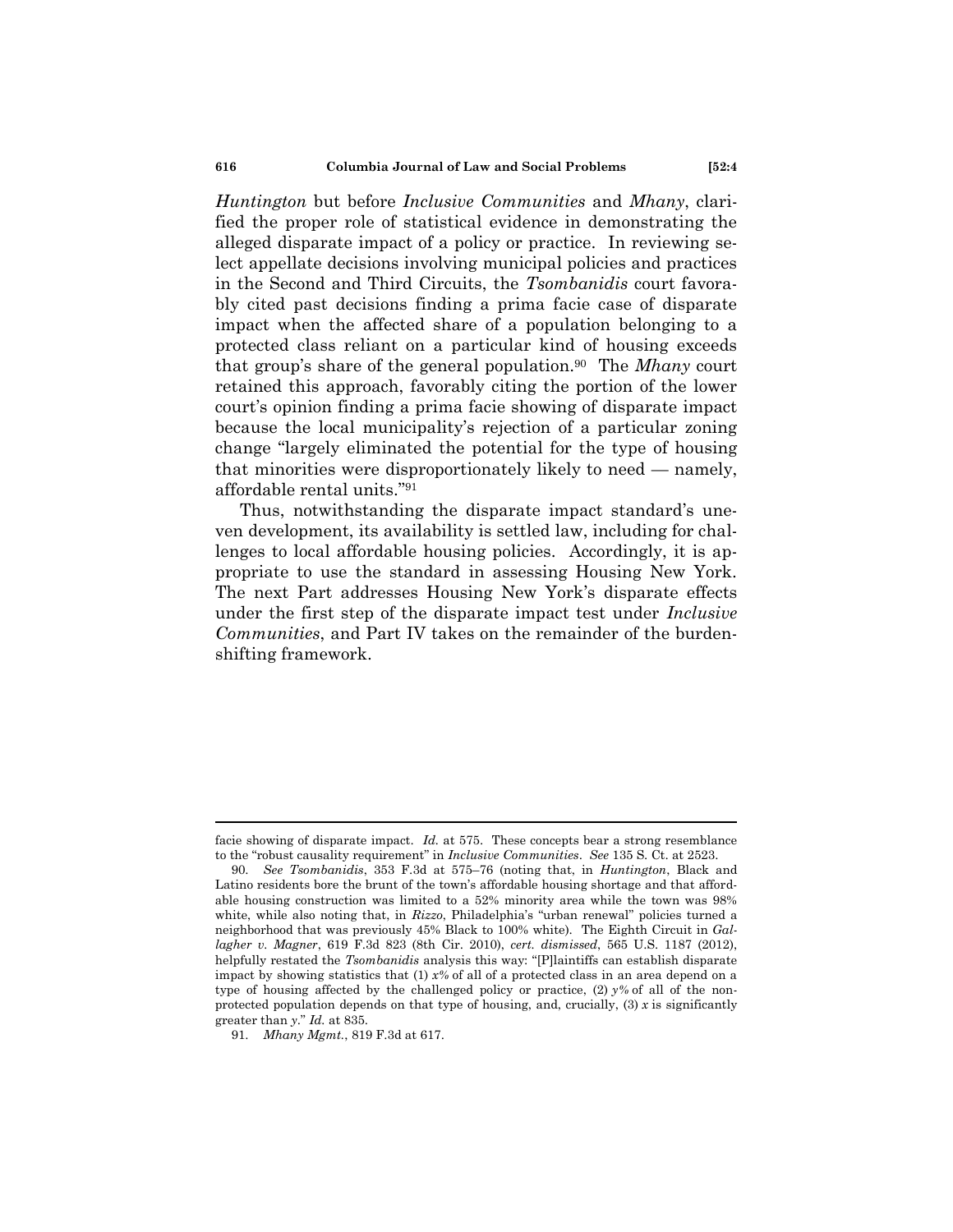*Huntington* but before *Inclusive Communities* and *Mhany*, clarified the proper role of statistical evidence in demonstrating the alleged disparate impact of a policy or practice. In reviewing select appellate decisions involving municipal policies and practices in the Second and Third Circuits, the *Tsombanidis* court favorably cited past decisions finding a prima facie case of disparate impact when the affected share of a population belonging to a protected class reliant on a particular kind of housing exceeds that group's share of the general population.[90] The *Mhany* court retained this approach, favorably citing the portion of the lower court's opinion finding a prima facie showing of disparate impact because the local municipality's rejection of a particular zoning change "largely eliminated the potential for the type of housing that minorities were disproportionately likely to need — namely, affordable rental units."[91]

Thus, notwithstanding the disparate impact standard's uneven development, its availability is settled law, including for challenges to local affordable housing policies. Accordingly, it is appropriate to use the standard in assessing Housing New York. The next Part addresses Housing New York's disparate effects under the first step of the disparate impact test under *Inclusive Communities*, and Part IV takes on the remainder of the burden-shifting framework.

---

facie showing of disparate impact. *Id.* at 575. These concepts bear a strong resemblance to the "robust causality requirement" in *Inclusive Communities*. *See* 135 S. Ct. at 2523.

90. *See Tsombanidis*, 353 F.3d at 575–76 (noting that, in *Huntington*, Black and Latino residents bore the brunt of the town's affordable housing shortage and that affordable housing construction was limited to a 52% minority area while the town was 98% white, while also noting that, in *Rizzo*, Philadelphia's "urban renewal" policies turned a neighborhood that was previously 45% Black to 100% white). The Eighth Circuit in *Gallagher v. Magner*, 619 F.3d 823 (8th Cir. 2010), *cert. dismissed*, 565 U.S. 1187 (2012), helpfully restated the *Tsombanidis* analysis this way: "[P]laintiffs can establish disparate impact by showing statistics that (1) *x%* of all of a protected class in an area depend on a type of housing affected by the challenged policy or practice, (2) *y%* of all of the non-protected population depends on that type of housing, and, crucially, (3) *x* is significantly greater than *y*." *Id.* at 835.

91. *Mhany Mgmt.*, 819 F.3d at 617.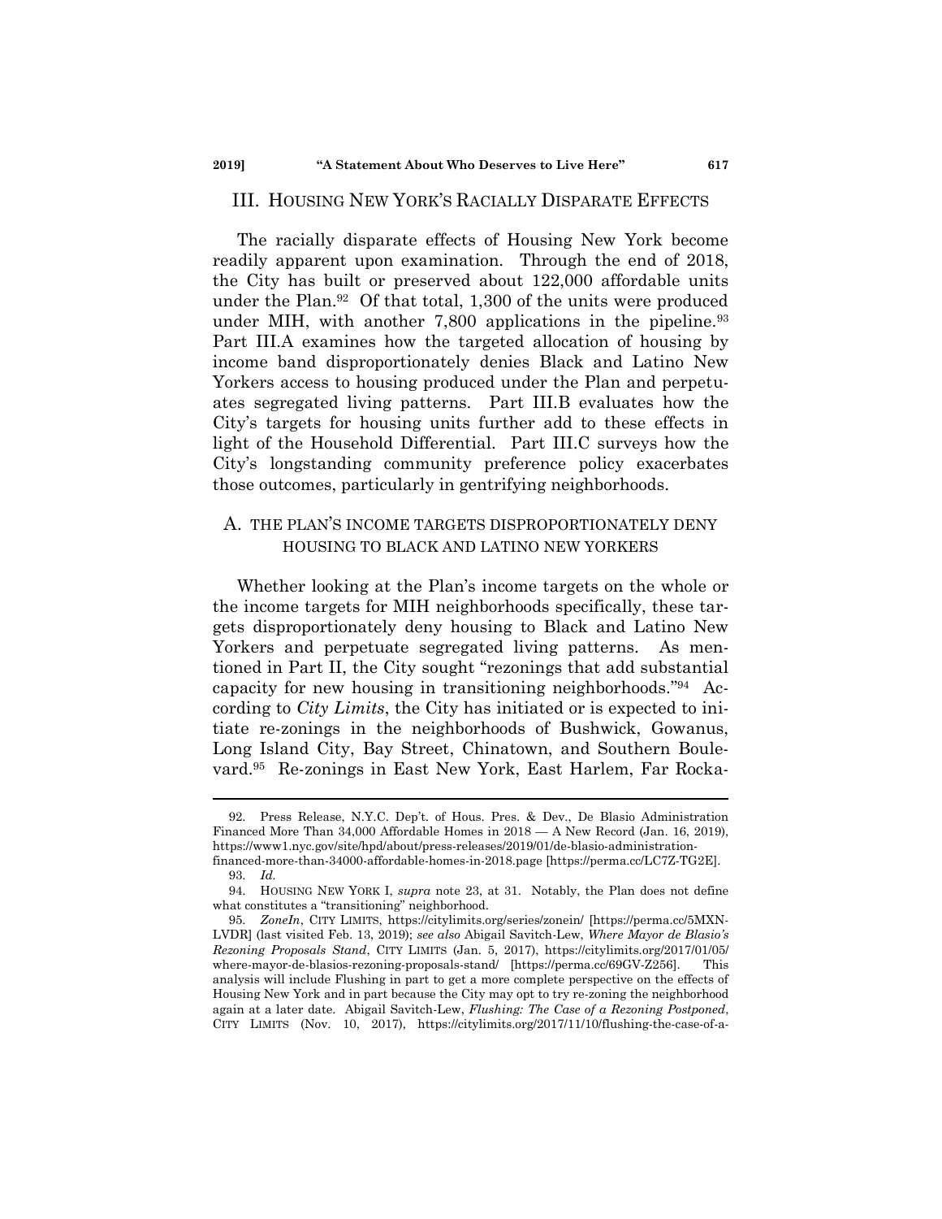## III. HOUSING NEW YORK'S RACIALLY DISPARATE EFFECTS

The racially disparate effects of Housing New York become readily apparent upon examination. Through the end of 2018, the City has built or preserved about 122,000 affordable units under the Plan.[92] Of that total, 1,300 of the units were produced under MIH, with another 7,800 applications in the pipeline.[93] Part III.A examines how the targeted allocation of housing by income band disproportionately denies Black and Latino New Yorkers access to housing produced under the Plan and perpetuates segregated living patterns. Part III.B evaluates how the City's targets for housing units further add to these effects in light of the Household Differential. Part III.C surveys how the City's longstanding community preference policy exacerbates those outcomes, particularly in gentrifying neighborhoods.

### A. THE PLAN'S INCOME TARGETS DISPROPORTIONATELY DENY HOUSING TO BLACK AND LATINO NEW YORKERS

Whether looking at the Plan's income targets on the whole or the income targets for MIH neighborhoods specifically, these targets disproportionately deny housing to Black and Latino New Yorkers and perpetuate segregated living patterns. As mentioned in Part II, the City sought "rezonings that add substantial capacity for new housing in transitioning neighborhoods."[94] According to *City Limits*, the City has initiated or is expected to initiate re-zonings in the neighborhoods of Bushwick, Gowanus, Long Island City, Bay Street, Chinatown, and Southern Boulevard.[95] Re-zonings in East New York, East Harlem, Far Rocka-

---

92. Press Release, N.Y.C. Dep't. of Hous. Pres. & Dev., De Blasio Administration Financed More Than 34,000 Affordable Homes in 2018 — A New Record (Jan. 16, 2019), https://www1.nyc.gov/site/hpd/about/press-releases/2019/01/de-blasio-administration-financed-more-than-34000-affordable-homes-in-2018.page [https://perma.cc/LC7Z-TG2E].

93. *Id.*

94. HOUSING NEW YORK I, *supra* note 23, at 31. Notably, the Plan does not define what constitutes a "transitioning" neighborhood.

95. *ZoneIn*, CITY LIMITS, https://citylimits.org/series/zonein/ [https://perma.cc/5MXN-LVDR] (last visited Feb. 13, 2019); *see also* Abigail Savitch-Lew, *Where Mayor de Blasio's Rezoning Proposals Stand*, CITY LIMITS (Jan. 5, 2017), https://citylimits.org/2017/01/05/where-mayor-de-blasios-rezoning-proposals-stand/ [https://perma.cc/69GV-Z256]. This analysis will include Flushing in part to get a more complete perspective on the effects of Housing New York and in part because the City may opt to try re-zoning the neighborhood again at a later date. Abigail Savitch-Lew, *Flushing: The Case of a Rezoning Postponed*, CITY LIMITS (Nov. 10, 2017), https://citylimits.org/2017/11/10/flushing-the-case-of-a-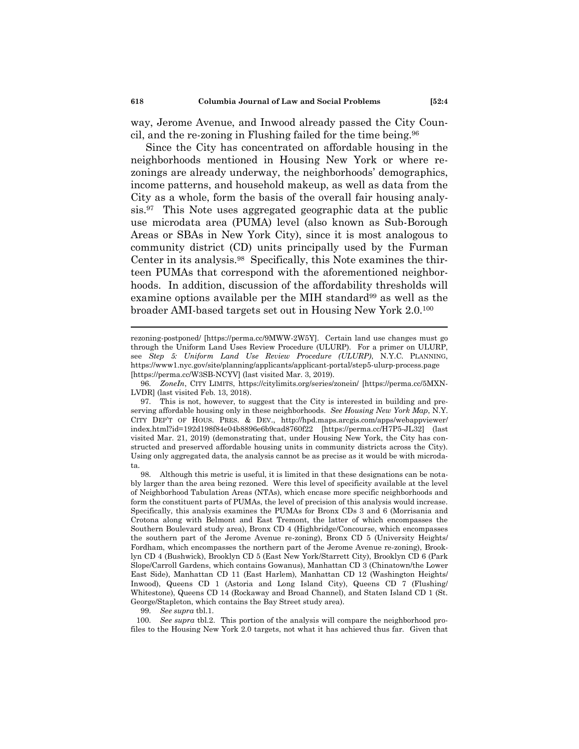way, Jerome Avenue, and Inwood already passed the City Council, and the re-zoning in Flushing failed for the time being.[96]

Since the City has concentrated on affordable housing in the neighborhoods mentioned in Housing New York or where re-zonings are already underway, the neighborhoods' demographics, income patterns, and household makeup, as well as data from the City as a whole, form the basis of the overall fair housing analysis.[97] This Note uses aggregated geographic data at the public use microdata area (PUMA) level (also known as Sub-Borough Areas or SBAs in New York City), since it is most analogous to community district (CD) units principally used by the Furman Center in its analysis.[98] Specifically, this Note examines the thirteen PUMAs that correspond with the aforementioned neighborhoods. In addition, discussion of the affordability thresholds will examine options available per the MIH standard[99] as well as the broader AMI-based targets set out in Housing New York 2.0.[100]

---

rezoning-postponed/ [https://perma.cc/9MWW-2W5Y]. Certain land use changes must go through the Uniform Land Uses Review Procedure (ULURP). For a primer on ULURP, see *Step 5: Uniform Land Use Review Procedure (ULURP)*, N.Y.C. PLANNING, https://www1.nyc.gov/site/planning/applicants/applicant-portal/step5-ulurp-process.page [https://perma.cc/W3SB-NCYV] (last visited Mar. 3, 2019).

96. *ZoneIn*, CITY LIMITS, https://citylimits.org/series/zonein/ [https://perma.cc/5MXN-LVDR] (last visited Feb. 13, 2018).

97. This is not, however, to suggest that the City is interested in building and preserving affordable housing only in these neighborhoods. *See Housing New York Map*, N.Y. CITY DEP'T OF HOUS. PRES. & DEV., http://hpd.maps.arcgis.com/apps/webappviewer/index.html?id=192d198f84e04b8896e6b9cad8760f22 [https://perma.cc/H7P5-JL32] (last visited Mar. 21, 2019) (demonstrating that, under Housing New York, the City has constructed and preserved affordable housing units in community districts across the City). Using only aggregated data, the analysis cannot be as precise as it would be with microdata.

98. Although this metric is useful, it is limited in that these designations can be notably larger than the area being rezoned. Were this level of specificity available at the level of Neighborhood Tabulation Areas (NTAs), which encase more specific neighborhoods and form the constituent parts of PUMAs, the level of precision of this analysis would increase. Specifically, this analysis examines the PUMAs for Bronx CDs 3 and 6 (Morrisania and Crotona along with Belmont and East Tremont, the latter of which encompasses the Southern Boulevard study area), Bronx CD 4 (Highbridge/Concourse, which encompasses the southern part of the Jerome Avenue re-zoning), Bronx CD 5 (University Heights/Fordham, which encompasses the northern part of the Jerome Avenue re-zoning), Brooklyn CD 4 (Bushwick), Brooklyn CD 5 (East New York/Starrett City), Brooklyn CD 6 (Park Slope/Carroll Gardens, which contains Gowanus), Manhattan CD 3 (Chinatown/the Lower East Side), Manhattan CD 11 (East Harlem), Manhattan CD 12 (Washington Heights/Inwood), Queens CD 1 (Astoria and Long Island City), Queens CD 7 (Flushing/Whitestone), Queens CD 14 (Rockaway and Broad Channel), and Staten Island CD 1 (St. George/Stapleton, which contains the Bay Street study area).

99. *See supra* tbl.1.

100. *See supra* tbl.2. This portion of the analysis will compare the neighborhood profiles to the Housing New York 2.0 targets, not what it has achieved thus far. Given that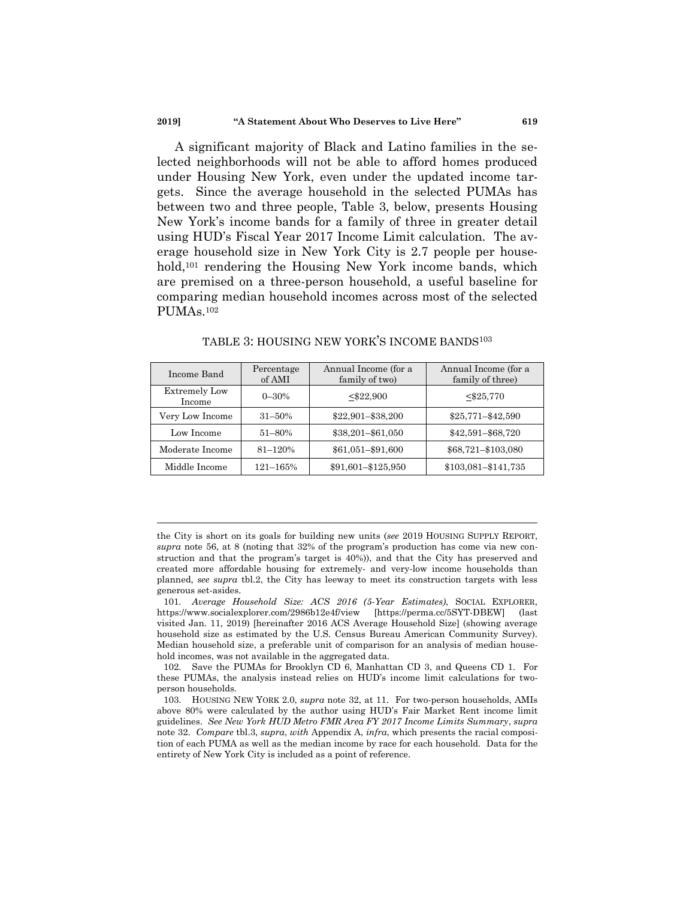A significant majority of Black and Latino families in the selected neighborhoods will not be able to afford homes produced under Housing New York, even under the updated income targets. Since the average household in the selected PUMAs has between two and three people, Table 3, below, presents Housing New York's income bands for a family of three in greater detail using HUD's Fiscal Year 2017 Income Limit calculation. The average household size in New York City is 2.7 people per household,[101] rendering the Housing New York income bands, which are premised on a three-person household, a useful baseline for comparing median household incomes across most of the selected PUMAs.[102]

TABLE 3: HOUSING NEW YORK'S INCOME BANDS[103]

| Income Band | Percentage of AMI | Annual Income (for a family of two) | Annual Income (for a family of three) |
|---|---|---|---|
| Extremely Low Income | 0–30% | ≤$22,900 | ≤$25,770 |
| Very Low Income | 31–50% | $22,901–$38,200 | $25,771–$42,590 |
| Low Income | 51–80% | $38,201–$61,050 | $42,591–$68,720 |
| Moderate Income | 81–120% | $61,051–$91,600 | $68,721–$103,080 |
| Middle Income | 121–165% | $91,601–$125,950 | $103,081–$141,735 |

---

the City is short on its goals for building new units (*see* 2019 HOUSING SUPPLY REPORT, *supra* note 56, at 8 (noting that 32% of the program's production has come via new construction and that the program's target is 40%)), and that the City has preserved and created more affordable housing for extremely- and very-low income households than planned, *see supra* tbl.2, the City has leeway to meet its construction targets with less generous set-asides.

101. *Average Household Size: ACS 2016 (5-Year Estimates)*, SOCIAL EXPLORER, https://www.socialexplorer.com/2986b12e4f/view [https://perma.cc/5SYT-DBEW] (last visited Jan. 11, 2019) [hereinafter 2016 ACS Average Household Size] (showing average household size as estimated by the U.S. Census Bureau American Community Survey). Median household size, a preferable unit of comparison for an analysis of median household incomes, was not available in the aggregated data.

102. Save the PUMAs for Brooklyn CD 6, Manhattan CD 3, and Queens CD 1. For these PUMAs, the analysis instead relies on HUD's income limit calculations for two-person households.

103. HOUSING NEW YORK 2.0, *supra* note 32, at 11. For two-person households, AMIs above 80% were calculated by the author using HUD's Fair Market Rent income limit guidelines. *See New York HUD Metro FMR Area FY 2017 Income Limits Summary*, *supra* note 32. *Compare* tbl.3, *supra*, *with* Appendix A, *infra*, which presents the racial composition of each PUMA as well as the median income by race for each household. Data for the entirety of New York City is included as a point of reference.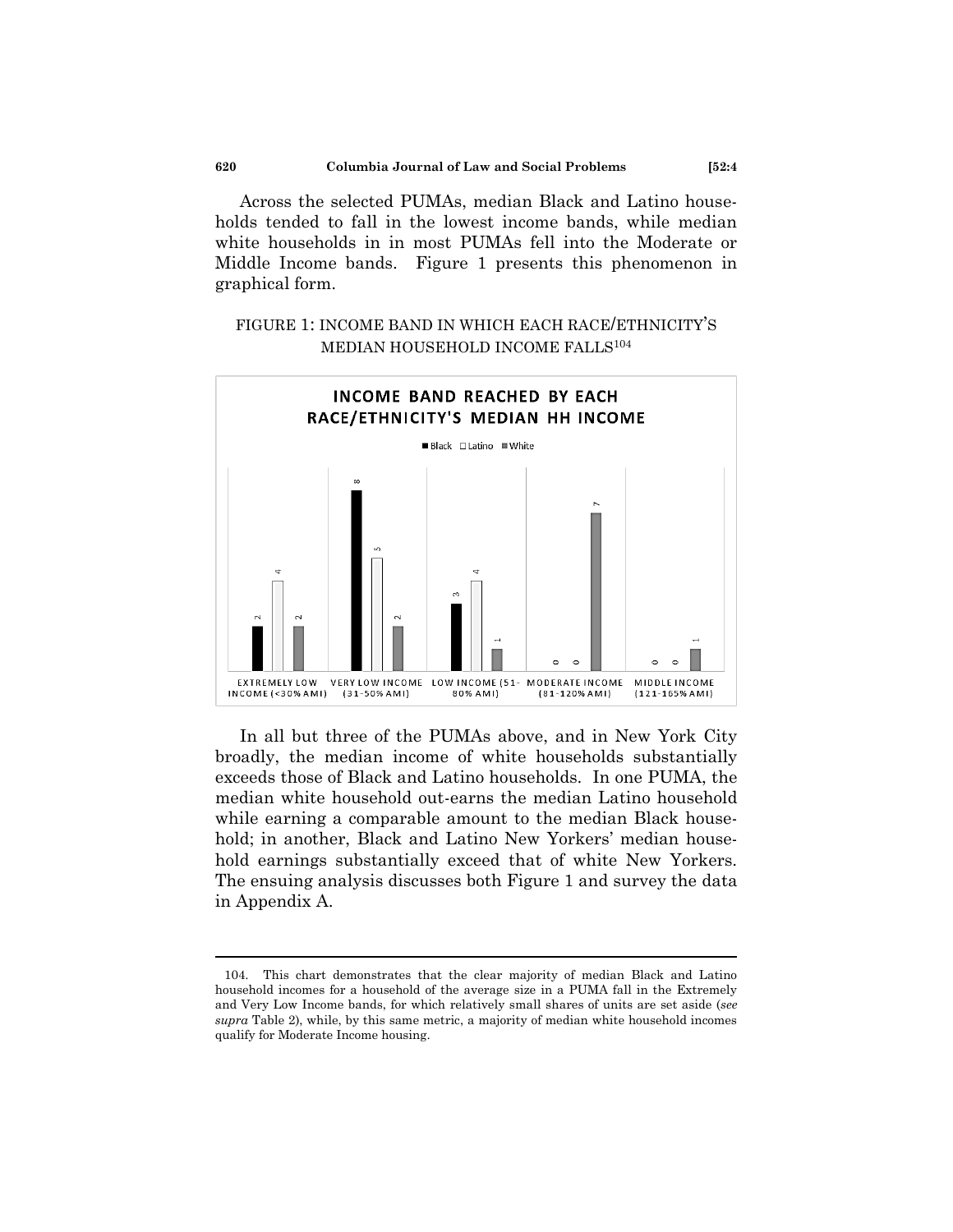Across the selected PUMAs, median Black and Latino households tended to fall in the lowest income bands, while median white households in in most PUMAs fell into the Moderate or Middle Income bands. Figure 1 presents this phenomenon in graphical form.

FIGURE 1: INCOME BAND IN WHICH EACH RACE/ETHNICITY'S MEDIAN HOUSEHOLD INCOME FALLS[104]

**INCOME BAND REACHED BY EACH RACE/ETHNICITY'S MEDIAN HH INCOME**

| | Black | Latino | White |
|---|---|---|---|
| EXTREMELY LOW INCOME (<30% AMI) | 2 | 4 | 2 |
| VERY LOW INCOME (31-50% AMI) | 8 | 5 | 2 |
| LOW INCOME (51-80% AMI) | 3 | 4 | 1 |
| MODERATE INCOME (81-120% AMI) | 0 | 0 | 7 |
| MIDDLE INCOME (121-165% AMI) | 0 | 0 | 1 |

In all but three of the PUMAs above, and in New York City broadly, the median income of white households substantially exceeds those of Black and Latino households. In one PUMA, the median white household out-earns the median Latino household while earning a comparable amount to the median Black household; in another, Black and Latino New Yorkers' median household earnings substantially exceed that of white New Yorkers. The ensuing analysis discusses both Figure 1 and survey the data in Appendix A.

---

104. This chart demonstrates that the clear majority of median Black and Latino household incomes for a household of the average size in a PUMA fall in the Extremely and Very Low Income bands, for which relatively small shares of units are set aside (*see supra* Table 2), while, by this same metric, a majority of median white household incomes qualify for Moderate Income housing.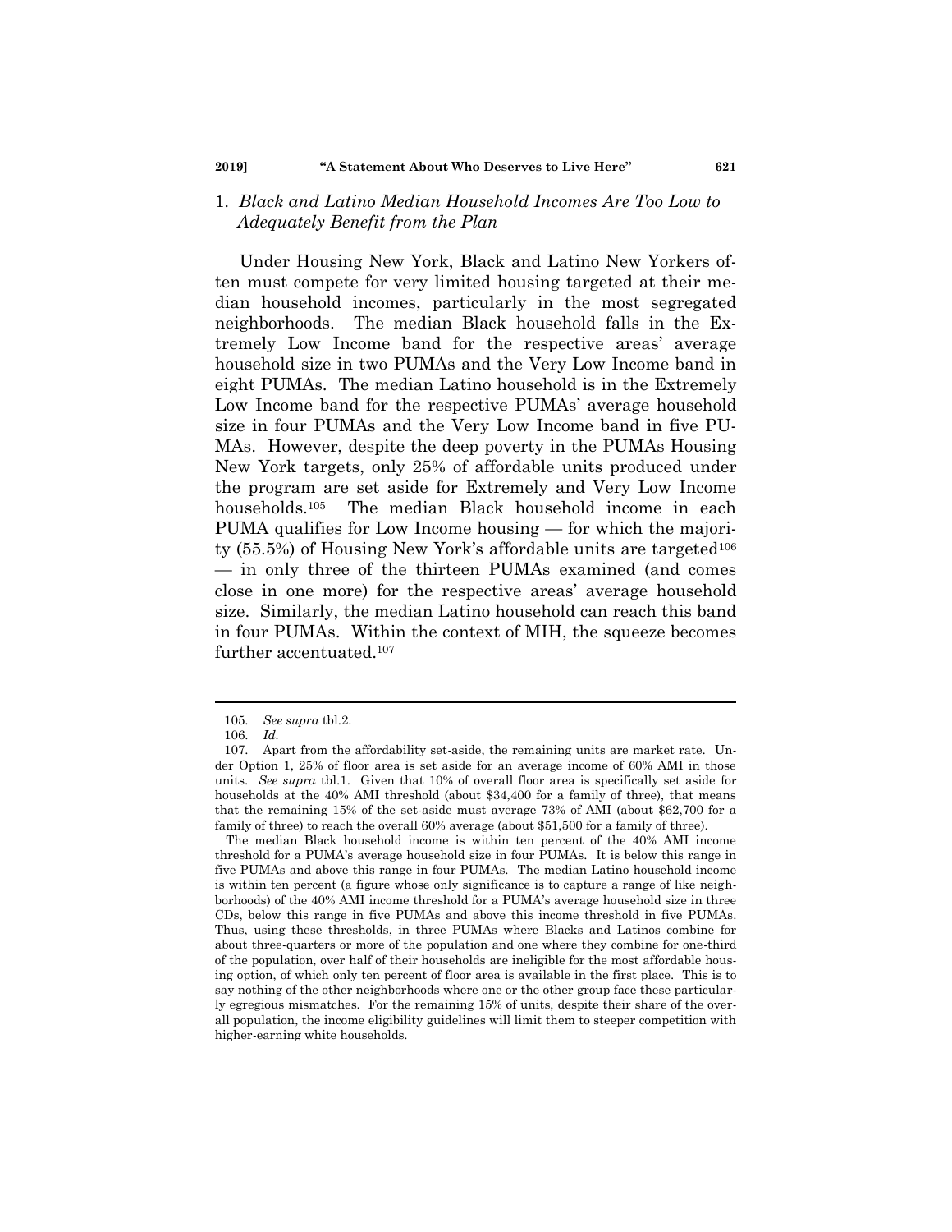### 1. *Black and Latino Median Household Incomes Are Too Low to Adequately Benefit from the Plan*

Under Housing New York, Black and Latino New Yorkers often must compete for very limited housing targeted at their median household incomes, particularly in the most segregated neighborhoods. The median Black household falls in the Extremely Low Income band for the respective areas' average household size in two PUMAs and the Very Low Income band in eight PUMAs. The median Latino household is in the Extremely Low Income band for the respective PUMAs' average household size in four PUMAs and the Very Low Income band in five PUMAs. However, despite the deep poverty in the PUMAs Housing New York targets, only 25% of affordable units produced under the program are set aside for Extremely and Very Low Income households.[105] The median Black household income in each PUMA qualifies for Low Income housing — for which the majority (55.5%) of Housing New York's affordable units are targeted[106] — in only three of the thirteen PUMAs examined (and comes close in one more) for the respective areas' average household size. Similarly, the median Latino household can reach this band in four PUMAs. Within the context of MIH, the squeeze becomes further accentuated.[107]

---

105. *See supra* tbl.2.

106. *Id.*

107. Apart from the affordability set-aside, the remaining units are market rate. Under Option 1, 25% of floor area is set aside for an average income of 60% AMI in those units. *See supra* tbl.1. Given that 10% of overall floor area is specifically set aside for households at the 40% AMI threshold (about $34,400 for a family of three), that means that the remaining 15% of the set-aside must average 73% of AMI (about $62,700 for a family of three) to reach the overall 60% average (about $51,500 for a family of three).

The median Black household income is within ten percent of the 40% AMI income threshold for a PUMA's average household size in four PUMAs. It is below this range in five PUMAs and above this range in four PUMAs. The median Latino household income is within ten percent (a figure whose only significance is to capture a range of like neighborhoods) of the 40% AMI income threshold for a PUMA's average household size in three CDs, below this range in five PUMAs and above this income threshold in five PUMAs. Thus, using these thresholds, in three PUMAs where Blacks and Latinos combine for about three-quarters or more of the population and one where they combine for one-third of the population, over half of their households are ineligible for the most affordable housing option, of which only ten percent of floor area is available in the first place. This is to say nothing of the other neighborhoods where one or the other group face these particularly egregious mismatches. For the remaining 15% of units, despite their share of the overall population, the income eligibility guidelines will limit them to steeper competition with higher-earning white households.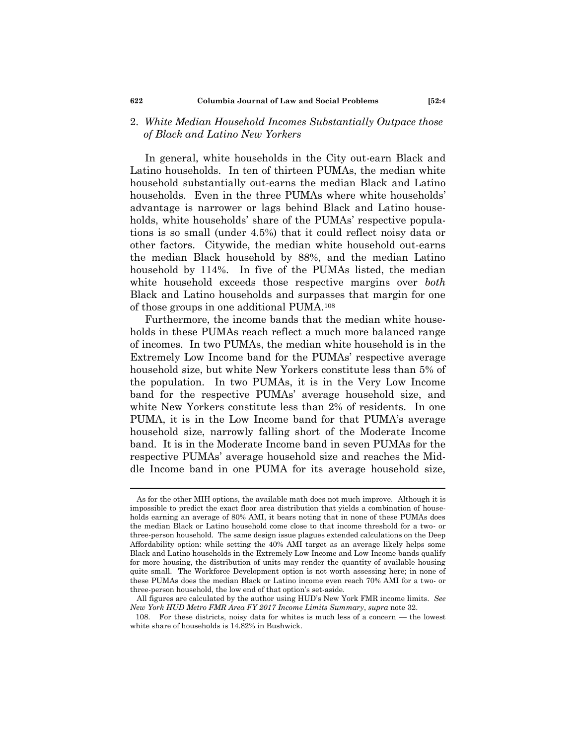### 2. *White Median Household Incomes Substantially Outpace those of Black and Latino New Yorkers*

In general, white households in the City out-earn Black and Latino households. In ten of thirteen PUMAs, the median white household substantially out-earns the median Black and Latino households. Even in the three PUMAs where white households' advantage is narrower or lags behind Black and Latino households, white households' share of the PUMAs' respective populations is so small (under 4.5%) that it could reflect noisy data or other factors. Citywide, the median white household out-earns the median Black household by 88%, and the median Latino household by 114%. In five of the PUMAs listed, the median white household exceeds those respective margins over *both* Black and Latino households and surpasses that margin for one of those groups in one additional PUMA.[108]

Furthermore, the income bands that the median white households in these PUMAs reach reflect a much more balanced range of incomes. In two PUMAs, the median white household is in the Extremely Low Income band for the PUMAs' respective average household size, but white New Yorkers constitute less than 5% of the population. In two PUMAs, it is in the Very Low Income band for the respective PUMAs' average household size, and white New Yorkers constitute less than 2% of residents. In one PUMA, it is in the Low Income band for that PUMA's average household size, narrowly falling short of the Moderate Income band. It is in the Moderate Income band in seven PUMAs for the respective PUMAs' average household size and reaches the Middle Income band in one PUMA for its average household size,

---

As for the other MIH options, the available math does not much improve. Although it is impossible to predict the exact floor area distribution that yields a combination of households earning an average of 80% AMI, it bears noting that in none of these PUMAs does the median Black or Latino household come close to that income threshold for a two- or three-person household. The same design issue plagues extended calculations on the Deep Affordability option: while setting the 40% AMI target as an average likely helps some Black and Latino households in the Extremely Low Income and Low Income bands qualify for more housing, the distribution of units may render the quantity of available housing quite small. The Workforce Development option is not worth assessing here; in none of these PUMAs does the median Black or Latino income even reach 70% AMI for a two- or three-person household, the low end of that option's set-aside.

All figures are calculated by the author using HUD's New York FMR income limits. *See New York HUD Metro FMR Area FY 2017 Income Limits Summary*, *supra* note 32.

108. For these districts, noisy data for whites is much less of a concern — the lowest white share of households is 14.82% in Bushwick.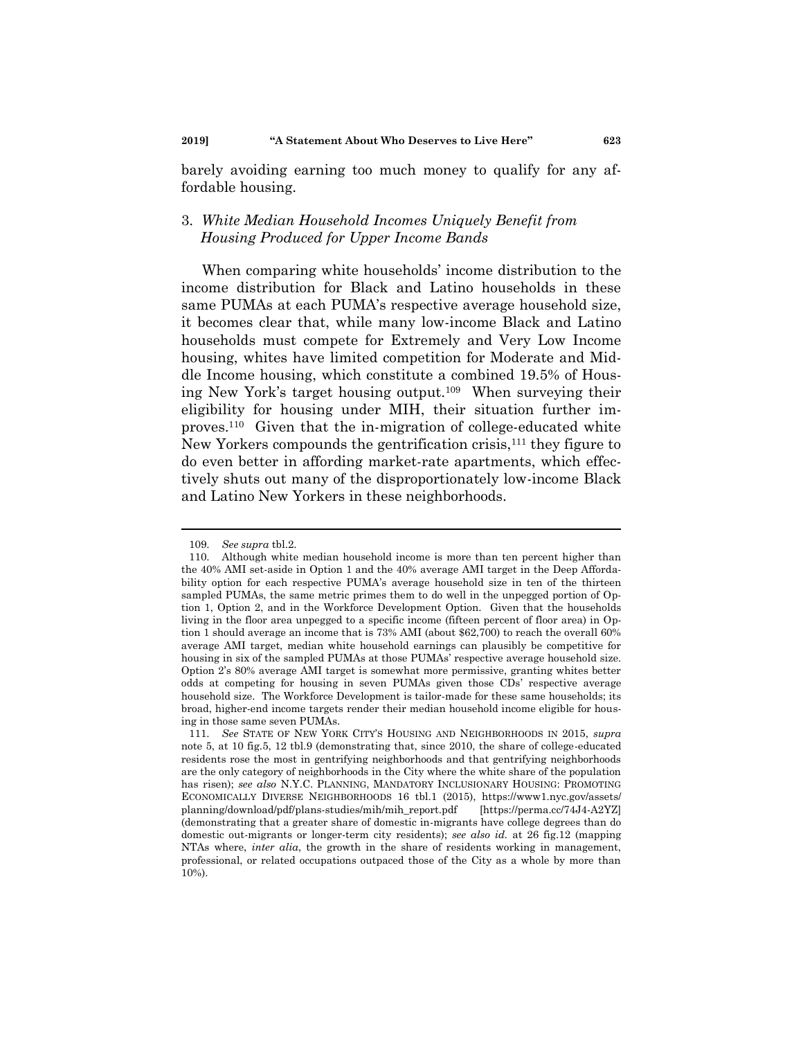barely avoiding earning too much money to qualify for any affordable housing.

### 3. *White Median Household Incomes Uniquely Benefit from Housing Produced for Upper Income Bands*

When comparing white households' income distribution to the income distribution for Black and Latino households in these same PUMAs at each PUMA's respective average household size, it becomes clear that, while many low-income Black and Latino households must compete for Extremely and Very Low Income housing, whites have limited competition for Moderate and Middle Income housing, which constitute a combined 19.5% of Housing New York's target housing output.[109] When surveying their eligibility for housing under MIH, their situation further improves.[110] Given that the in-migration of college-educated white New Yorkers compounds the gentrification crisis,[111] they figure to do even better in affording market-rate apartments, which effectively shuts out many of the disproportionately low-income Black and Latino New Yorkers in these neighborhoods.

---

109. *See supra* tbl.2.

110. Although white median household income is more than ten percent higher than the 40% AMI set-aside in Option 1 and the 40% average AMI target in the Deep Affordability option for each respective PUMA's average household size in ten of the thirteen sampled PUMAs, the same metric primes them to do well in the unpegged portion of Option 1, Option 2, and in the Workforce Development Option. Given that the households living in the floor area unpegged to a specific income (fifteen percent of floor area) in Option 1 should average an income that is 73% AMI (about $62,700) to reach the overall 60% average AMI target, median white household earnings can plausibly be competitive for housing in six of the sampled PUMAs at those PUMAs' respective average household size. Option 2's 80% average AMI target is somewhat more permissive, granting whites better odds at competing for housing in seven PUMAs given those CDs' respective average household size. The Workforce Development is tailor-made for these same households; its broad, higher-end income targets render their median household income eligible for housing in those same seven PUMAs.

111. *See* STATE OF NEW YORK CITY'S HOUSING AND NEIGHBORHOODS IN 2015, *supra* note 5, at 10 fig.5, 12 tbl.9 (demonstrating that, since 2010, the share of college-educated residents rose the most in gentrifying neighborhoods and that gentrifying neighborhoods are the only category of neighborhoods in the City where the white share of the population has risen); *see also* N.Y.C. PLANNING, MANDATORY INCLUSIONARY HOUSING: PROMOTING ECONOMICALLY DIVERSE NEIGHBORHOODS 16 tbl.1 (2015), https://www1.nyc.gov/assets/planning/download/pdf/plans-studies/mih/mih_report.pdf [https://perma.cc/74J4-A2YZ] (demonstrating that a greater share of domestic in-migrants have college degrees than do domestic out-migrants or longer-term city residents); *see also id.* at 26 fig.12 (mapping NTAs where, *inter alia*, the growth in the share of residents working in management, professional, or related occupations outpaced those of the City as a whole by more than 10%).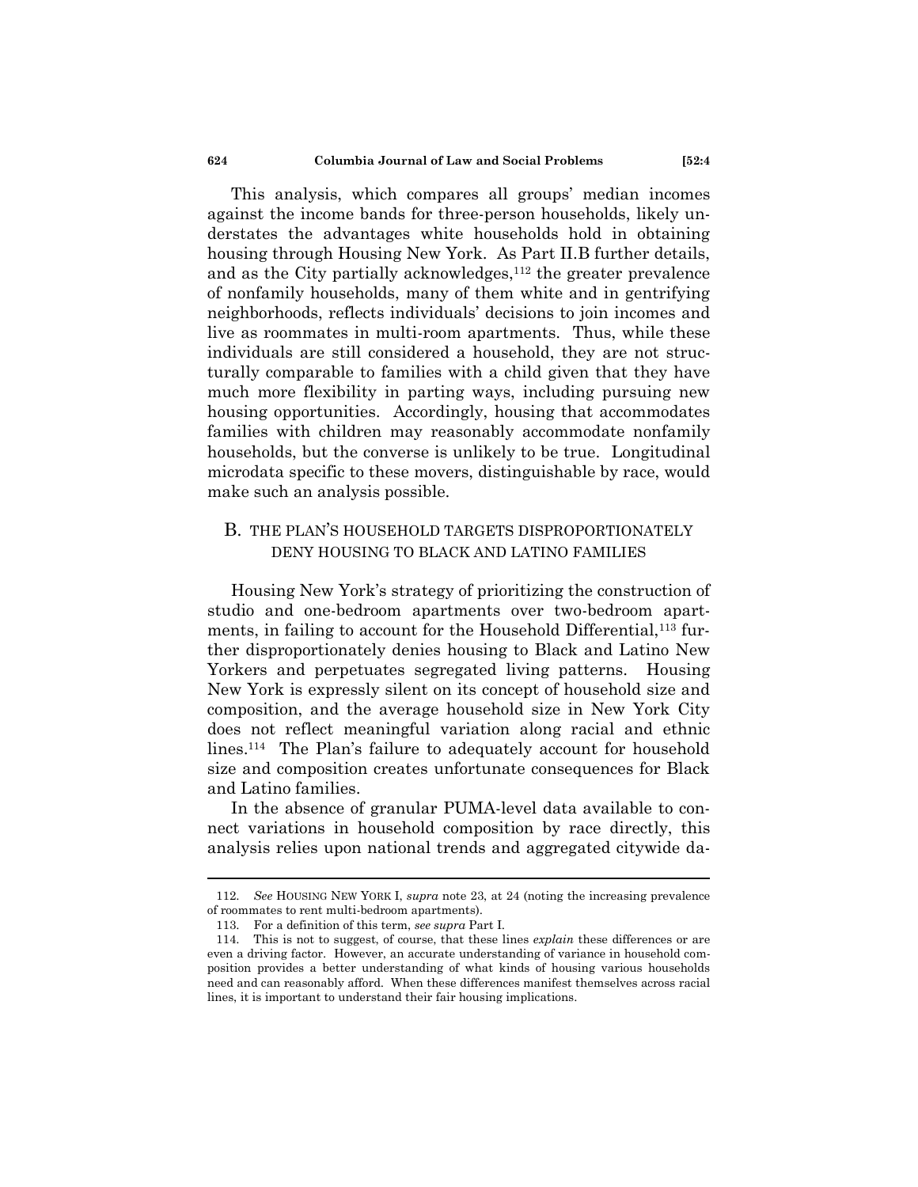This analysis, which compares all groups' median incomes against the income bands for three-person households, likely understates the advantages white households hold in obtaining housing through Housing New York. As Part II.B further details, and as the City partially acknowledges,[112] the greater prevalence of nonfamily households, many of them white and in gentrifying neighborhoods, reflects individuals' decisions to join incomes and live as roommates in multi-room apartments. Thus, while these individuals are still considered a household, they are not structurally comparable to families with a child given that they have much more flexibility in parting ways, including pursuing new housing opportunities. Accordingly, housing that accommodates families with children may reasonably accommodate nonfamily households, but the converse is unlikely to be true. Longitudinal microdata specific to these movers, distinguishable by race, would make such an analysis possible.

## B. THE PLAN'S HOUSEHOLD TARGETS DISPROPORTIONATELY DENY HOUSING TO BLACK AND LATINO FAMILIES

Housing New York's strategy of prioritizing the construction of studio and one-bedroom apartments over two-bedroom apartments, in failing to account for the Household Differential,[113] further disproportionately denies housing to Black and Latino New Yorkers and perpetuates segregated living patterns. Housing New York is expressly silent on its concept of household size and composition, and the average household size in New York City does not reflect meaningful variation along racial and ethnic lines.[114] The Plan's failure to adequately account for household size and composition creates unfortunate consequences for Black and Latino families.

In the absence of granular PUMA-level data available to connect variations in household composition by race directly, this analysis relies upon national trends and aggregated citywide da-

---

112. *See* HOUSING NEW YORK I, *supra* note 23, at 24 (noting the increasing prevalence of roommates to rent multi-bedroom apartments).

113. For a definition of this term, *see supra* Part I.

114. This is not to suggest, of course, that these lines *explain* these differences or are even a driving factor. However, an accurate understanding of variance in household composition provides a better understanding of what kinds of housing various households need and can reasonably afford. When these differences manifest themselves across racial lines, it is important to understand their fair housing implications.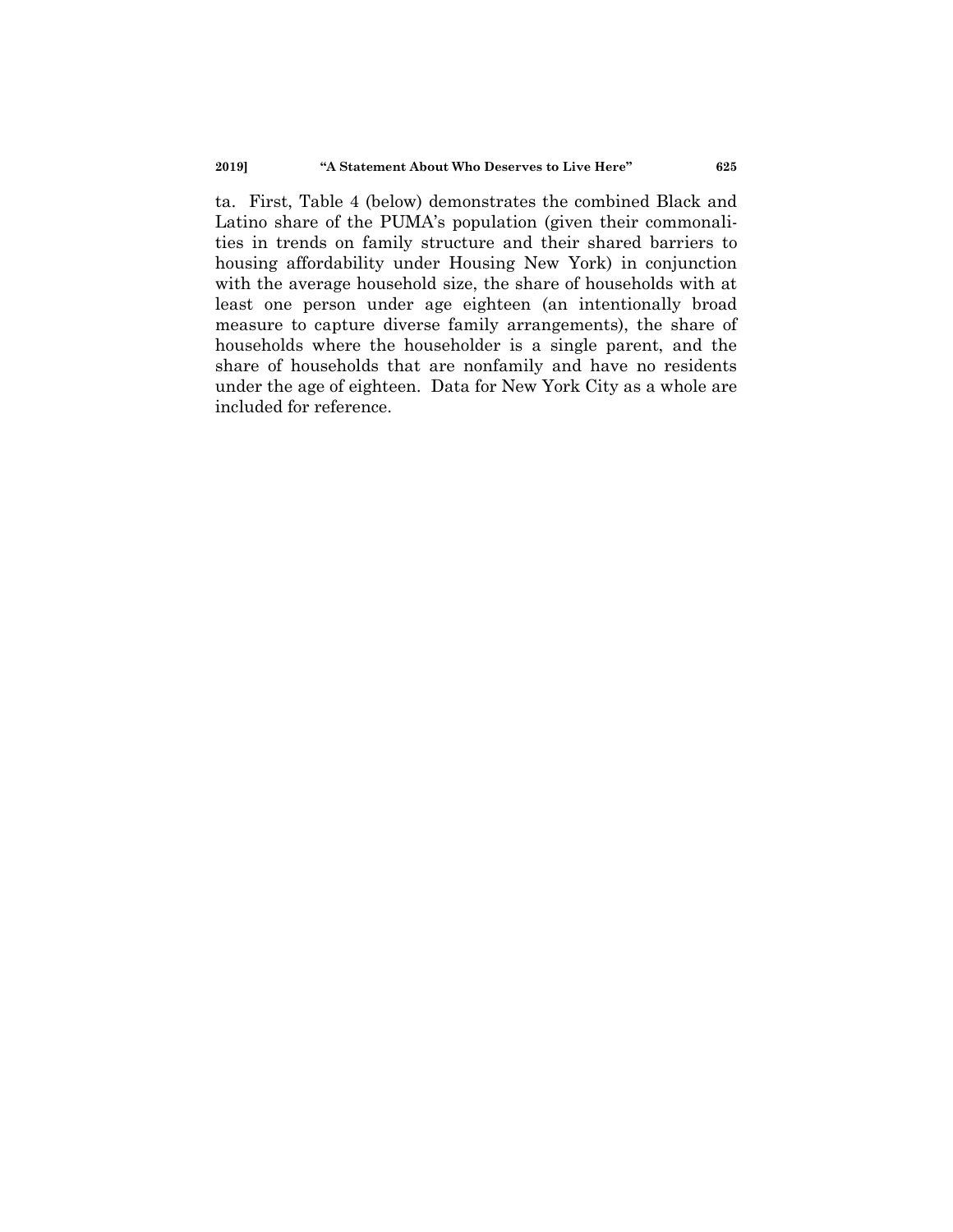ta. First, Table 4 (below) demonstrates the combined Black and Latino share of the PUMA's population (given their commonalities in trends on family structure and their shared barriers to housing affordability under Housing New York) in conjunction with the average household size, the share of households with at least one person under age eighteen (an intentionally broad measure to capture diverse family arrangements), the share of households where the householder is a single parent, and the share of households that are nonfamily and have no residents under the age of eighteen. Data for New York City as a whole are included for reference.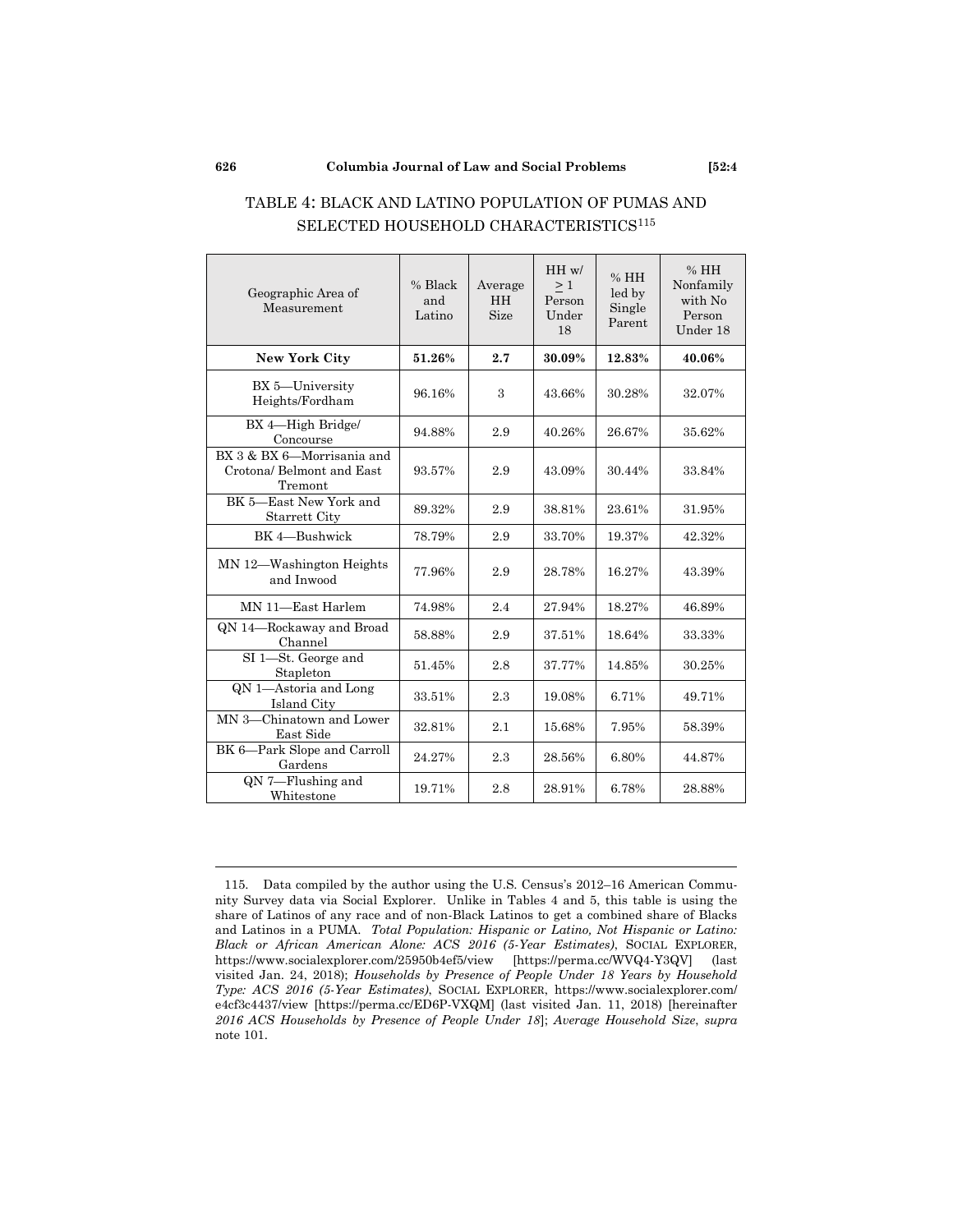## TABLE 4: BLACK AND LATINO POPULATION OF PUMAS AND SELECTED HOUSEHOLD CHARACTERISTICS[115]

| Geographic Area of Measurement | % Black and Latino | Average HH Size | HH w/ $\geq$ 1 Person Under 18 | % HH led by Single Parent | % HH Nonfamily with No Person Under 18 |
|---|---|---|---|---|---|
| **New York City** | **51.26%** | **2.7** | **30.09%** | **12.83%** | **40.06%** |
| BX 5—University Heights/Fordham | 96.16% | 3 | 43.66% | 30.28% | 32.07% |
| BX 4—High Bridge/ Concourse | 94.88% | 2.9 | 40.26% | 26.67% | 35.62% |
| BX 3 & BX 6—Morrisania and Crotona/ Belmont and East Tremont | 93.57% | 2.9 | 43.09% | 30.44% | 33.84% |
| BK 5—East New York and Starrett City | 89.32% | 2.9 | 38.81% | 23.61% | 31.95% |
| BK 4—Bushwick | 78.79% | 2.9 | 33.70% | 19.37% | 42.32% |
| MN 12—Washington Heights and Inwood | 77.96% | 2.9 | 28.78% | 16.27% | 43.39% |
| MN 11—East Harlem | 74.98% | 2.4 | 27.94% | 18.27% | 46.89% |
| QN 14—Rockaway and Broad Channel | 58.88% | 2.9 | 37.51% | 18.64% | 33.33% |
| SI 1—St. George and Stapleton | 51.45% | 2.8 | 37.77% | 14.85% | 30.25% |
| QN 1—Astoria and Long Island City | 33.51% | 2.3 | 19.08% | 6.71% | 49.71% |
| MN 3—Chinatown and Lower East Side | 32.81% | 2.1 | 15.68% | 7.95% | 58.39% |
| BK 6—Park Slope and Carroll Gardens | 24.27% | 2.3 | 28.56% | 6.80% | 44.87% |
| QN 7—Flushing and Whitestone | 19.71% | 2.8 | 28.91% | 6.78% | 28.88% |

115. Data compiled by the author using the U.S. Census's 2012–16 American Community Survey data via Social Explorer. Unlike in Tables 4 and 5, this table is using the share of Latinos of any race and of non-Black Latinos to get a combined share of Blacks and Latinos in a PUMA. *Total Population: Hispanic or Latino, Not Hispanic or Latino: Black or African American Alone: ACS 2016 (5-Year Estimates)*, SOCIAL EXPLORER, https://www.socialexplorer.com/25950b4ef5/view [https://perma.cc/WVQ4-Y3QV] (last visited Jan. 24, 2018); *Households by Presence of People Under 18 Years by Household Type: ACS 2016 (5-Year Estimates)*, SOCIAL EXPLORER, https://www.socialexplorer.com/e4cf3c4437/view [https://perma.cc/ED6P-VXQM] (last visited Jan. 11, 2018) [hereinafter *2016 ACS Households by Presence of People Under 18*]; *Average Household Size*, *supra* note 101.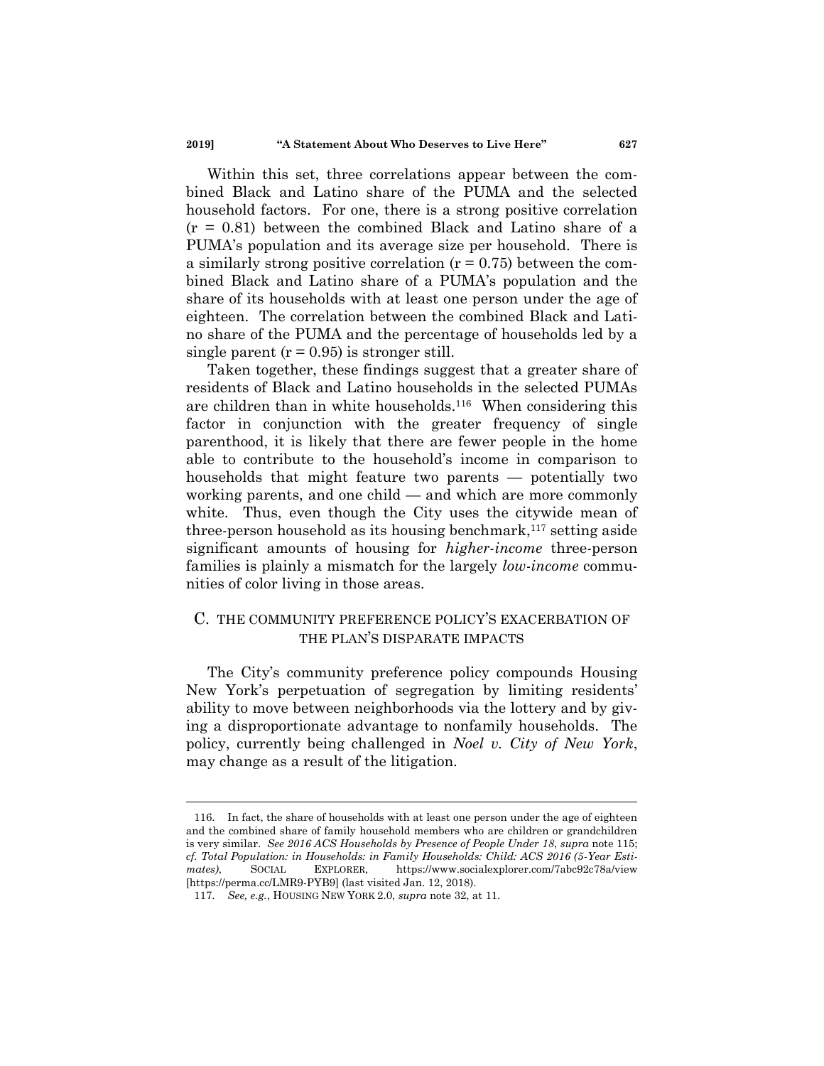Within this set, three correlations appear between the combined Black and Latino share of the PUMA and the selected household factors. For one, there is a strong positive correlation ($r = 0.81$) between the combined Black and Latino share of a PUMA's population and its average size per household. There is a similarly strong positive correlation ($r = 0.75$) between the combined Black and Latino share of a PUMA's population and the share of its households with at least one person under the age of eighteen. The correlation between the combined Black and Latino share of the PUMA and the percentage of households led by a single parent ($r = 0.95$) is stronger still.

Taken together, these findings suggest that a greater share of residents of Black and Latino households in the selected PUMAs are children than in white households.[116] When considering this factor in conjunction with the greater frequency of single parenthood, it is likely that there are fewer people in the home able to contribute to the household's income in comparison to households that might feature two parents — potentially two working parents, and one child — and which are more commonly white. Thus, even though the City uses the citywide mean of three-person household as its housing benchmark,[117] setting aside significant amounts of housing for *higher-income* three-person families is plainly a mismatch for the largely *low-income* communities of color living in those areas.

## C. THE COMMUNITY PREFERENCE POLICY'S EXACERBATION OF THE PLAN'S DISPARATE IMPACTS

The City's community preference policy compounds Housing New York's perpetuation of segregation by limiting residents' ability to move between neighborhoods via the lottery and by giving a disproportionate advantage to nonfamily households. The policy, currently being challenged in *Noel v. City of New York*, may change as a result of the litigation.

---

116. In fact, the share of households with at least one person under the age of eighteen and the combined share of family household members who are children or grandchildren is very similar. *See 2016 ACS Households by Presence of People Under 18*, *supra* note 115; *cf. Total Population: in Households: in Family Households: Child: ACS 2016 (5-Year Estimates)*, SOCIAL EXPLORER, https://www.socialexplorer.com/7abc92c78a/view [https://perma.cc/LMR9-PYB9] (last visited Jan. 12, 2018).

117. *See, e.g.*, HOUSING NEW YORK 2.0, *supra* note 32, at 11.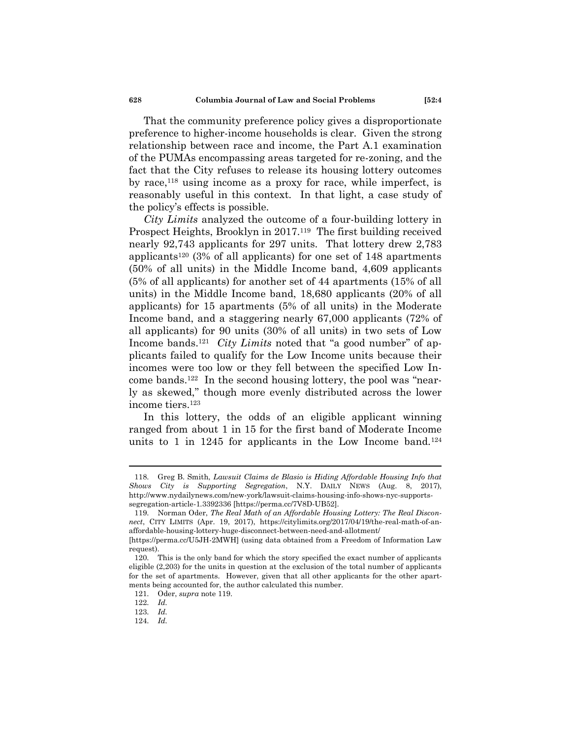That the community preference policy gives a disproportionate preference to higher-income households is clear. Given the strong relationship between race and income, the Part A.1 examination of the PUMAs encompassing areas targeted for re-zoning, and the fact that the City refuses to release its housing lottery outcomes by race,[118] using income as a proxy for race, while imperfect, is reasonably useful in this context. In that light, a case study of the policy's effects is possible.

*City Limits* analyzed the outcome of a four-building lottery in Prospect Heights, Brooklyn in 2017.[119] The first building received nearly 92,743 applicants for 297 units. That lottery drew 2,783 applicants[120] (3% of all applicants) for one set of 148 apartments (50% of all units) in the Middle Income band, 4,609 applicants (5% of all applicants) for another set of 44 apartments (15% of all units) in the Middle Income band, 18,680 applicants (20% of all applicants) for 15 apartments (5% of all units) in the Moderate Income band, and a staggering nearly 67,000 applicants (72% of all applicants) for 90 units (30% of all units) in two sets of Low Income bands.[121] *City Limits* noted that "a good number" of applicants failed to qualify for the Low Income units because their incomes were too low or they fell between the specified Low Income bands.[122] In the second housing lottery, the pool was "nearly as skewed," though more evenly distributed across the lower income tiers.[123]

In this lottery, the odds of an eligible applicant winning ranged from about 1 in 15 for the first band of Moderate Income units to 1 in 1245 for applicants in the Low Income band.[124]

---

118. Greg B. Smith, *Lawsuit Claims de Blasio is Hiding Affordable Housing Info that Shows City is Supporting Segregation*, N.Y. DAILY NEWS (Aug. 8, 2017), http://www.nydailynews.com/new-york/lawsuit-claims-housing-info-shows-nyc-supports-segregation-article-1.3392336 [https://perma.cc/7V8D-UB52].

119. Norman Oder, *The Real Math of an Affordable Housing Lottery: The Real Disconnect*, CITY LIMITS (Apr. 19, 2017), https://citylimits.org/2017/04/19/the-real-math-of-an-affordable-housing-lottery-huge-disconnect-between-need-and-allotment/ [https://perma.cc/U5JH-2MWH] (using data obtained from a Freedom of Information Law request).

120. This is the only band for which the story specified the exact number of applicants eligible (2,203) for the units in question at the exclusion of the total number of applicants for the set of apartments. However, given that all other applicants for the other apartments being accounted for, the author calculated this number.

121. Oder, *supra* note 119.

122. *Id.*

123. *Id.*

124. *Id.*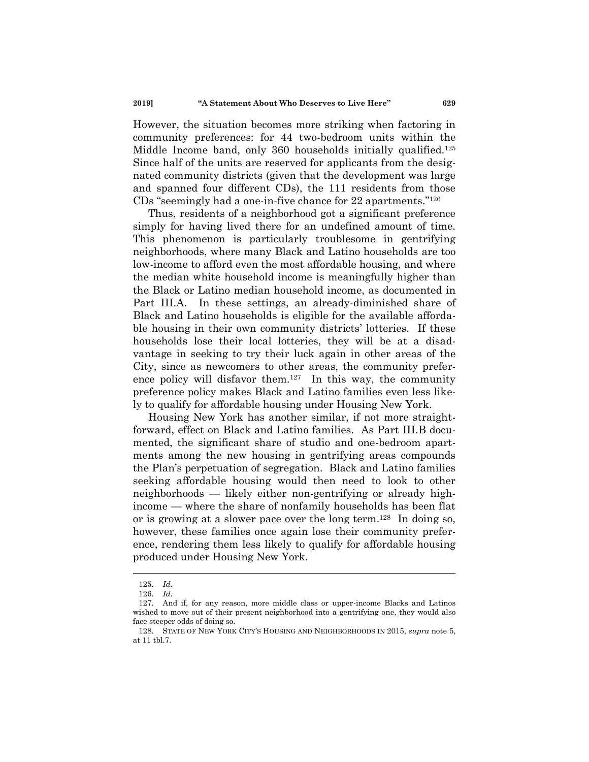However, the situation becomes more striking when factoring in community preferences: for 44 two-bedroom units within the Middle Income band, only 360 households initially qualified.[125] Since half of the units are reserved for applicants from the designated community districts (given that the development was large and spanned four different CDs), the 111 residents from those CDs "seemingly had a one-in-five chance for 22 apartments."[126]

Thus, residents of a neighborhood got a significant preference simply for having lived there for an undefined amount of time. This phenomenon is particularly troublesome in gentrifying neighborhoods, where many Black and Latino households are too low-income to afford even the most affordable housing, and where the median white household income is meaningfully higher than the Black or Latino median household income, as documented in Part III.A. In these settings, an already-diminished share of Black and Latino households is eligible for the available affordable housing in their own community districts' lotteries. If these households lose their local lotteries, they will be at a disadvantage in seeking to try their luck again in other areas of the City, since as newcomers to other areas, the community preference policy will disfavor them.[127] In this way, the community preference policy makes Black and Latino families even less likely to qualify for affordable housing under Housing New York.

Housing New York has another similar, if not more straightforward, effect on Black and Latino families. As Part III.B documented, the significant share of studio and one-bedroom apartments among the new housing in gentrifying areas compounds the Plan's perpetuation of segregation. Black and Latino families seeking affordable housing would then need to look to other neighborhoods — likely either non-gentrifying or already high-income — where the share of nonfamily households has been flat or is growing at a slower pace over the long term.[128] In doing so, however, these families once again lose their community preference, rendering them less likely to qualify for affordable housing produced under Housing New York.

---

125. *Id.*

126. *Id.*

127. And if, for any reason, more middle class or upper-income Blacks and Latinos wished to move out of their present neighborhood into a gentrifying one, they would also face steeper odds of doing so.

128. STATE OF NEW YORK CITY'S HOUSING AND NEIGHBORHOODS IN 2015, *supra* note 5, at 11 tbl.7.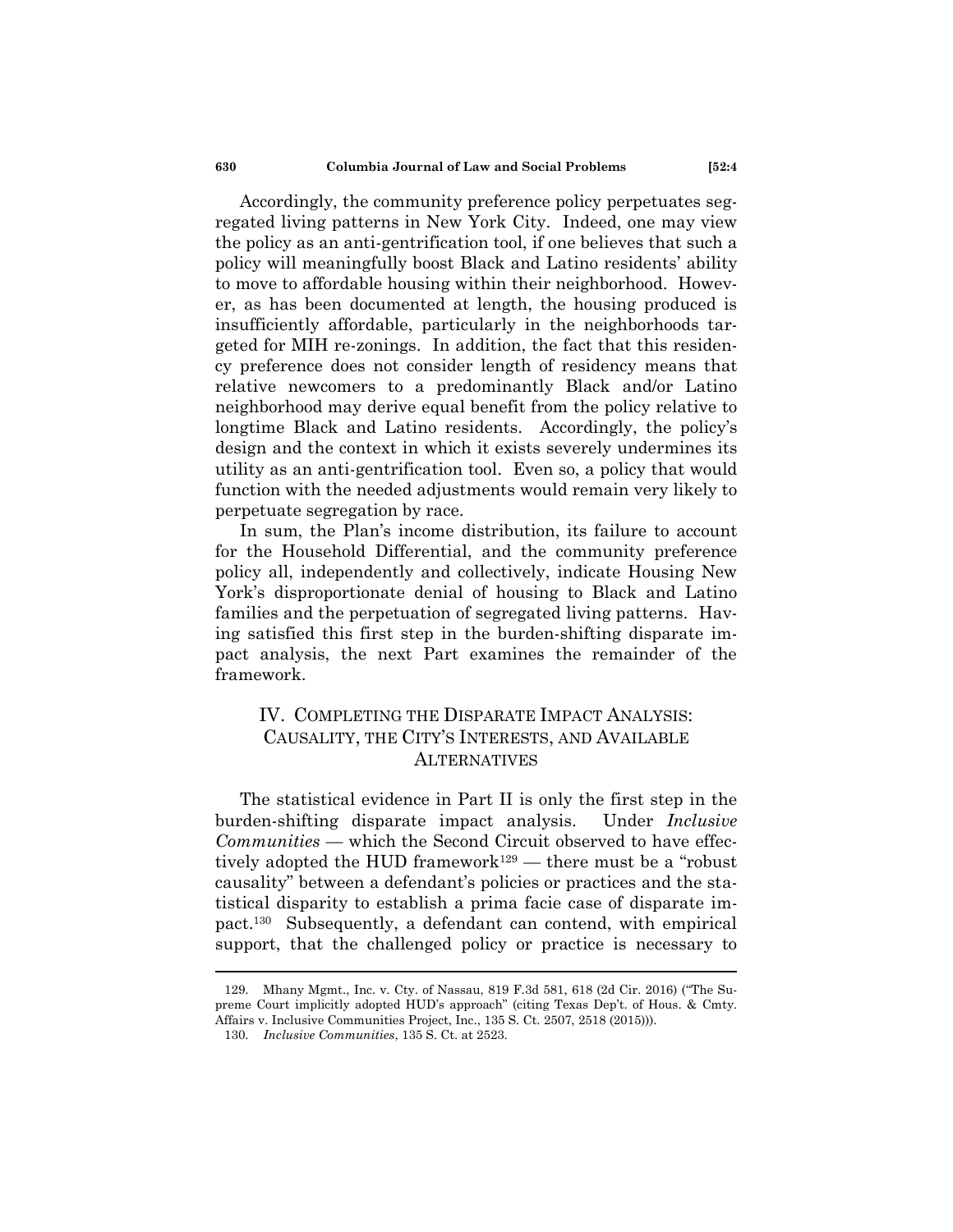Accordingly, the community preference policy perpetuates segregated living patterns in New York City. Indeed, one may view the policy as an anti-gentrification tool, if one believes that such a policy will meaningfully boost Black and Latino residents' ability to move to affordable housing within their neighborhood. However, as has been documented at length, the housing produced is insufficiently affordable, particularly in the neighborhoods targeted for MIH re-zonings. In addition, the fact that this residency preference does not consider length of residency means that relative newcomers to a predominantly Black and/or Latino neighborhood may derive equal benefit from the policy relative to longtime Black and Latino residents. Accordingly, the policy's design and the context in which it exists severely undermines its utility as an anti-gentrification tool. Even so, a policy that would function with the needed adjustments would remain very likely to perpetuate segregation by race.

In sum, the Plan's income distribution, its failure to account for the Household Differential, and the community preference policy all, independently and collectively, indicate Housing New York's disproportionate denial of housing to Black and Latino families and the perpetuation of segregated living patterns. Having satisfied this first step in the burden-shifting disparate impact analysis, the next Part examines the remainder of the framework.

## IV. Completing the Disparate Impact Analysis: Causality, the City's Interests, and Available Alternatives

The statistical evidence in Part II is only the first step in the burden-shifting disparate impact analysis. Under *Inclusive Communities* — which the Second Circuit observed to have effectively adopted the HUD framework[129] — there must be a "robust causality" between a defendant's policies or practices and the statistical disparity to establish a prima facie case of disparate impact.[130] Subsequently, a defendant can contend, with empirical support, that the challenged policy or practice is necessary to

---

129. Mhany Mgmt., Inc. v. Cty. of Nassau, 819 F.3d 581, 618 (2d Cir. 2016) ("The Supreme Court implicitly adopted HUD's approach" (citing Texas Dep't. of Hous. & Cmty. Affairs v. Inclusive Communities Project, Inc., 135 S. Ct. 2507, 2518 (2015))).

130. *Inclusive Communities*, 135 S. Ct. at 2523.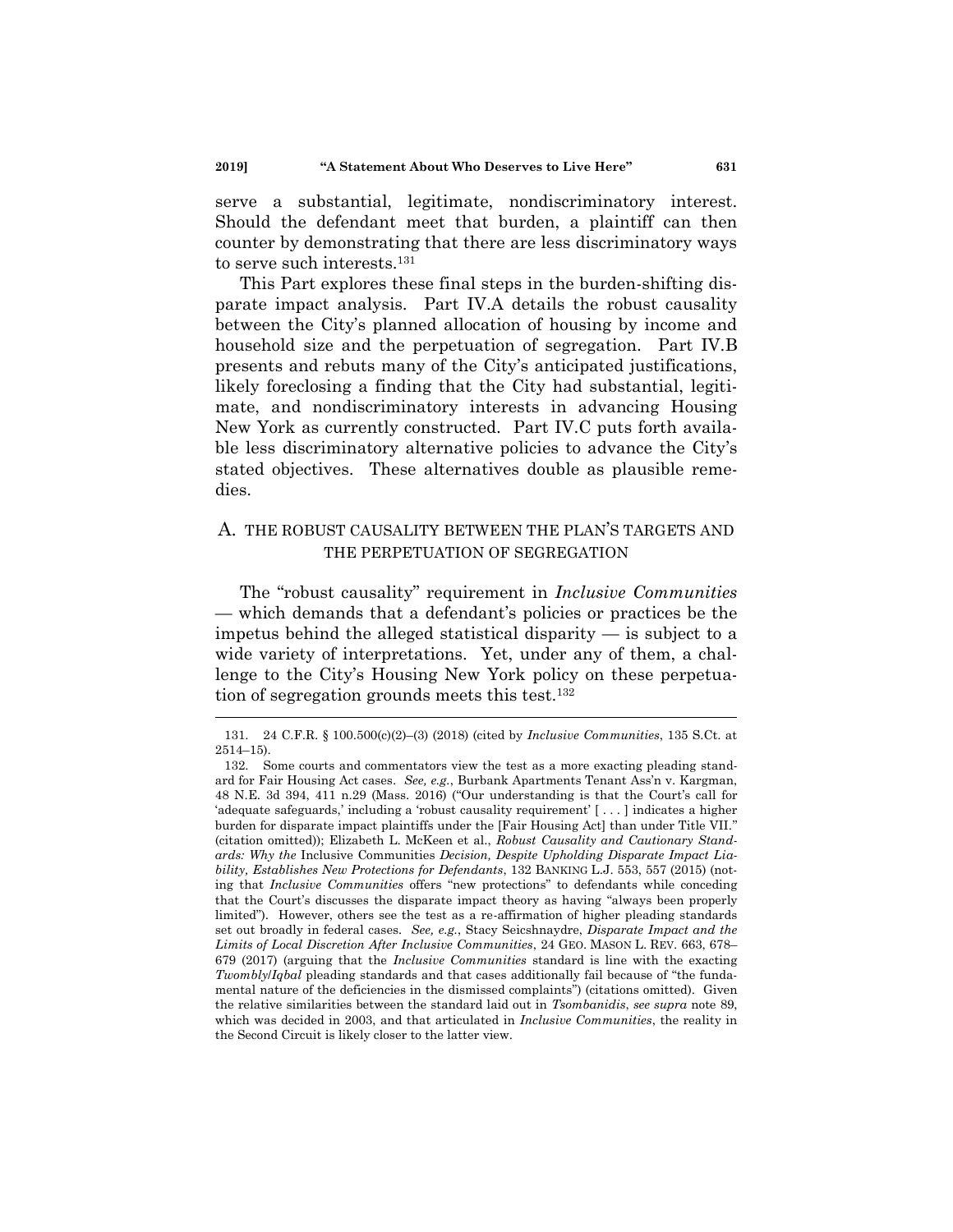serve a substantial, legitimate, nondiscriminatory interest. Should the defendant meet that burden, a plaintiff can then counter by demonstrating that there are less discriminatory ways to serve such interests.[131]

This Part explores these final steps in the burden-shifting disparate impact analysis. Part IV.A details the robust causality between the City's planned allocation of housing by income and household size and the perpetuation of segregation. Part IV.B presents and rebuts many of the City's anticipated justifications, likely foreclosing a finding that the City had substantial, legitimate, and nondiscriminatory interests in advancing Housing New York as currently constructed. Part IV.C puts forth available less discriminatory alternative policies to advance the City's stated objectives. These alternatives double as plausible remedies.

## A. THE ROBUST CAUSALITY BETWEEN THE PLAN'S TARGETS AND THE PERPETUATION OF SEGREGATION

The "robust causality" requirement in *Inclusive Communities* — which demands that a defendant's policies or practices be the impetus behind the alleged statistical disparity — is subject to a wide variety of interpretations. Yet, under any of them, a challenge to the City's Housing New York policy on these perpetuation of segregation grounds meets this test.[132]

---

131. 24 C.F.R. § 100.500(c)(2)–(3) (2018) (cited by *Inclusive Communities*, 135 S.Ct. at 2514–15).

132. Some courts and commentators view the test as a more exacting pleading standard for Fair Housing Act cases. *See, e.g.*, Burbank Apartments Tenant Ass'n v. Kargman, 48 N.E. 3d 394, 411 n.29 (Mass. 2016) ("Our understanding is that the Court's call for 'adequate safeguards,' including a 'robust causality requirement' [ . . . ] indicates a higher burden for disparate impact plaintiffs under the [Fair Housing Act] than under Title VII." (citation omitted)); Elizabeth L. McKeen et al., *Robust Causality and Cautionary Standards: Why the* Inclusive Communities *Decision, Despite Upholding Disparate Impact Liability, Establishes New Protections for Defendants*, 132 BANKING L.J. 553, 557 (2015) (noting that *Inclusive Communities* offers "new protections" to defendants while conceding that the Court's discusses the disparate impact theory as having "always been properly limited"). However, others see the test as a re-affirmation of higher pleading standards set out broadly in federal cases. *See, e.g.*, Stacy Seicshnaydre, *Disparate Impact and the Limits of Local Discretion After Inclusive Communities*, 24 GEO. MASON L. REV. 663, 678–679 (2017) (arguing that the *Inclusive Communities* standard is line with the exacting *Twombly*/*Iqbal* pleading standards and that cases additionally fail because of "the fundamental nature of the deficiencies in the dismissed complaints") (citations omitted). Given the relative similarities between the standard laid out in *Tsombanidis*, *see supra* note 89, which was decided in 2003, and that articulated in *Inclusive Communities*, the reality in the Second Circuit is likely closer to the latter view.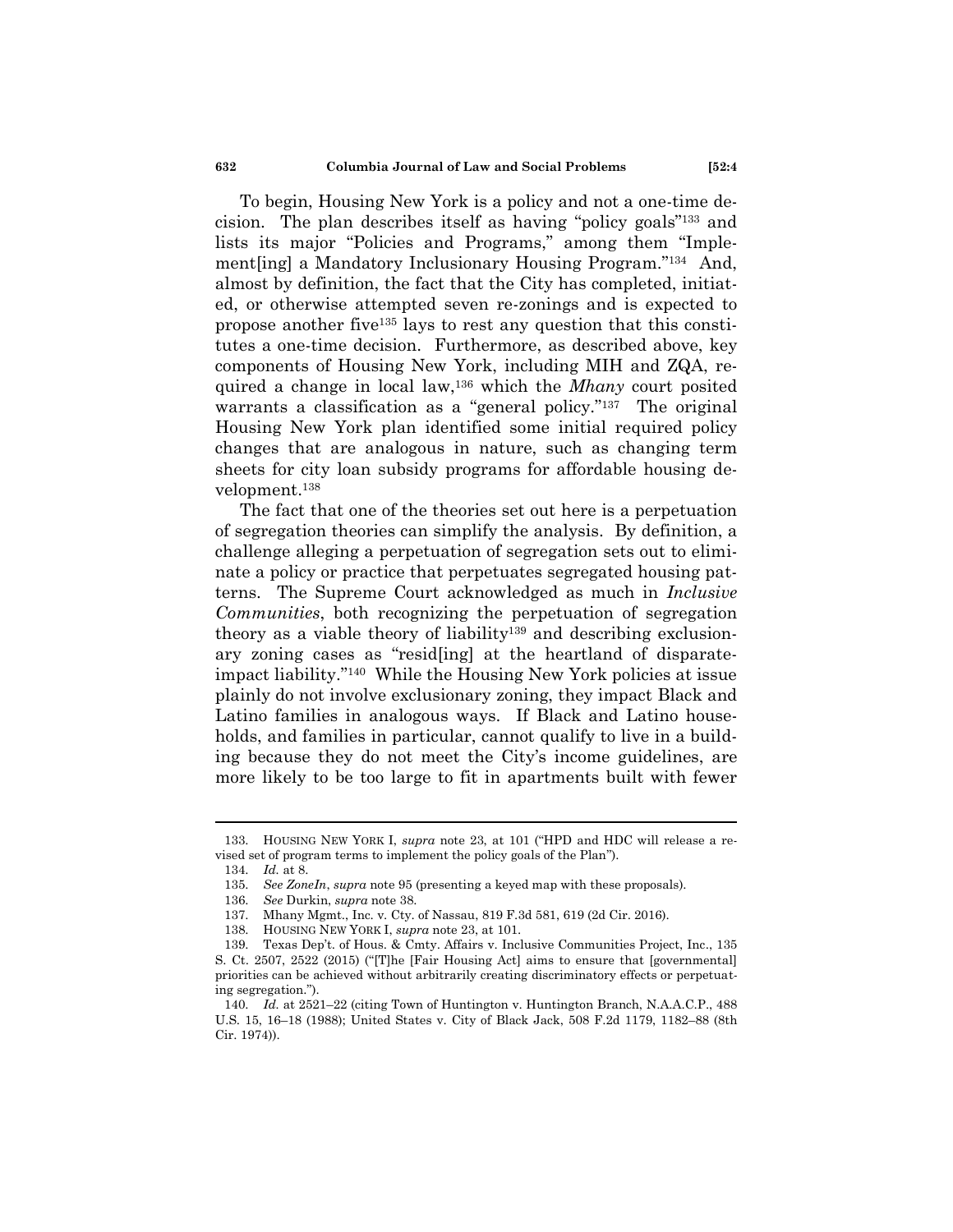To begin, Housing New York is a policy and not a one-time decision. The plan describes itself as having "policy goals"[133] and lists its major "Policies and Programs," among them "Implement[ing] a Mandatory Inclusionary Housing Program."[134] And, almost by definition, the fact that the City has completed, initiated, or otherwise attempted seven re-zonings and is expected to propose another five[135] lays to rest any question that this constitutes a one-time decision. Furthermore, as described above, key components of Housing New York, including MIH and ZQA, required a change in local law,[136] which the *Mhany* court posited warrants a classification as a "general policy."[137] The original Housing New York plan identified some initial required policy changes that are analogous in nature, such as changing term sheets for city loan subsidy programs for affordable housing development.[138]

The fact that one of the theories set out here is a perpetuation of segregation theories can simplify the analysis. By definition, a challenge alleging a perpetuation of segregation sets out to eliminate a policy or practice that perpetuates segregated housing patterns. The Supreme Court acknowledged as much in *Inclusive Communities*, both recognizing the perpetuation of segregation theory as a viable theory of liability[139] and describing exclusionary zoning cases as "resid[ing] at the heartland of disparate-impact liability."[140] While the Housing New York policies at issue plainly do not involve exclusionary zoning, they impact Black and Latino families in analogous ways. If Black and Latino households, and families in particular, cannot qualify to live in a building because they do not meet the City's income guidelines, are more likely to be too large to fit in apartments built with fewer

---

133. HOUSING NEW YORK I, *supra* note 23, at 101 ("HPD and HDC will release a revised set of program terms to implement the policy goals of the Plan").

134. *Id.* at 8.

135. *See ZoneIn*, *supra* note 95 (presenting a keyed map with these proposals).

136. *See* Durkin, *supra* note 38.

137. Mhany Mgmt., Inc. v. Cty. of Nassau, 819 F.3d 581, 619 (2d Cir. 2016).

138. HOUSING NEW YORK I, *supra* note 23, at 101.

139. Texas Dep't. of Hous. & Cmty. Affairs v. Inclusive Communities Project, Inc., 135 S. Ct. 2507, 2522 (2015) ("[T]he [Fair Housing Act] aims to ensure that [governmental] priorities can be achieved without arbitrarily creating discriminatory effects or perpetuating segregation.").

140. *Id.* at 2521–22 (citing Town of Huntington v. Huntington Branch, N.A.A.C.P., 488 U.S. 15, 16–18 (1988); United States v. City of Black Jack, 508 F.2d 1179, 1182–88 (8th Cir. 1974)).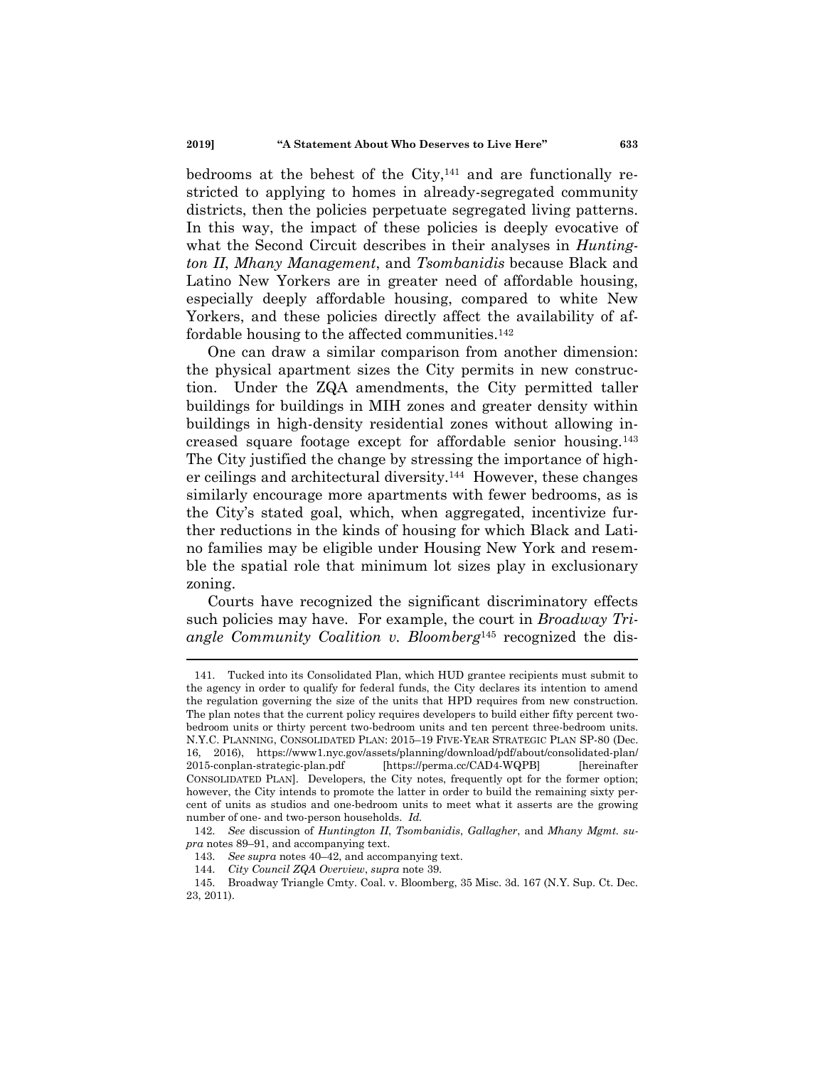bedrooms at the behest of the City,[141] and are functionally restricted to applying to homes in already-segregated community districts, then the policies perpetuate segregated living patterns. In this way, the impact of these policies is deeply evocative of what the Second Circuit describes in their analyses in *Huntington II*, *Mhany Management*, and *Tsombanidis* because Black and Latino New Yorkers are in greater need of affordable housing, especially deeply affordable housing, compared to white New Yorkers, and these policies directly affect the availability of affordable housing to the affected communities.[142]

One can draw a similar comparison from another dimension: the physical apartment sizes the City permits in new construction. Under the ZQA amendments, the City permitted taller buildings for buildings in MIH zones and greater density within buildings in high-density residential zones without allowing increased square footage except for affordable senior housing.[143] The City justified the change by stressing the importance of higher ceilings and architectural diversity.[144] However, these changes similarly encourage more apartments with fewer bedrooms, as is the City's stated goal, which, when aggregated, incentivize further reductions in the kinds of housing for which Black and Latino families may be eligible under Housing New York and resemble the spatial role that minimum lot sizes play in exclusionary zoning.

Courts have recognized the significant discriminatory effects such policies may have. For example, the court in *Broadway Triangle Community Coalition v. Bloomberg*[145] recognized the dis-

---

141. Tucked into its Consolidated Plan, which HUD grantee recipients must submit to the agency in order to qualify for federal funds, the City declares its intention to amend the regulation governing the size of the units that HPD requires from new construction. The plan notes that the current policy requires developers to build either fifty percent two-bedroom units or thirty percent two-bedroom units and ten percent three-bedroom units. N.Y.C. PLANNING, CONSOLIDATED PLAN: 2015–19 FIVE-YEAR STRATEGIC PLAN SP-80 (Dec. 16, 2016), https://www1.nyc.gov/assets/planning/download/pdf/about/consolidated-plan/2015-conplan-strategic-plan.pdf [https://perma.cc/CAD4-WQPB] [hereinafter CONSOLIDATED PLAN]. Developers, the City notes, frequently opt for the former option; however, the City intends to promote the latter in order to build the remaining sixty percent of units as studios and one-bedroom units to meet what it asserts are the growing number of one- and two-person households. *Id.*

142. *See* discussion of *Huntington II*, *Tsombanidis*, *Gallagher*, and *Mhany Mgmt. supra* notes 89–91, and accompanying text.

143. *See supra* notes 40–42, and accompanying text.

144. *City Council ZQA Overview*, *supra* note 39.

145. Broadway Triangle Cmty. Coal. v. Bloomberg, 35 Misc. 3d. 167 (N.Y. Sup. Ct. Dec. 23, 2011).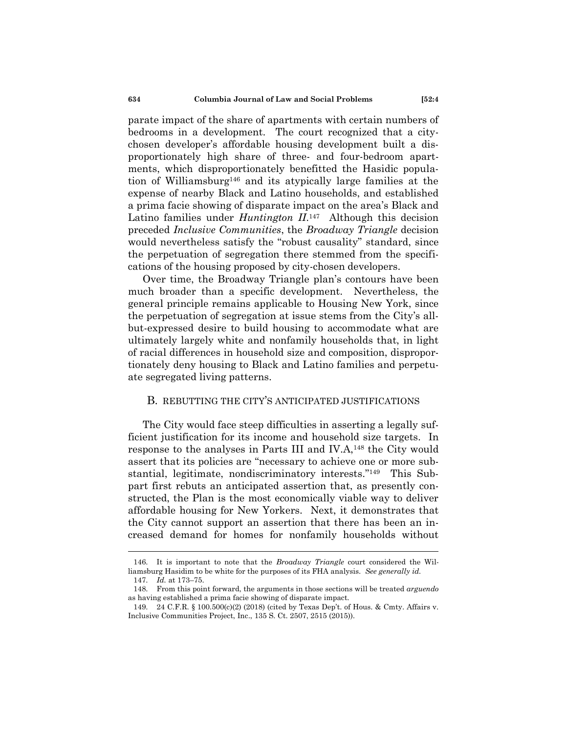parate impact of the share of apartments with certain numbers of bedrooms in a development. The court recognized that a city-chosen developer's affordable housing development built a disproportionately high share of three- and four-bedroom apartments, which disproportionately benefitted the Hasidic population of Williamsburg[146] and its atypically large families at the expense of nearby Black and Latino households, and established a prima facie showing of disparate impact on the area's Black and Latino families under *Huntington II*.[147] Although this decision preceded *Inclusive Communities*, the *Broadway Triangle* decision would nevertheless satisfy the "robust causality" standard, since the perpetuation of segregation there stemmed from the specifications of the housing proposed by city-chosen developers.

Over time, the Broadway Triangle plan's contours have been much broader than a specific development. Nevertheless, the general principle remains applicable to Housing New York, since the perpetuation of segregation at issue stems from the City's all-but-expressed desire to build housing to accommodate what are ultimately largely white and nonfamily households that, in light of racial differences in household size and composition, disproportionately deny housing to Black and Latino families and perpetuate segregated living patterns.

## B. REBUTTING THE CITY'S ANTICIPATED JUSTIFICATIONS

The City would face steep difficulties in asserting a legally sufficient justification for its income and household size targets. In response to the analyses in Parts III and IV.A,[148] the City would assert that its policies are "necessary to achieve one or more substantial, legitimate, nondiscriminatory interests."[149] This Subpart first rebuts an anticipated assertion that, as presently constructed, the Plan is the most economically viable way to deliver affordable housing for New Yorkers. Next, it demonstrates that the City cannot support an assertion that there has been an increased demand for homes for nonfamily households without

---

146. It is important to note that the *Broadway Triangle* court considered the Williamsburg Hasidim to be white for the purposes of its FHA analysis. *See generally id.*

147. *Id.* at 173–75.

148. From this point forward, the arguments in those sections will be treated *arguendo* as having established a prima facie showing of disparate impact.

149. 24 C.F.R. § 100.500(c)(2) (2018) (cited by Texas Dep't. of Hous. & Cmty. Affairs v. Inclusive Communities Project, Inc., 135 S. Ct. 2507, 2515 (2015)).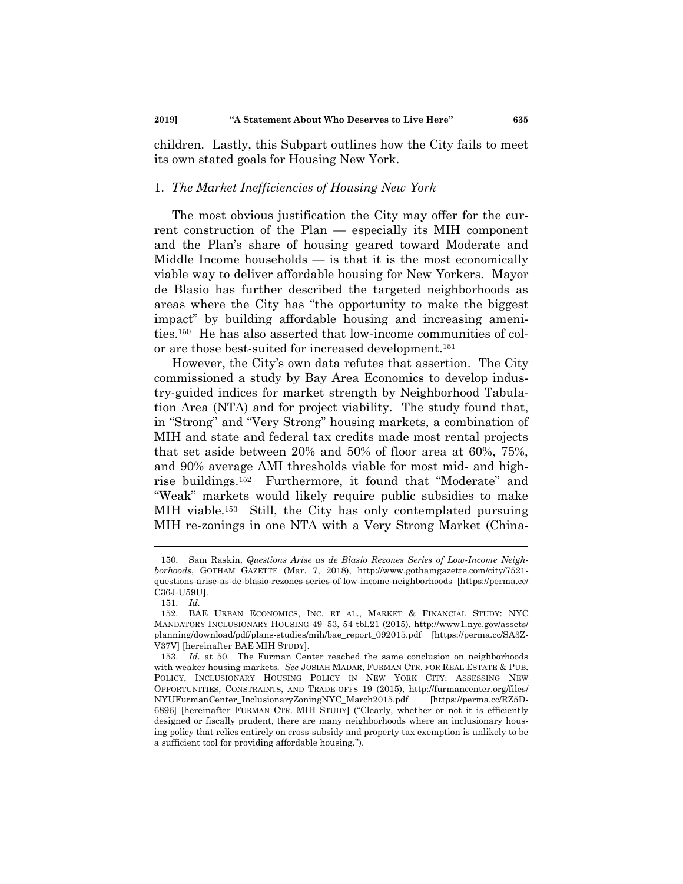children. Lastly, this Subpart outlines how the City fails to meet its own stated goals for Housing New York.

### 1. *The Market Inefficiencies of Housing New York*

The most obvious justification the City may offer for the current construction of the Plan — especially its MIH component and the Plan's share of housing geared toward Moderate and Middle Income households — is that it is the most economically viable way to deliver affordable housing for New Yorkers. Mayor de Blasio has further described the targeted neighborhoods as areas where the City has "the opportunity to make the biggest impact" by building affordable housing and increasing amenities.[150] He has also asserted that low-income communities of color are those best-suited for increased development.[151]

However, the City's own data refutes that assertion. The City commissioned a study by Bay Area Economics to develop industry-guided indices for market strength by Neighborhood Tabulation Area (NTA) and for project viability. The study found that, in "Strong" and "Very Strong" housing markets, a combination of MIH and state and federal tax credits made most rental projects that set aside between 20% and 50% of floor area at 60%, 75%, and 90% average AMI thresholds viable for most mid- and high-rise buildings.[152] Furthermore, it found that "Moderate" and "Weak" markets would likely require public subsidies to make MIH viable.[153] Still, the City has only contemplated pursuing MIH re-zonings in one NTA with a Very Strong Market (China-

---

150. Sam Raskin, *Questions Arise as de Blasio Rezones Series of Low-Income Neighborhoods*, GOTHAM GAZETTE (Mar. 7, 2018), http://www.gothamgazette.com/city/7521-questions-arise-as-de-blasio-rezones-series-of-low-income-neighborhoods [https://perma.cc/C36J-U59U].

151. *Id.*

152. BAE URBAN ECONOMICS, INC. ET AL., MARKET & FINANCIAL STUDY: NYC MANDATORY INCLUSIONARY HOUSING 49–53, 54 tbl.21 (2015), http://www1.nyc.gov/assets/planning/download/pdf/plans-studies/mih/bae_report_092015.pdf [https://perma.cc/SA3Z-V37V] [hereinafter BAE MIH STUDY].

153. *Id.* at 50. The Furman Center reached the same conclusion on neighborhoods with weaker housing markets. *See* JOSIAH MADAR, FURMAN CTR. FOR REAL ESTATE & PUB. POLICY, INCLUSIONARY HOUSING POLICY IN NEW YORK CITY: ASSESSING NEW OPPORTUNITIES, CONSTRAINTS, AND TRADE-OFFS 19 (2015), http://furmancenter.org/files/NYUFurmanCenter_InclusionaryZoningNYC_March2015.pdf [https://perma.cc/RZ5D-6896] [hereinafter FURMAN CTR. MIH STUDY] ("Clearly, whether or not it is efficiently designed or fiscally prudent, there are many neighborhoods where an inclusionary housing policy that relies entirely on cross-subsidy and property tax exemption is unlikely to be a sufficient tool for providing affordable housing.").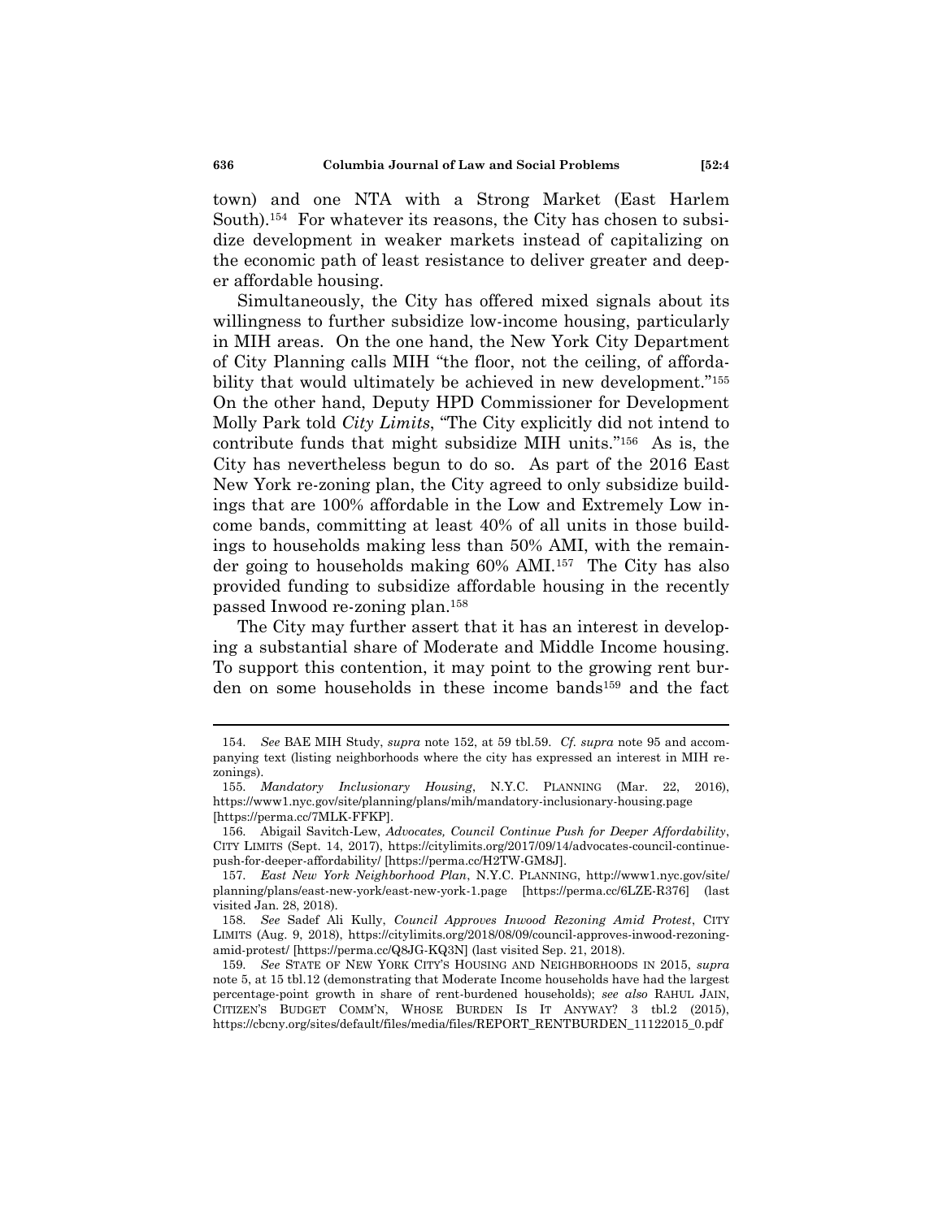town) and one NTA with a Strong Market (East Harlem South).[154] For whatever its reasons, the City has chosen to subsidize development in weaker markets instead of capitalizing on the economic path of least resistance to deliver greater and deeper affordable housing.

Simultaneously, the City has offered mixed signals about its willingness to further subsidize low-income housing, particularly in MIH areas. On the one hand, the New York City Department of City Planning calls MIH "the floor, not the ceiling, of affordability that would ultimately be achieved in new development."[155] On the other hand, Deputy HPD Commissioner for Development Molly Park told *City Limits*, "The City explicitly did not intend to contribute funds that might subsidize MIH units."[156] As is, the City has nevertheless begun to do so. As part of the 2016 East New York re-zoning plan, the City agreed to only subsidize buildings that are 100% affordable in the Low and Extremely Low income bands, committing at least 40% of all units in those buildings to households making less than 50% AMI, with the remainder going to households making 60% AMI.[157] The City has also provided funding to subsidize affordable housing in the recently passed Inwood re-zoning plan.[158]

The City may further assert that it has an interest in developing a substantial share of Moderate and Middle Income housing. To support this contention, it may point to the growing rent burden on some households in these income bands[159] and the fact

---

154. *See* BAE MIH Study, *supra* note 152, at 59 tbl.59. *Cf. supra* note 95 and accompanying text (listing neighborhoods where the city has expressed an interest in MIH re-zonings).

155. *Mandatory Inclusionary Housing*, N.Y.C. PLANNING (Mar. 22, 2016), https://www1.nyc.gov/site/planning/plans/mih/mandatory-inclusionary-housing.page [https://perma.cc/7MLK-FFKP].

156. Abigail Savitch-Lew, *Advocates, Council Continue Push for Deeper Affordability*, CITY LIMITS (Sept. 14, 2017), https://citylimits.org/2017/09/14/advocates-council-continue-push-for-deeper-affordability/ [https://perma.cc/H2TW-GM8J].

157. *East New York Neighborhood Plan*, N.Y.C. PLANNING, http://www1.nyc.gov/site/planning/plans/east-new-york/east-new-york-1.page [https://perma.cc/6LZE-R376] (last visited Jan. 28, 2018).

158. *See* Sadef Ali Kully, *Council Approves Inwood Rezoning Amid Protest*, CITY LIMITS (Aug. 9, 2018), https://citylimits.org/2018/08/09/council-approves-inwood-rezoning-amid-protest/ [https://perma.cc/Q8JG-KQ3N] (last visited Sep. 21, 2018).

159. *See* STATE OF NEW YORK CITY'S HOUSING AND NEIGHBORHOODS IN 2015, *supra* note 5, at 15 tbl.12 (demonstrating that Moderate Income households have had the largest percentage-point growth in share of rent-burdened households); *see also* RAHUL JAIN, CITIZEN'S BUDGET COMM'N, WHOSE BURDEN IS IT ANYWAY? 3 tbl.2 (2015), https://cbcny.org/sites/default/files/media/files/REPORT_RENTBURDEN_11122015_0.pdf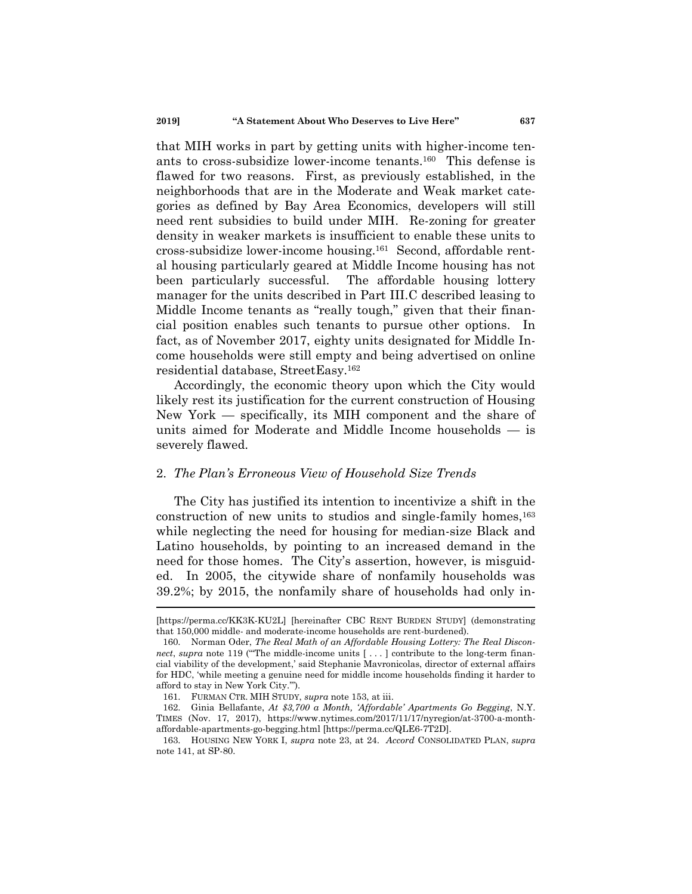that MIH works in part by getting units with higher-income tenants to cross-subsidize lower-income tenants.[160] This defense is flawed for two reasons. First, as previously established, in the neighborhoods that are in the Moderate and Weak market categories as defined by Bay Area Economics, developers will still need rent subsidies to build under MIH. Re-zoning for greater density in weaker markets is insufficient to enable these units to cross-subsidize lower-income housing.[161] Second, affordable rental housing particularly geared at Middle Income housing has not been particularly successful. The affordable housing lottery manager for the units described in Part III.C described leasing to Middle Income tenants as "really tough," given that their financial position enables such tenants to pursue other options. In fact, as of November 2017, eighty units designated for Middle Income households were still empty and being advertised on online residential database, StreetEasy.[162]

Accordingly, the economic theory upon which the City would likely rest its justification for the current construction of Housing New York — specifically, its MIH component and the share of units aimed for Moderate and Middle Income households — is severely flawed.

### 2. *The Plan's Erroneous View of Household Size Trends*

The City has justified its intention to incentivize a shift in the construction of new units to studios and single-family homes,[163] while neglecting the need for housing for median-size Black and Latino households, by pointing to an increased demand in the need for those homes. The City's assertion, however, is misguided. In 2005, the citywide share of nonfamily households was 39.2%; by 2015, the nonfamily share of households had only in-

[https://perma.cc/KK3K-KU2L] [hereinafter CBC RENT BURDEN STUDY] (demonstrating that 150,000 middle- and moderate-income households are rent-burdened).

160. Norman Oder, *The Real Math of an Affordable Housing Lottery: The Real Disconnect*, *supra* note 119 ("'The middle-income units [ . . . ] contribute to the long-term financial viability of the development,' said Stephanie Mavronicolas, director of external affairs for HDC, 'while meeting a genuine need for middle income households finding it harder to afford to stay in New York City.'").

161. FURMAN CTR. MIH STUDY, *supra* note 153, at iii.

162. Ginia Bellafante, *At $3,700 a Month, 'Affordable' Apartments Go Begging*, N.Y. TIMES (Nov. 17, 2017), https://www.nytimes.com/2017/11/17/nyregion/at-3700-a-month-affordable-apartments-go-begging.html [https://perma.cc/QLE6-7T2D].

163. HOUSING NEW YORK I, *supra* note 23, at 24. *Accord* CONSOLIDATED PLAN, *supra* note 141, at SP-80.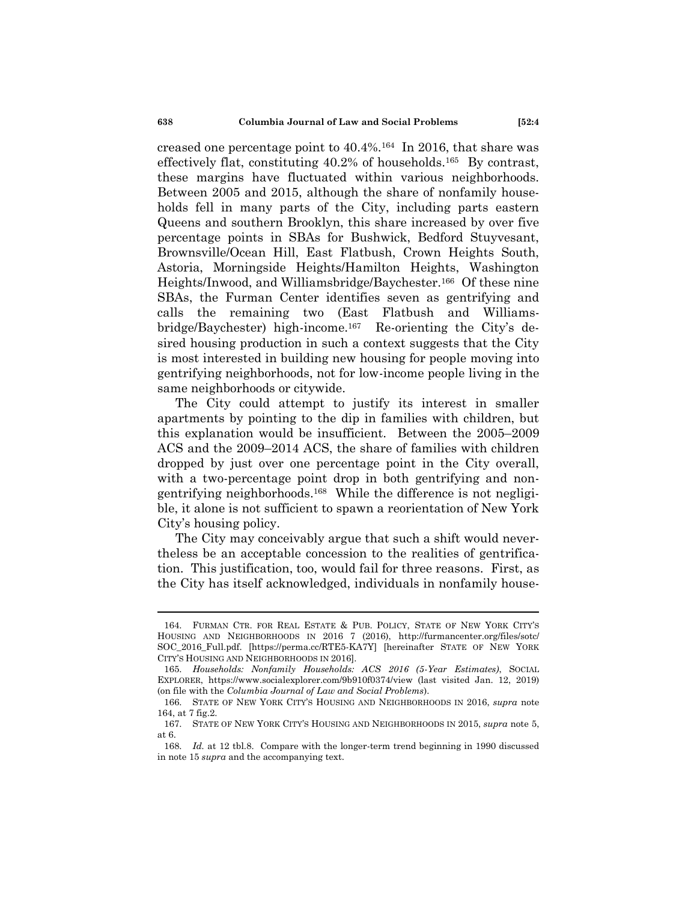creased one percentage point to 40.4%.[164] In 2016, that share was effectively flat, constituting 40.2% of households.[165] By contrast, these margins have fluctuated within various neighborhoods. Between 2005 and 2015, although the share of nonfamily households fell in many parts of the City, including parts eastern Queens and southern Brooklyn, this share increased by over five percentage points in SBAs for Bushwick, Bedford Stuyvesant, Brownsville/Ocean Hill, East Flatbush, Crown Heights South, Astoria, Morningside Heights/Hamilton Heights, Washington Heights/Inwood, and Williamsbridge/Baychester.[166] Of these nine SBAs, the Furman Center identifies seven as gentrifying and calls the remaining two (East Flatbush and Williamsbridge/Baychester) high-income.[167] Re-orienting the City's desired housing production in such a context suggests that the City is most interested in building new housing for people moving into gentrifying neighborhoods, not for low-income people living in the same neighborhoods or citywide.

The City could attempt to justify its interest in smaller apartments by pointing to the dip in families with children, but this explanation would be insufficient. Between the 2005–2009 ACS and the 2009–2014 ACS, the share of families with children dropped by just over one percentage point in the City overall, with a two-percentage point drop in both gentrifying and non-gentrifying neighborhoods.[168] While the difference is not negligible, it alone is not sufficient to spawn a reorientation of New York City's housing policy.

The City may conceivably argue that such a shift would nevertheless be an acceptable concession to the realities of gentrification. This justification, too, would fail for three reasons. First, as the City has itself acknowledged, individuals in nonfamily house-

---

164. FURMAN CTR. FOR REAL ESTATE & PUB. POLICY, STATE OF NEW YORK CITY'S HOUSING AND NEIGHBORHOODS IN 2016 7 (2016), http://furmancenter.org/files/sotc/SOC_2016_Full.pdf. [https://perma.cc/RTE5-KA7Y] [hereinafter STATE OF NEW YORK CITY'S HOUSING AND NEIGHBORHOODS IN 2016].

165. *Households: Nonfamily Households: ACS 2016 (5-Year Estimates)*, SOCIAL EXPLORER, https://www.socialexplorer.com/9b910f0374/view (last visited Jan. 12, 2019) (on file with the *Columbia Journal of Law and Social Problems*).

166. STATE OF NEW YORK CITY'S HOUSING AND NEIGHBORHOODS IN 2016, *supra* note 164, at 7 fig.2.

167. STATE OF NEW YORK CITY'S HOUSING AND NEIGHBORHOODS IN 2015, *supra* note 5, at 6.

168. *Id.* at 12 tbl.8. Compare with the longer-term trend beginning in 1990 discussed in note 15 *supra* and the accompanying text.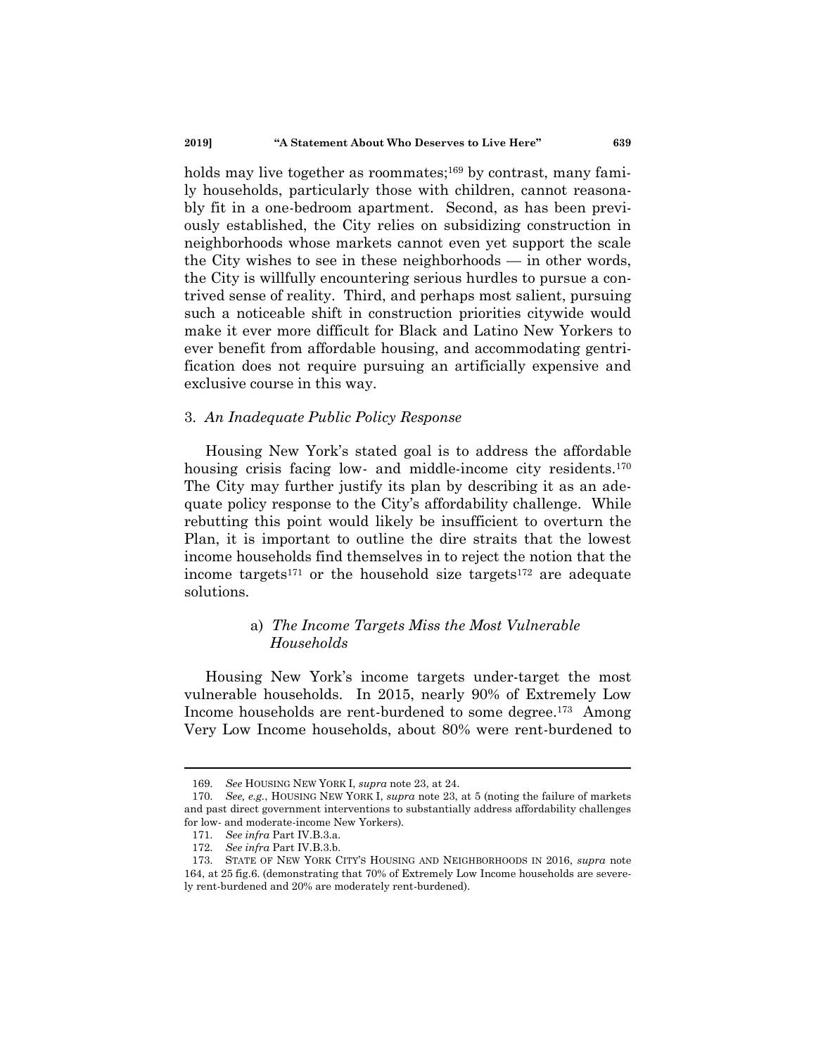holds may live together as roommates;[169] by contrast, many family households, particularly those with children, cannot reasonably fit in a one-bedroom apartment. Second, as has been previously established, the City relies on subsidizing construction in neighborhoods whose markets cannot even yet support the scale the City wishes to see in these neighborhoods — in other words, the City is willfully encountering serious hurdles to pursue a contrived sense of reality. Third, and perhaps most salient, pursuing such a noticeable shift in construction priorities citywide would make it ever more difficult for Black and Latino New Yorkers to ever benefit from affordable housing, and accommodating gentrification does not require pursuing an artificially expensive and exclusive course in this way.

### 3. *An Inadequate Public Policy Response*

Housing New York's stated goal is to address the affordable housing crisis facing low- and middle-income city residents.[170] The City may further justify its plan by describing it as an adequate policy response to the City's affordability challenge. While rebutting this point would likely be insufficient to overturn the Plan, it is important to outline the dire straits that the lowest income households find themselves in to reject the notion that the income targets[171] or the household size targets[172] are adequate solutions.

#### a) *The Income Targets Miss the Most Vulnerable Households*

Housing New York's income targets under-target the most vulnerable households. In 2015, nearly 90% of Extremely Low Income households are rent-burdened to some degree.[173] Among Very Low Income households, about 80% were rent-burdened to

---

169. *See* HOUSING NEW YORK I, *supra* note 23, at 24.

170. *See, e.g.*, HOUSING NEW YORK I, *supra* note 23, at 5 (noting the failure of markets and past direct government interventions to substantially address affordability challenges for low- and moderate-income New Yorkers).

171. *See infra* Part IV.B.3.a.

172. *See infra* Part IV.B.3.b.

173. STATE OF NEW YORK CITY'S HOUSING AND NEIGHBORHOODS IN 2016, *supra* note 164, at 25 fig.6. (demonstrating that 70% of Extremely Low Income households are severely rent-burdened and 20% are moderately rent-burdened).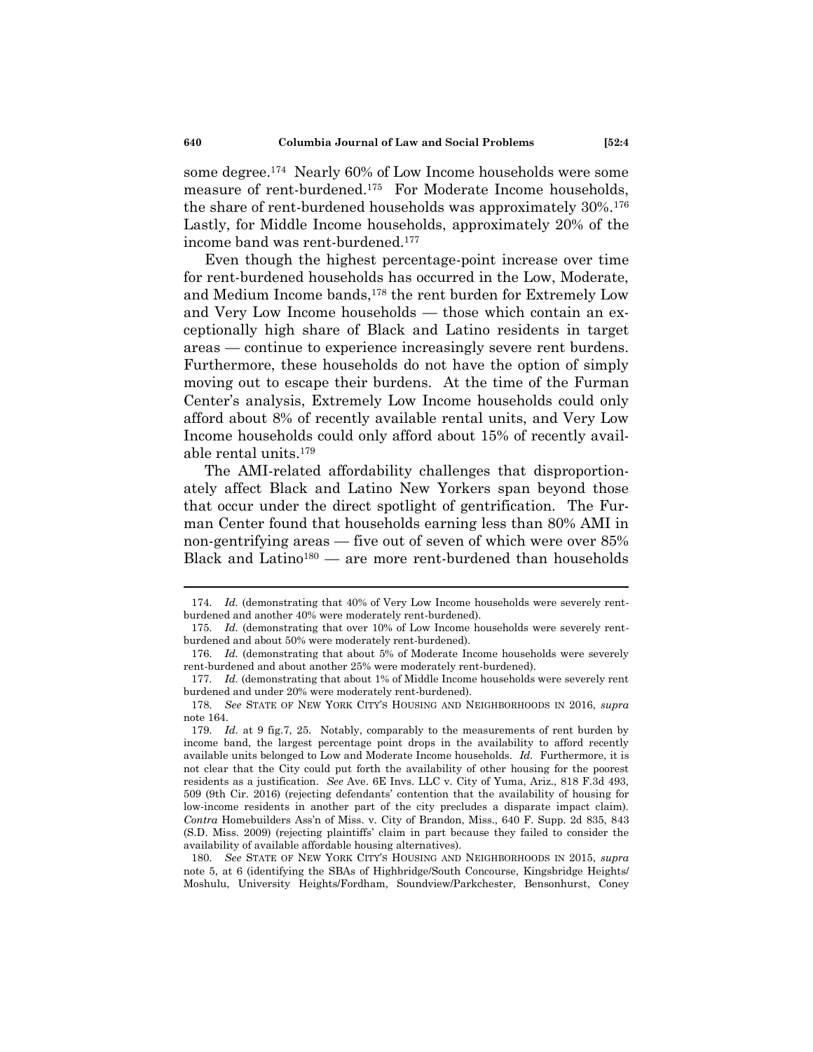some degree.[174] Nearly 60% of Low Income households were some measure of rent-burdened.[175] For Moderate Income households, the share of rent-burdened households was approximately 30%.[176] Lastly, for Middle Income households, approximately 20% of the income band was rent-burdened.[177]

Even though the highest percentage-point increase over time for rent-burdened households has occurred in the Low, Moderate, and Medium Income bands,[178] the rent burden for Extremely Low and Very Low Income households — those which contain an exceptionally high share of Black and Latino residents in target areas — continue to experience increasingly severe rent burdens. Furthermore, these households do not have the option of simply moving out to escape their burdens. At the time of the Furman Center's analysis, Extremely Low Income households could only afford about 8% of recently available rental units, and Very Low Income households could only afford about 15% of recently available rental units.[179]

The AMI-related affordability challenges that disproportionately affect Black and Latino New Yorkers span beyond those that occur under the direct spotlight of gentrification. The Furman Center found that households earning less than 80% AMI in non-gentrifying areas — five out of seven of which were over 85% Black and Latino[180] — are more rent-burdened than households

---

174. *Id.* (demonstrating that 40% of Very Low Income households were severely rent-burdened and another 40% were moderately rent-burdened).

175. *Id.* (demonstrating that over 10% of Low Income households were severely rent-burdened and about 50% were moderately rent-burdened).

176. *Id.* (demonstrating that about 5% of Moderate Income households were severely rent-burdened and about another 25% were moderately rent-burdened).

177. *Id.* (demonstrating that about 1% of Middle Income households were severely rent burdened and under 20% were moderately rent-burdened).

178. *See* STATE OF NEW YORK CITY'S HOUSING AND NEIGHBORHOODS IN 2016, *supra* note 164.

179. *Id.* at 9 fig.7, 25. Notably, comparably to the measurements of rent burden by income band, the largest percentage point drops in the availability to afford recently available units belonged to Low and Moderate Income households. *Id.* Furthermore, it is not clear that the City could put forth the availability of other housing for the poorest residents as a justification. *See* Ave. 6E Invs. LLC v. City of Yuma, Ariz., 818 F.3d 493, 509 (9th Cir. 2016) (rejecting defendants' contention that the availability of housing for low-income residents in another part of the city precludes a disparate impact claim). *Contra* Homebuilders Ass'n of Miss. v. City of Brandon, Miss., 640 F. Supp. 2d 835, 843 (S.D. Miss. 2009) (rejecting plaintiffs' claim in part because they failed to consider the availability of available affordable housing alternatives).

180. *See* STATE OF NEW YORK CITY'S HOUSING AND NEIGHBORHOODS IN 2015, *supra* note 5, at 6 (identifying the SBAs of Highbridge/South Concourse, Kingsbridge Heights/Moshulu, University Heights/Fordham, Soundview/Parkchester, Bensonhurst, Coney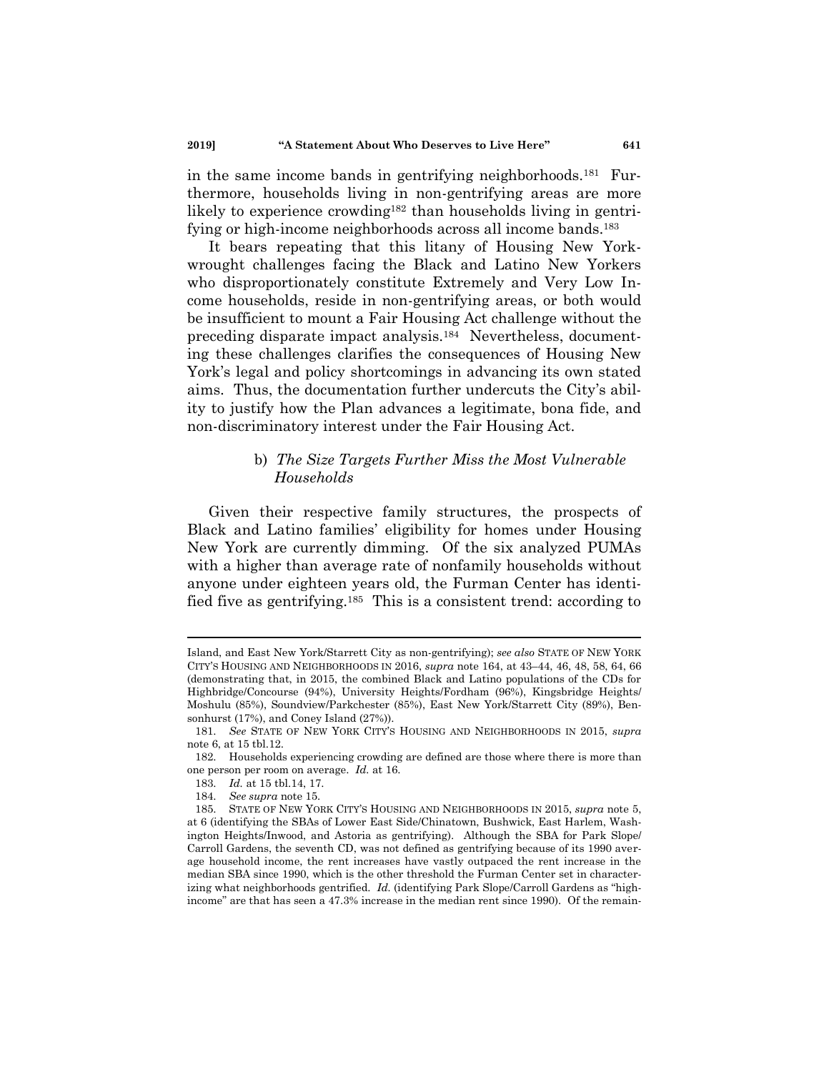in the same income bands in gentrifying neighborhoods.[181] Furthermore, households living in non-gentrifying areas are more likely to experience crowding[182] than households living in gentrifying or high-income neighborhoods across all income bands.[183]

It bears repeating that this litany of Housing New York-wrought challenges facing the Black and Latino New Yorkers who disproportionately constitute Extremely and Very Low Income households, reside in non-gentrifying areas, or both would be insufficient to mount a Fair Housing Act challenge without the preceding disparate impact analysis.[184] Nevertheless, documenting these challenges clarifies the consequences of Housing New York's legal and policy shortcomings in advancing its own stated aims. Thus, the documentation further undercuts the City's ability to justify how the Plan advances a legitimate, bona fide, and non-discriminatory interest under the Fair Housing Act.

#### b) *The Size Targets Further Miss the Most Vulnerable Households*

Given their respective family structures, the prospects of Black and Latino families' eligibility for homes under Housing New York are currently dimming. Of the six analyzed PUMAs with a higher than average rate of nonfamily households without anyone under eighteen years old, the Furman Center has identified five as gentrifying.[185] This is a consistent trend: according to

---

Island, and East New York/Starrett City as non-gentrifying); *see also* STATE OF NEW YORK CITY'S HOUSING AND NEIGHBORHOODS IN 2016, *supra* note 164, at 43–44, 46, 48, 58, 64, 66 (demonstrating that, in 2015, the combined Black and Latino populations of the CDs for Highbridge/Concourse (94%), University Heights/Fordham (96%), Kingsbridge Heights/Moshulu (85%), Soundview/Parkchester (85%), East New York/Starrett City (89%), Bensonhurst (17%), and Coney Island (27%)).

181. *See* STATE OF NEW YORK CITY'S HOUSING AND NEIGHBORHOODS IN 2015, *supra* note 6, at 15 tbl.12.

182. Households experiencing crowding are defined are those where there is more than one person per room on average. *Id.* at 16.

183. *Id.* at 15 tbl.14, 17.

184. *See supra* note 15.

185. STATE OF NEW YORK CITY'S HOUSING AND NEIGHBORHOODS IN 2015, *supra* note 5, at 6 (identifying the SBAs of Lower East Side/Chinatown, Bushwick, East Harlem, Washington Heights/Inwood, and Astoria as gentrifying). Although the SBA for Park Slope/Carroll Gardens, the seventh CD, was not defined as gentrifying because of its 1990 average household income, the rent increases have vastly outpaced the rent increase in the median SBA since 1990, which is the other threshold the Furman Center set in characterizing what neighborhoods gentrified. *Id.* (identifying Park Slope/Carroll Gardens as "high-income" are that has seen a 47.3% increase in the median rent since 1990). Of the remain-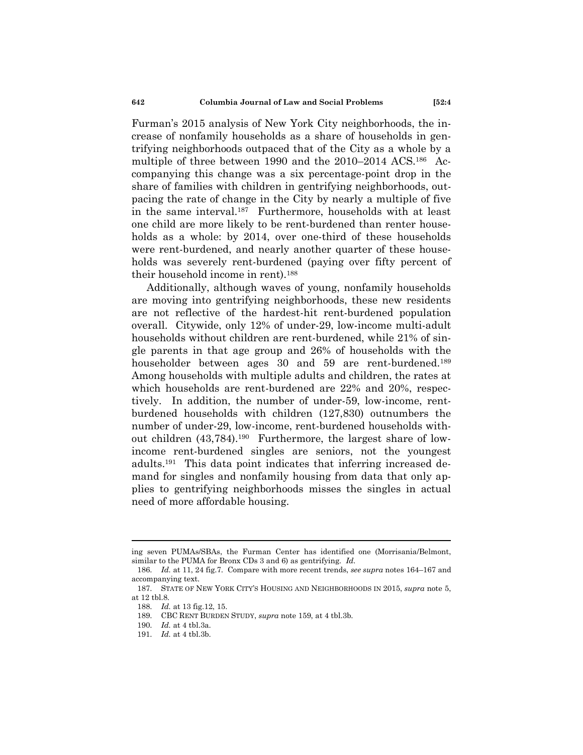Furman's 2015 analysis of New York City neighborhoods, the increase of nonfamily households as a share of households in gentrifying neighborhoods outpaced that of the City as a whole by a multiple of three between 1990 and the 2010–2014 ACS.[186] Accompanying this change was a six percentage-point drop in the share of families with children in gentrifying neighborhoods, outpacing the rate of change in the City by nearly a multiple of five in the same interval.[187] Furthermore, households with at least one child are more likely to be rent-burdened than renter households as a whole: by 2014, over one-third of these households were rent-burdened, and nearly another quarter of these households was severely rent-burdened (paying over fifty percent of their household income in rent).[188]

Additionally, although waves of young, nonfamily households are moving into gentrifying neighborhoods, these new residents are not reflective of the hardest-hit rent-burdened population overall. Citywide, only 12% of under-29, low-income multi-adult households without children are rent-burdened, while 21% of single parents in that age group and 26% of households with the householder between ages 30 and 59 are rent-burdened.[189] Among households with multiple adults and children, the rates at which households are rent-burdened are 22% and 20%, respectively. In addition, the number of under-59, low-income, rent-burdened households with children (127,830) outnumbers the number of under-29, low-income, rent-burdened households without children (43,784).[190] Furthermore, the largest share of low-income rent-burdened singles are seniors, not the youngest adults.[191] This data point indicates that inferring increased demand for singles and nonfamily housing from data that only applies to gentrifying neighborhoods misses the singles in actual need of more affordable housing.

---

ing seven PUMAs/SBAs, the Furman Center has identified one (Morrisania/Belmont, similar to the PUMA for Bronx CDs 3 and 6) as gentrifying. *Id.*

186. *Id.* at 11, 24 fig.7. Compare with more recent trends, *see supra* notes 164–167 and accompanying text.

187. STATE OF NEW YORK CITY'S HOUSING AND NEIGHBORHOODS IN 2015, *supra* note 5, at 12 tbl.8.

188. *Id.* at 13 fig.12, 15.

189. CBC RENT BURDEN STUDY, *supra* note 159, at 4 tbl.3b.

190. *Id.* at 4 tbl.3a.

191. *Id.* at 4 tbl.3b.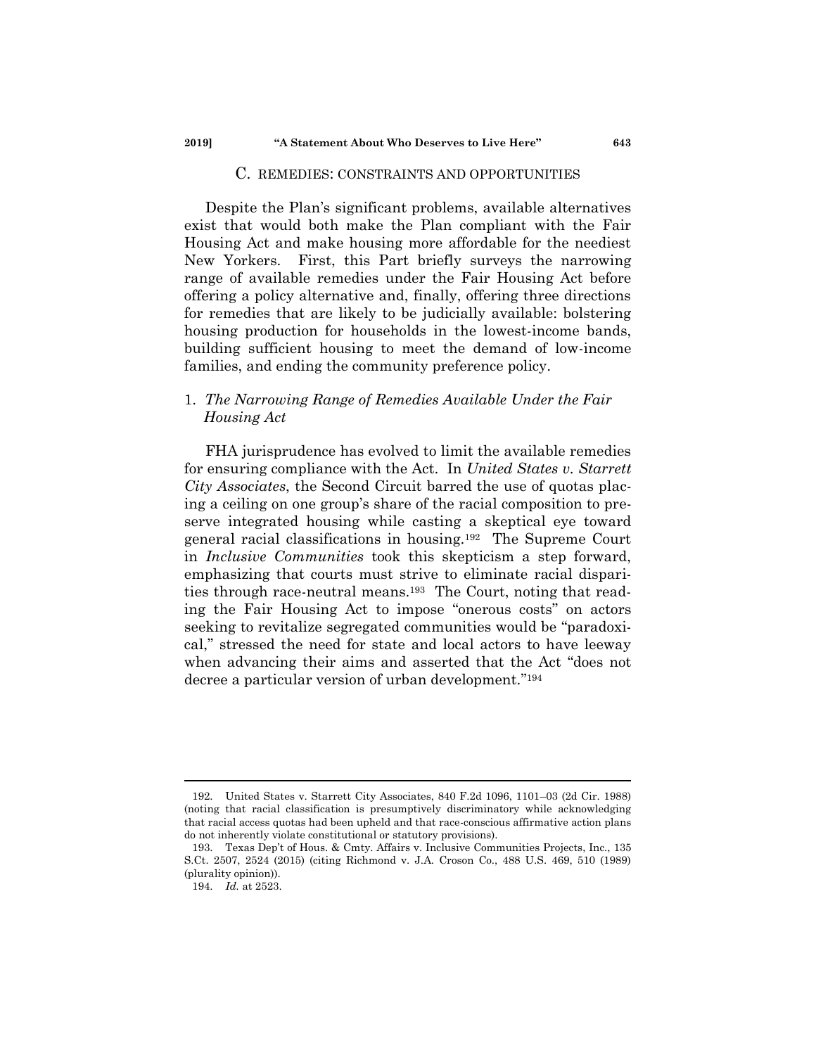### C. REMEDIES: CONSTRAINTS AND OPPORTUNITIES

Despite the Plan's significant problems, available alternatives exist that would both make the Plan compliant with the Fair Housing Act and make housing more affordable for the neediest New Yorkers. First, this Part briefly surveys the narrowing range of available remedies under the Fair Housing Act before offering a policy alternative and, finally, offering three directions for remedies that are likely to be judicially available: bolstering housing production for households in the lowest-income bands, building sufficient housing to meet the demand of low-income families, and ending the community preference policy.

#### 1. *The Narrowing Range of Remedies Available Under the Fair Housing Act*

FHA jurisprudence has evolved to limit the available remedies for ensuring compliance with the Act. In *United States v. Starrett City Associates*, the Second Circuit barred the use of quotas placing a ceiling on one group's share of the racial composition to preserve integrated housing while casting a skeptical eye toward general racial classifications in housing.[192] The Supreme Court in *Inclusive Communities* took this skepticism a step forward, emphasizing that courts must strive to eliminate racial disparities through race-neutral means.[193] The Court, noting that reading the Fair Housing Act to impose "onerous costs" on actors seeking to revitalize segregated communities would be "paradoxical," stressed the need for state and local actors to have leeway when advancing their aims and asserted that the Act "does not decree a particular version of urban development."[194]

---

192. United States v. Starrett City Associates, 840 F.2d 1096, 1101–03 (2d Cir. 1988) (noting that racial classification is presumptively discriminatory while acknowledging that racial access quotas had been upheld and that race-conscious affirmative action plans do not inherently violate constitutional or statutory provisions).

193. Texas Dep't of Hous. & Cmty. Affairs v. Inclusive Communities Projects, Inc., 135 S.Ct. 2507, 2524 (2015) (citing Richmond v. J.A. Croson Co., 488 U.S. 469, 510 (1989) (plurality opinion)).

194. *Id.* at 2523.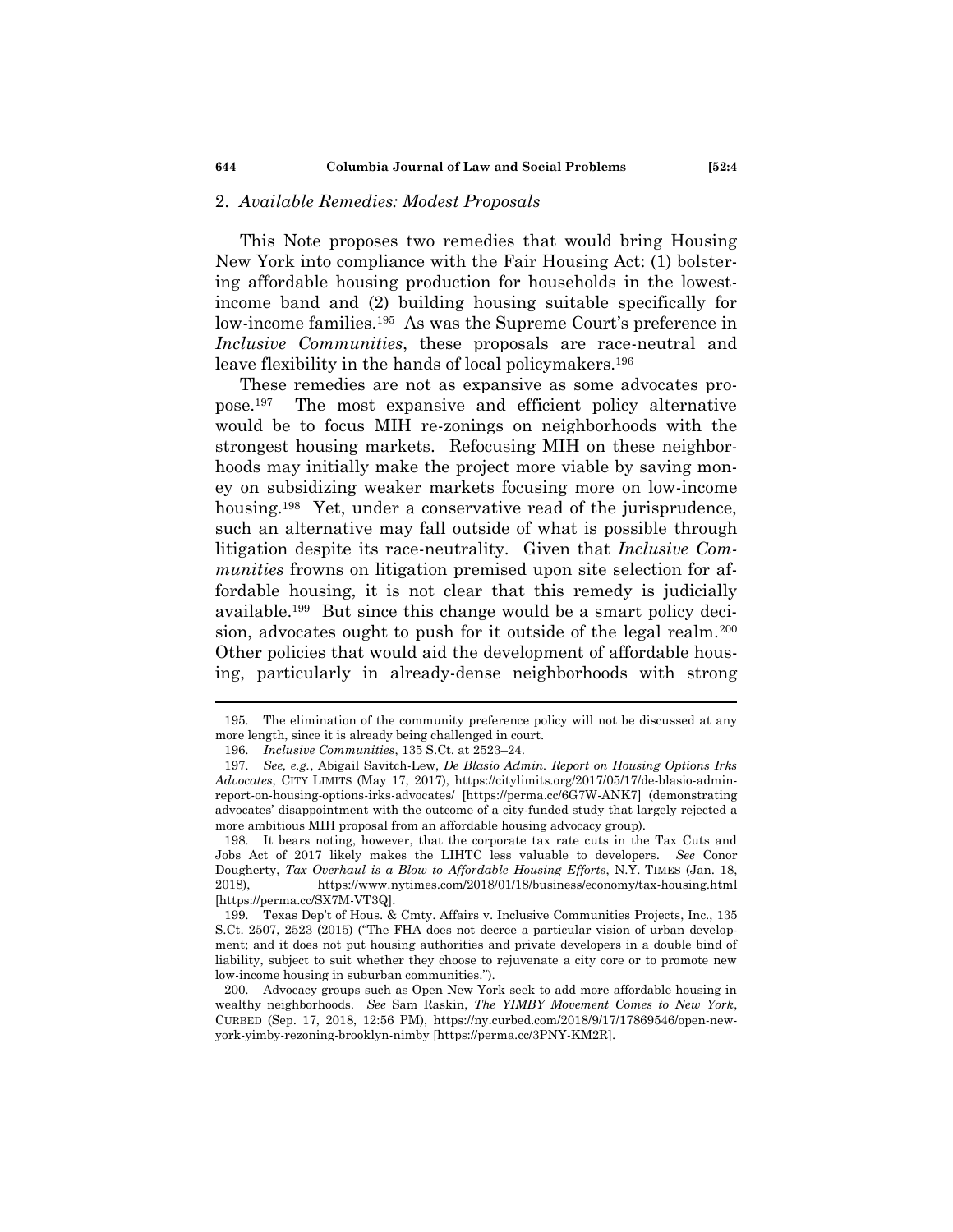### 2. *Available Remedies: Modest Proposals*

This Note proposes two remedies that would bring Housing New York into compliance with the Fair Housing Act: (1) bolstering affordable housing production for households in the lowest-income band and (2) building housing suitable specifically for low-income families.[195] As was the Supreme Court's preference in *Inclusive Communities*, these proposals are race-neutral and leave flexibility in the hands of local policymakers.[196]

These remedies are not as expansive as some advocates propose.[197] The most expansive and efficient policy alternative would be to focus MIH re-zonings on neighborhoods with the strongest housing markets. Refocusing MIH on these neighborhoods may initially make the project more viable by saving money on subsidizing weaker markets focusing more on low-income housing.[198] Yet, under a conservative read of the jurisprudence, such an alternative may fall outside of what is possible through litigation despite its race-neutrality. Given that *Inclusive Communities* frowns on litigation premised upon site selection for affordable housing, it is not clear that this remedy is judicially available.[199] But since this change would be a smart policy decision, advocates ought to push for it outside of the legal realm.[200] Other policies that would aid the development of affordable housing, particularly in already-dense neighborhoods with strong

---

195. The elimination of the community preference policy will not be discussed at any more length, since it is already being challenged in court.

196. *Inclusive Communities*, 135 S.Ct. at 2523–24.

197. *See, e.g.*, Abigail Savitch-Lew, *De Blasio Admin. Report on Housing Options Irks Advocates*, CITY LIMITS (May 17, 2017), https://citylimits.org/2017/05/17/de-blasio-admin-report-on-housing-options-irks-advocates/ [https://perma.cc/6G7W-ANK7] (demonstrating advocates' disappointment with the outcome of a city-funded study that largely rejected a more ambitious MIH proposal from an affordable housing advocacy group).

198. It bears noting, however, that the corporate tax rate cuts in the Tax Cuts and Jobs Act of 2017 likely makes the LIHTC less valuable to developers. *See* Conor Dougherty, *Tax Overhaul is a Blow to Affordable Housing Efforts*, N.Y. TIMES (Jan. 18, 2018), https://www.nytimes.com/2018/01/18/business/economy/tax-housing.html [https://perma.cc/SX7M-VT3Q].

199. Texas Dep't of Hous. & Cmty. Affairs v. Inclusive Communities Projects, Inc., 135 S.Ct. 2507, 2523 (2015) ("The FHA does not decree a particular vision of urban development; and it does not put housing authorities and private developers in a double bind of liability, subject to suit whether they choose to rejuvenate a city core or to promote new low-income housing in suburban communities.").

200. Advocacy groups such as Open New York seek to add more affordable housing in wealthy neighborhoods. *See* Sam Raskin, *The YIMBY Movement Comes to New York*, CURBED (Sep. 17, 2018, 12:56 PM), https://ny.curbed.com/2018/9/17/17869546/open-new-york-yimby-rezoning-brooklyn-nimby [https://perma.cc/3PNY-KM2R].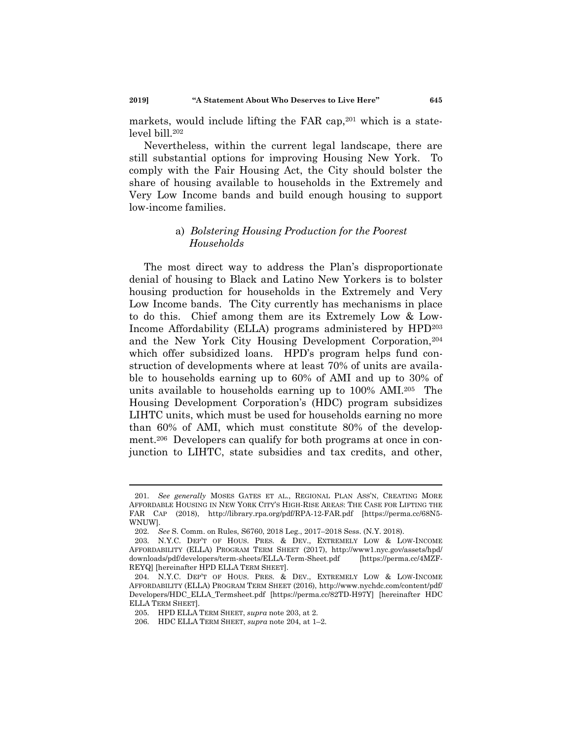markets, would include lifting the FAR cap,[201] which is a state-level bill.[202]

Nevertheless, within the current legal landscape, there are still substantial options for improving Housing New York. To comply with the Fair Housing Act, the City should bolster the share of housing available to households in the Extremely and Very Low Income bands and build enough housing to support low-income families.

a) *Bolstering Housing Production for the Poorest Households*

The most direct way to address the Plan's disproportionate denial of housing to Black and Latino New Yorkers is to bolster housing production for households in the Extremely and Very Low Income bands. The City currently has mechanisms in place to do this. Chief among them are its Extremely Low & Low-Income Affordability (ELLA) programs administered by HPD[203] and the New York City Housing Development Corporation,[204] which offer subsidized loans. HPD's program helps fund construction of developments where at least 70% of units are available to households earning up to 60% of AMI and up to 30% of units available to households earning up to 100% AMI.[205] The Housing Development Corporation's (HDC) program subsidizes LIHTC units, which must be used for households earning no more than 60% of AMI, which must constitute 80% of the development.[206] Developers can qualify for both programs at once in conjunction to LIHTC, state subsidies and tax credits, and other,

---

201. *See generally* MOSES GATES ET AL., REGIONAL PLAN ASS'N, CREATING MORE AFFORDABLE HOUSING IN NEW YORK CITY'S HIGH-RISE AREAS: THE CASE FOR LIFTING THE FAR CAP (2018), http://library.rpa.org/pdf/RPA-12-FAR.pdf [https://perma.cc/68N5-WNUW].

202. *See* S. Comm. on Rules, S6760, 2018 Leg., 2017–2018 Sess. (N.Y. 2018).

203. N.Y.C. DEP'T OF HOUS. PRES. & DEV., EXTREMELY LOW & LOW-INCOME AFFORDABILITY (ELLA) PROGRAM TERM SHEET (2017), http://www1.nyc.gov/assets/hpd/downloads/pdf/developers/term-sheets/ELLA-Term-Sheet.pdf [https://perma.cc/4MZF-REYQ] [hereinafter HPD ELLA TERM SHEET].

204. N.Y.C. DEP'T OF HOUS. PRES. & DEV., EXTREMELY LOW & LOW-INCOME AFFORDABILITY (ELLA) PROGRAM TERM SHEET (2016), http://www.nychdc.com/content/pdf/Developers/HDC_ELLA_Termsheet.pdf [https://perma.cc/82TD-H97Y] [hereinafter HDC ELLA TERM SHEET].

205. HPD ELLA TERM SHEET, *supra* note 203, at 2.

206. HDC ELLA TERM SHEET, *supra* note 204, at 1–2.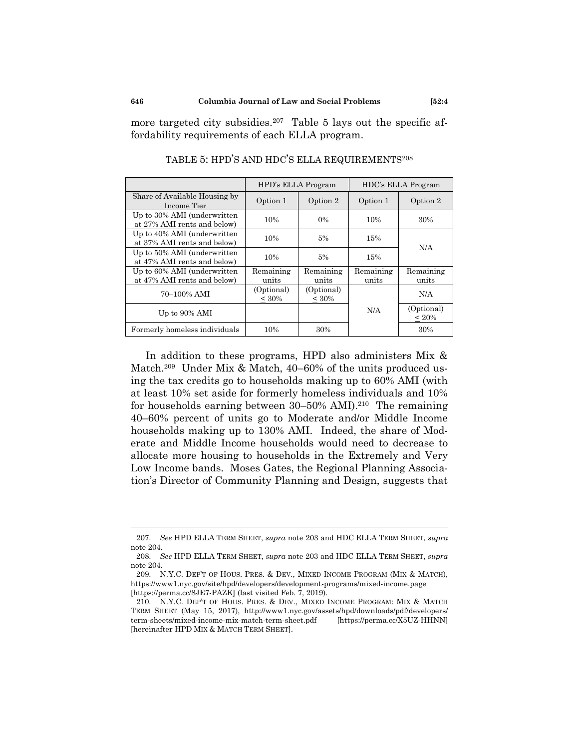more targeted city subsidies.[207] Table 5 lays out the specific affordability requirements of each ELLA program.

TABLE 5: HPD'S AND HDC'S ELLA REQUIREMENTS[208]

| | HPD's ELLA Program | | HDC's ELLA Program | |
|---|---|---|---|---|
| Share of Available Housing by Income Tier | Option 1 | Option 2 | Option 1 | Option 2 |
| Up to 30% AMI (underwritten at 27% AMI rents and below) | 10% | 0% | 10% | 30% |
| Up to 40% AMI (underwritten at 37% AMI rents and below) | 10% | 5% | 15% | N/A |
| Up to 50% AMI (underwritten at 47% AMI rents and below) | 10% | 5% | 15% | |
| Up to 60% AMI (underwritten at 47% AMI rents and below) | Remaining units | Remaining units | Remaining units | Remaining units |
| 70–100% AMI | (Optional) ≤ 30% | (Optional) ≤ 30% | N/A | N/A |
| Up to 90% AMI | | | | (Optional) ≤ 20% |
| Formerly homeless individuals | 10% | 30% | | 30% |

In addition to these programs, HPD also administers Mix & Match.[209] Under Mix & Match, 40–60% of the units produced using the tax credits go to households making up to 60% AMI (with at least 10% set aside for formerly homeless individuals and 10% for households earning between 30–50% AMI).[210] The remaining 40–60% percent of units go to Moderate and/or Middle Income households making up to 130% AMI. Indeed, the share of Moderate and Middle Income households would need to decrease to allocate more housing to households in the Extremely and Very Low Income bands. Moses Gates, the Regional Planning Association's Director of Community Planning and Design, suggests that

---

207. *See* HPD ELLA TERM SHEET, *supra* note 203 and HDC ELLA TERM SHEET, *supra* note 204.

208. *See* HPD ELLA TERM SHEET, *supra* note 203 and HDC ELLA TERM SHEET, *supra* note 204.

209. N.Y.C. DEP'T OF HOUS. PRES. & DEV., MIXED INCOME PROGRAM (MIX & MATCH), https://www1.nyc.gov/site/hpd/developers/development-programs/mixed-income.page [https://perma.cc/8JE7-PAZK] (last visited Feb. 7, 2019).

210. N.Y.C. DEP'T OF HOUS. PRES. & DEV., MIXED INCOME PROGRAM: MIX & MATCH TERM SHEET (May 15, 2017), http://www1.nyc.gov/assets/hpd/downloads/pdf/developers/term-sheets/mixed-income-mix-match-term-sheet.pdf [https://perma.cc/X5UZ-HHNN] [hereinafter HPD MIX & MATCH TERM SHEET].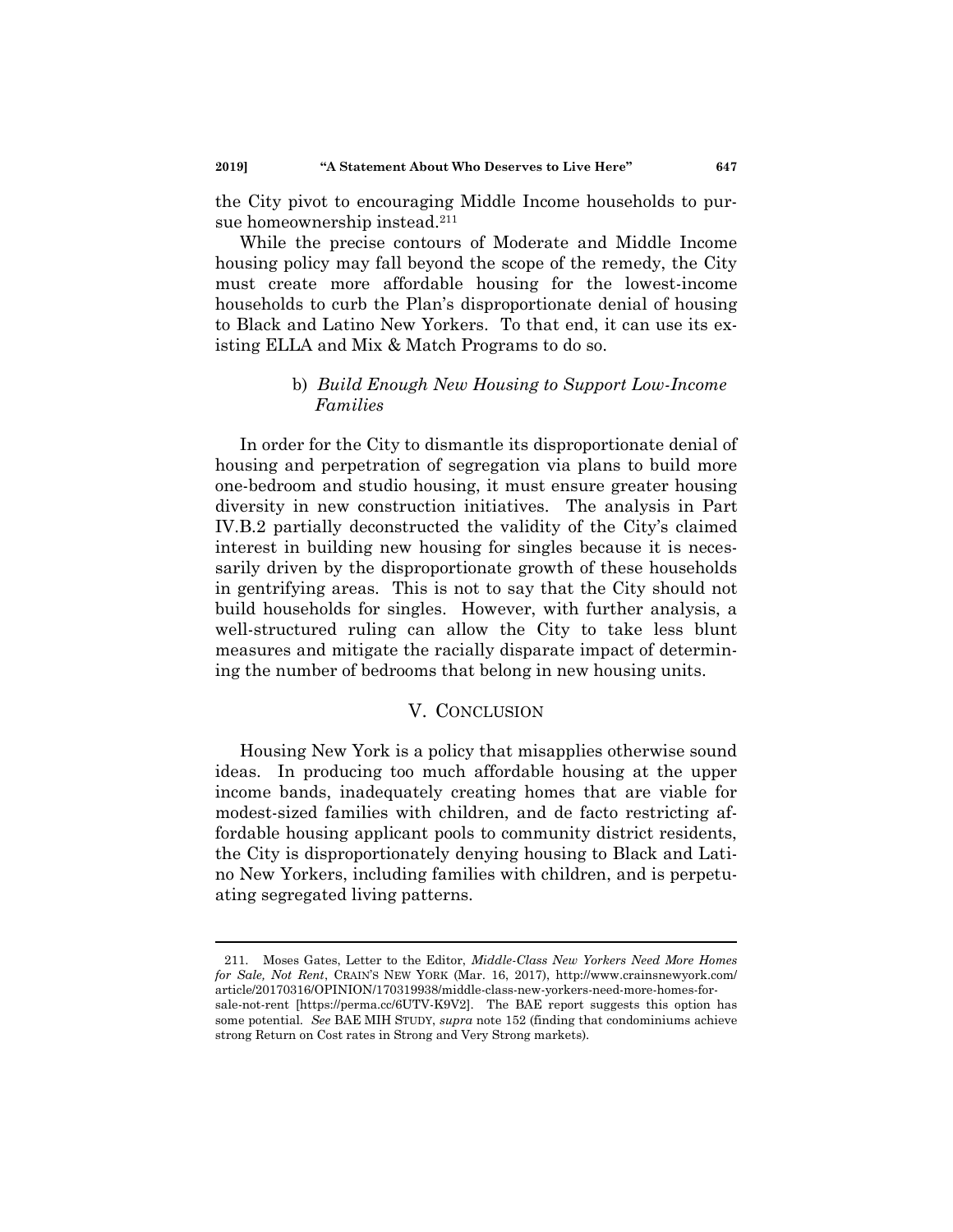the City pivot to encouraging Middle Income households to pursue homeownership instead.[211]

While the precise contours of Moderate and Middle Income housing policy may fall beyond the scope of the remedy, the City must create more affordable housing for the lowest-income households to curb the Plan's disproportionate denial of housing to Black and Latino New Yorkers. To that end, it can use its existing ELLA and Mix & Match Programs to do so.

#### b) *Build Enough New Housing to Support Low-Income Families*

In order for the City to dismantle its disproportionate denial of housing and perpetration of segregation via plans to build more one-bedroom and studio housing, it must ensure greater housing diversity in new construction initiatives. The analysis in Part IV.B.2 partially deconstructed the validity of the City's claimed interest in building new housing for singles because it is necessarily driven by the disproportionate growth of these households in gentrifying areas. This is not to say that the City should not build households for singles. However, with further analysis, a well-structured ruling can allow the City to take less blunt measures and mitigate the racially disparate impact of determining the number of bedrooms that belong in new housing units.

## V. CONCLUSION

Housing New York is a policy that misapplies otherwise sound ideas. In producing too much affordable housing at the upper income bands, inadequately creating homes that are viable for modest-sized families with children, and de facto restricting affordable housing applicant pools to community district residents, the City is disproportionately denying housing to Black and Latino New Yorkers, including families with children, and is perpetuating segregated living patterns.

---

211. Moses Gates, Letter to the Editor, *Middle-Class New Yorkers Need More Homes for Sale, Not Rent*, CRAIN'S NEW YORK (Mar. 16, 2017), http://www.crainsnewyork.com/article/20170316/OPINION/170319938/middle-class-new-yorkers-need-more-homes-for-sale-not-rent [https://perma.cc/6UTV-K9V2]. The BAE report suggests this option has some potential. *See* BAE MIH STUDY, *supra* note 152 (finding that condominiums achieve strong Return on Cost rates in Strong and Very Strong markets).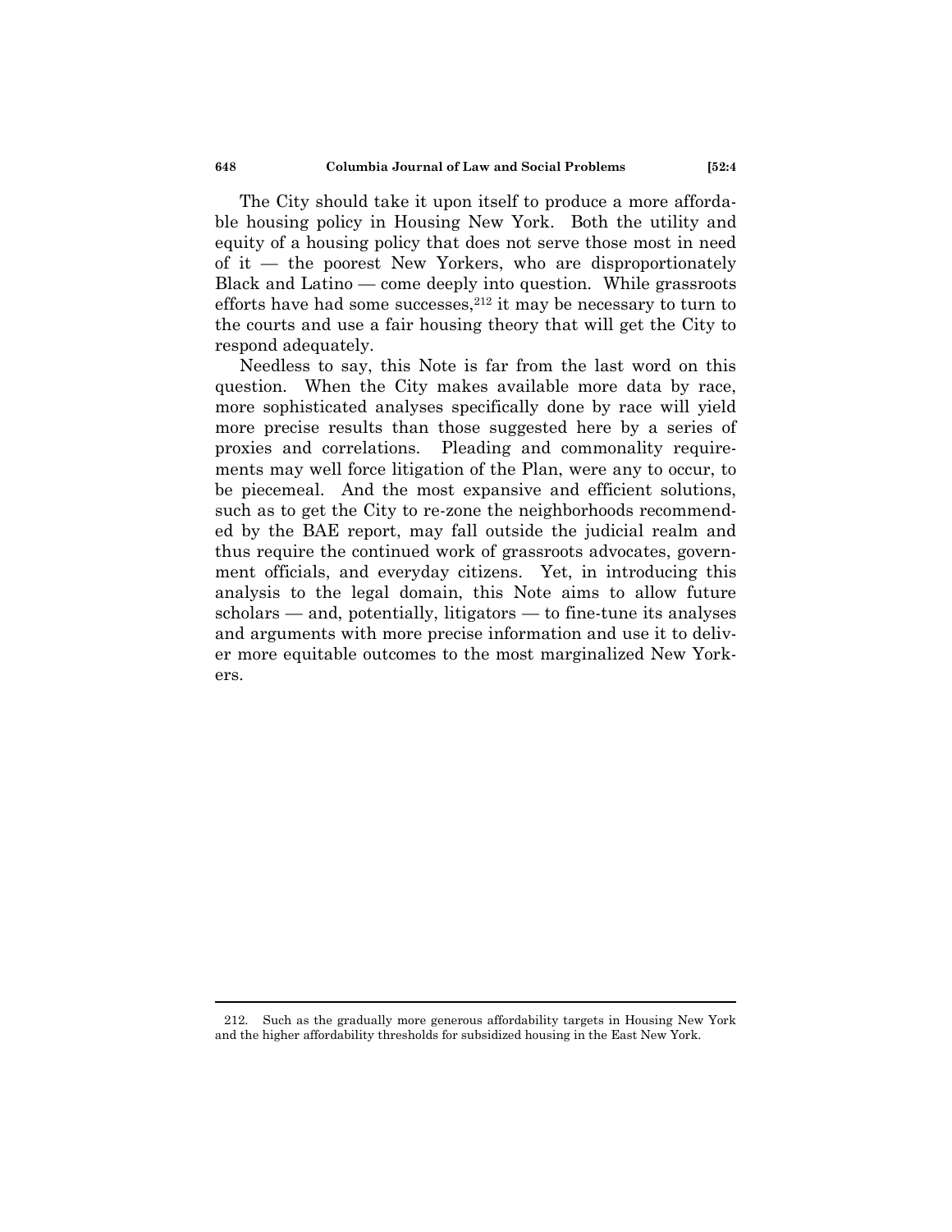The City should take it upon itself to produce a more affordable housing policy in Housing New York. Both the utility and equity of a housing policy that does not serve those most in need of it — the poorest New Yorkers, who are disproportionately Black and Latino — come deeply into question. While grassroots efforts have had some successes,[212] it may be necessary to turn to the courts and use a fair housing theory that will get the City to respond adequately.

Needless to say, this Note is far from the last word on this question. When the City makes available more data by race, more sophisticated analyses specifically done by race will yield more precise results than those suggested here by a series of proxies and correlations. Pleading and commonality requirements may well force litigation of the Plan, were any to occur, to be piecemeal. And the most expansive and efficient solutions, such as to get the City to re-zone the neighborhoods recommended by the BAE report, may fall outside the judicial realm and thus require the continued work of grassroots advocates, government officials, and everyday citizens. Yet, in introducing this analysis to the legal domain, this Note aims to allow future scholars — and, potentially, litigators — to fine-tune its analyses and arguments with more precise information and use it to deliver more equitable outcomes to the most marginalized New Yorkers.

212. Such as the gradually more generous affordability targets in Housing New York and the higher affordability thresholds for subsidized housing in the East New York.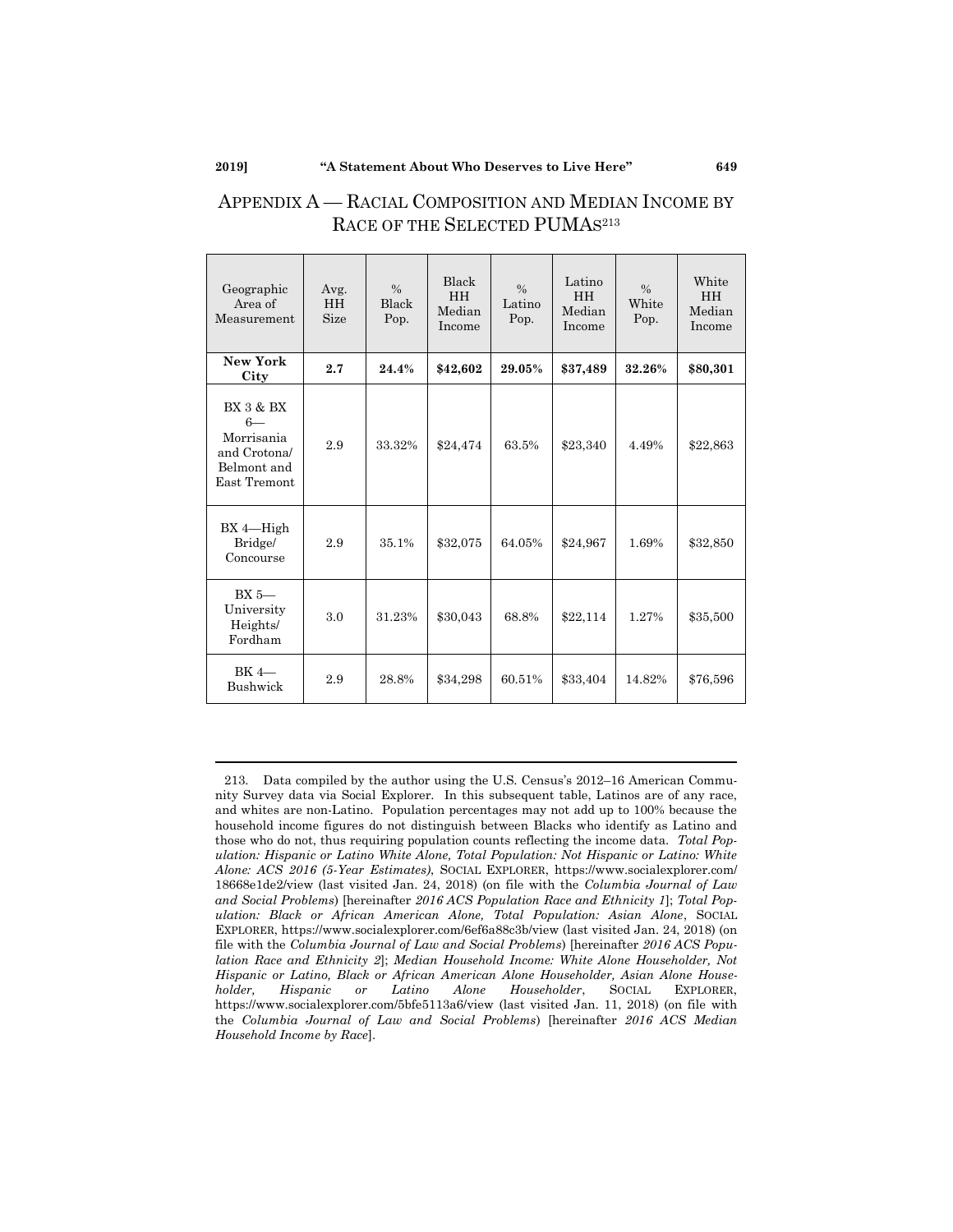# APPENDIX A — RACIAL COMPOSITION AND MEDIAN INCOME BY RACE OF THE SELECTED PUMAS[213]

| Geographic Area of Measurement | Avg. HH Size | % Black Pop. | Black HH Median Income | % Latino Pop. | Latino HH Median Income | % White Pop. | White HH Median Income |
|---|---|---|---|---|---|---|---|
| **New York City** | **2.7** | **24.4%** | **$42,602** | **29.05%** | **$37,489** | **32.26%** | **$80,301** |
| BX 3 & BX 6—Morrisania and Crotona/ Belmont and East Tremont | 2.9 | 33.32% | $24,474 | 63.5% | $23,340 | 4.49% | $22,863 |
| BX 4—High Bridge/ Concourse | 2.9 | 35.1% | $32,075 | 64.05% | $24,967 | 1.69% | $32,850 |
| BX 5—University Heights/ Fordham | 3.0 | 31.23% | $30,043 | 68.8% | $22,114 | 1.27% | $35,500 |
| BK 4—Bushwick | 2.9 | 28.8% | $34,298 | 60.51% | $33,404 | 14.82% | $76,596 |

213. Data compiled by the author using the U.S. Census's 2012–16 American Community Survey data via Social Explorer. In this subsequent table, Latinos are of any race, and whites are non-Latino. Population percentages may not add up to 100% because the household income figures do not distinguish between Blacks who identify as Latino and those who do not, thus requiring population counts reflecting the income data. *Total Population: Hispanic or Latino White Alone, Total Population: Not Hispanic or Latino: White Alone: ACS 2016 (5-Year Estimates)*, SOCIAL EXPLORER, https://www.socialexplorer.com/18668e1de2/view (last visited Jan. 24, 2018) (on file with the *Columbia Journal of Law and Social Problems*) [hereinafter *2016 ACS Population Race and Ethnicity 1*]; *Total Population: Black or African American Alone, Total Population: Asian Alone*, SOCIAL EXPLORER, https://www.socialexplorer.com/6ef6a88c3b/view (last visited Jan. 24, 2018) (on file with the *Columbia Journal of Law and Social Problems*) [hereinafter *2016 ACS Population Race and Ethnicity 2*]; *Median Household Income: White Alone Householder, Not Hispanic or Latino, Black or African American Alone Householder, Asian Alone Householder, Hispanic or Latino Alone Householder*, SOCIAL EXPLORER, https://www.socialexplorer.com/5bfe5113a6/view (last visited Jan. 11, 2018) (on file with the *Columbia Journal of Law and Social Problems*) [hereinafter *2016 ACS Median Household Income by Race*].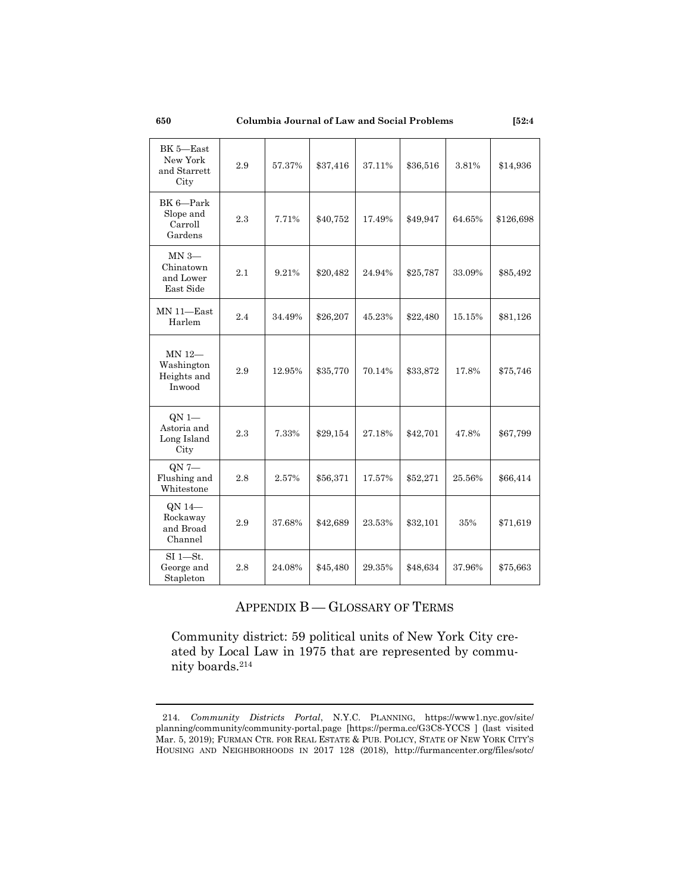| BK 5—East New York and Starrett City | 2.9 | 57.37% | $37,416 | 37.11% | $36,516 | 3.81% | $14,936 |
|---|---|---|---|---|---|---|---|
| BK 6—Park Slope and Carroll Gardens | 2.3 | 7.71% | $40,752 | 17.49% | $49,947 | 64.65% | $126,698 |
| MN 3—Chinatown and Lower East Side | 2.1 | 9.21% | $20,482 | 24.94% | $25,787 | 33.09% | $85,492 |
| MN 11—East Harlem | 2.4 | 34.49% | $26,207 | 45.23% | $22,480 | 15.15% | $81,126 |
| MN 12—Washington Heights and Inwood | 2.9 | 12.95% | $35,770 | 70.14% | $33,872 | 17.8% | $75,746 |
| QN 1—Astoria and Long Island City | 2.3 | 7.33% | $29,154 | 27.18% | $42,701 | 47.8% | $67,799 |
| QN 7—Flushing and Whitestone | 2.8 | 2.57% | $56,371 | 17.57% | $52,271 | 25.56% | $66,414 |
| QN 14—Rockaway and Broad Channel | 2.9 | 37.68% | $42,689 | 23.53% | $32,101 | 35% | $71,619 |
| SI 1—St. George and Stapleton | 2.8 | 24.08% | $45,480 | 29.35% | $48,634 | 37.96% | $75,663 |

## APPENDIX B — GLOSSARY OF TERMS

Community district: 59 political units of New York City created by Local Law in 1975 that are represented by community boards.[214]

---

214. *Community Districts Portal*, N.Y.C. PLANNING, https://www1.nyc.gov/site/planning/community/community-portal.page [https://perma.cc/G3C8-YCCS ] (last visited Mar. 5, 2019); FURMAN CTR. FOR REAL ESTATE & PUB. POLICY, STATE OF NEW YORK CITY'S HOUSING AND NEIGHBORHOODS IN 2017 128 (2018), http://furmancenter.org/files/sotc/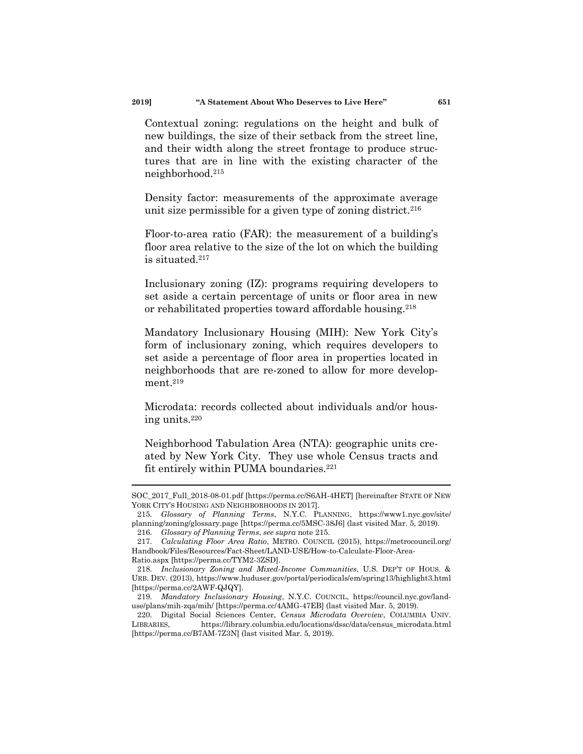Contextual zoning: regulations on the height and bulk of new buildings, the size of their setback from the street line, and their width along the street frontage to produce structures that are in line with the existing character of the neighborhood.[215]

Density factor: measurements of the approximate average unit size permissible for a given type of zoning district.[216]

Floor-to-area ratio (FAR): the measurement of a building's floor area relative to the size of the lot on which the building is situated.[217]

Inclusionary zoning (IZ): programs requiring developers to set aside a certain percentage of units or floor area in new or rehabilitated properties toward affordable housing.[218]

Mandatory Inclusionary Housing (MIH): New York City's form of inclusionary zoning, which requires developers to set aside a percentage of floor area in properties located in neighborhoods that are re-zoned to allow for more development.[219]

Microdata: records collected about individuals and/or housing units.[220]

Neighborhood Tabulation Area (NTA): geographic units created by New York City. They use whole Census tracts and fit entirely within PUMA boundaries.[221]

---

SOC_2017_Full_2018-08-01.pdf [https://perma.cc/S6AH-4HET] [hereinafter STATE OF NEW YORK CITY'S HOUSING AND NEIGHBORHOODS IN 2017].

215. *Glossary of Planning Terms*, N.Y.C. PLANNING, https://www1.nyc.gov/site/planning/zoning/glossary.page [https://perma.cc/5MSC-38J6] (last visited Mar. 5, 2019).

216. *Glossary of Planning Terms*, *see supra* note 215.

217. *Calculating Floor Area Ratio*, METRO. COUNCIL (2015), https://metrocouncil.org/Handbook/Files/Resources/Fact-Sheet/LAND-USE/How-to-Calculate-Floor-Area-Ratio.aspx [https://perma.cc/TYM2-3ZSD].

218. *Inclusionary Zoning and Mixed-Income Communities*, U.S. DEP'T OF HOUS. & URB. DEV. (2013), https://www.huduser.gov/portal/periodicals/em/spring13/highlight3.html [https://perma.cc/2AWF-QJQY].

219. *Mandatory Inclusionary Housing*, N.Y.C. COUNCIL, https://council.nyc.gov/land-use/plans/mih-zqa/mih/ [https://perma.cc/4AMG-47EB] (last visited Mar. 5, 2019).

220. Digital Social Sciences Center, *Census Microdata Overview*, COLUMBIA UNIV. LIBRARIES, https://library.columbia.edu/locations/dssc/data/census_microdata.html [https://perma.cc/B7AM-7Z3N] (last visited Mar. 5, 2019).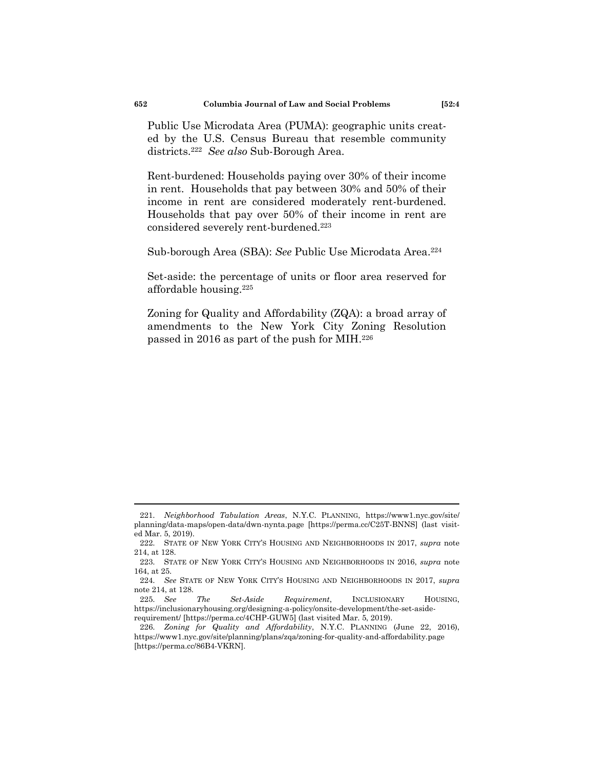Public Use Microdata Area (PUMA): geographic units created by the U.S. Census Bureau that resemble community districts.[222] *See also* Sub-Borough Area.

Rent-burdened: Households paying over 30% of their income in rent. Households that pay between 30% and 50% of their income in rent are considered moderately rent-burdened. Households that pay over 50% of their income in rent are considered severely rent-burdened.[223]

Sub-borough Area (SBA): *See* Public Use Microdata Area.[224]

Set-aside: the percentage of units or floor area reserved for affordable housing.[225]

Zoning for Quality and Affordability (ZQA): a broad array of amendments to the New York City Zoning Resolution passed in 2016 as part of the push for MIH.[226]

---

221. *Neighborhood Tabulation Areas*, N.Y.C. PLANNING, https://www1.nyc.gov/site/planning/data-maps/open-data/dwn-nynta.page [https://perma.cc/C25T-BNNS] (last visited Mar. 5, 2019).

222. STATE OF NEW YORK CITY'S HOUSING AND NEIGHBORHOODS IN 2017, *supra* note 214, at 128.

223. STATE OF NEW YORK CITY'S HOUSING AND NEIGHBORHOODS IN 2016, *supra* note 164, at 25.

224. *See* STATE OF NEW YORK CITY'S HOUSING AND NEIGHBORHOODS IN 2017, *supra* note 214, at 128.

225. *See The Set-Aside Requirement*, INCLUSIONARY HOUSING, https://inclusionaryhousing.org/designing-a-policy/onsite-development/the-set-aside-requirement/ [https://perma.cc/4CHP-GUW5] (last visited Mar. 5, 2019).

226. *Zoning for Quality and Affordability*, N.Y.C. PLANNING (June 22, 2016), https://www1.nyc.gov/site/planning/plans/zqa/zoning-for-quality-and-affordability.page [https://perma.cc/86B4-VKRN].